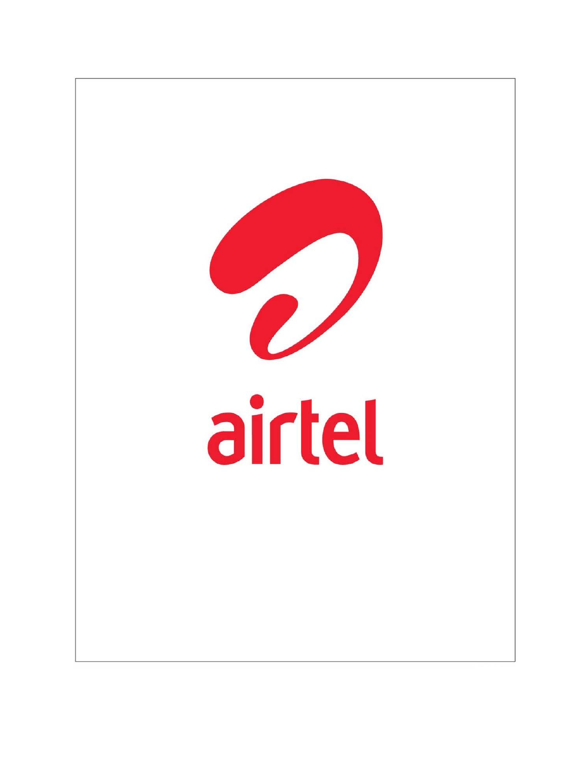airtel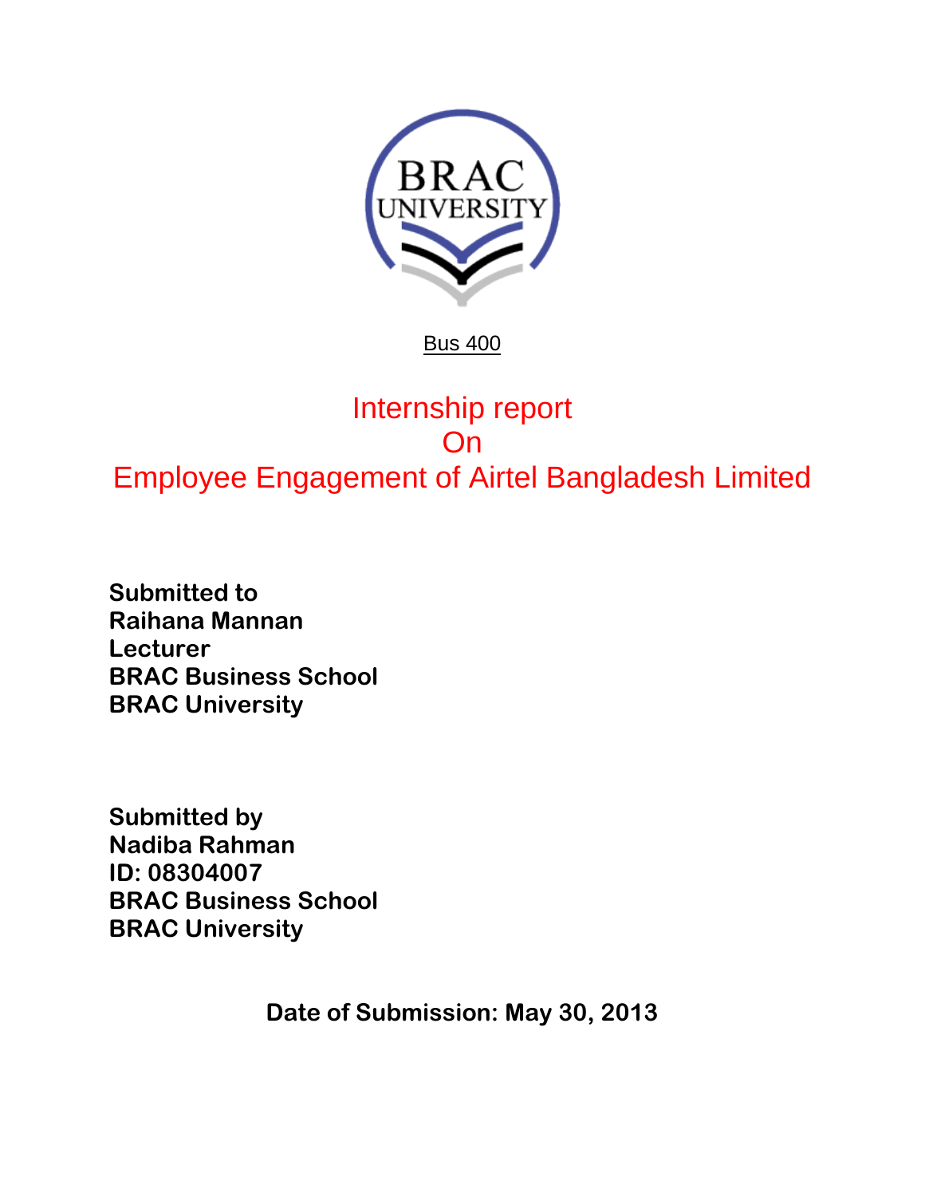BRAC UNIVERSITY

Bus 400

# Internship report
# On
# Employee Engagement of Airtel Bangladesh Limited

**Submitted to**
**Raihana Mannan**
**Lecturer**
**BRAC Business School**
**BRAC University**

**Submitted by**
**Nadiba Rahman**
**ID: 08304007**
**BRAC Business School**
**BRAC University**

**Date of Submission: May 30, 2013**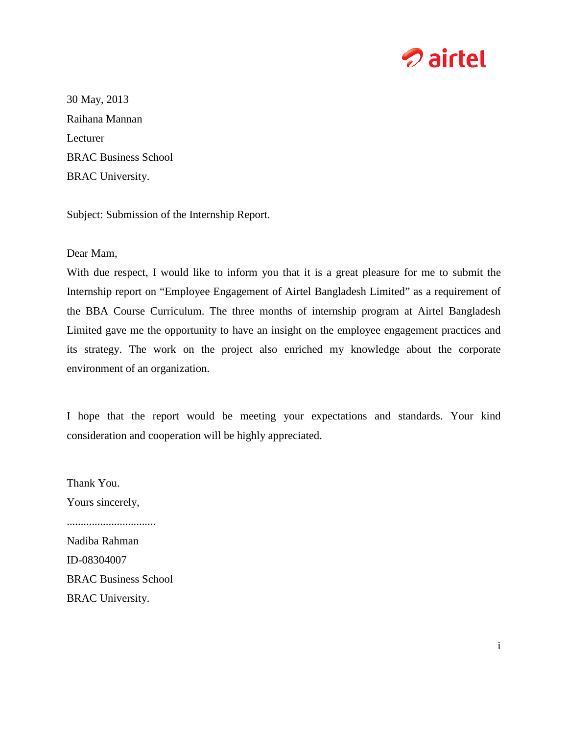30 May, 2013

Raihana Mannan

Lecturer

BRAC Business School

BRAC University.

Subject: Submission of the Internship Report.

Dear Mam,

With due respect, I would like to inform you that it is a great pleasure for me to submit the Internship report on "Employee Engagement of Airtel Bangladesh Limited" as a requirement of the BBA Course Curriculum. The three months of internship program at Airtel Bangladesh Limited gave me the opportunity to have an insight on the employee engagement practices and its strategy. The work on the project also enriched my knowledge about the corporate environment of an organization.

I hope that the report would be meeting your expectations and standards. Your kind consideration and cooperation will be highly appreciated.

Thank You.

Yours sincerely,

................................

Nadiba Rahman

ID-08304007

BRAC Business School

BRAC University.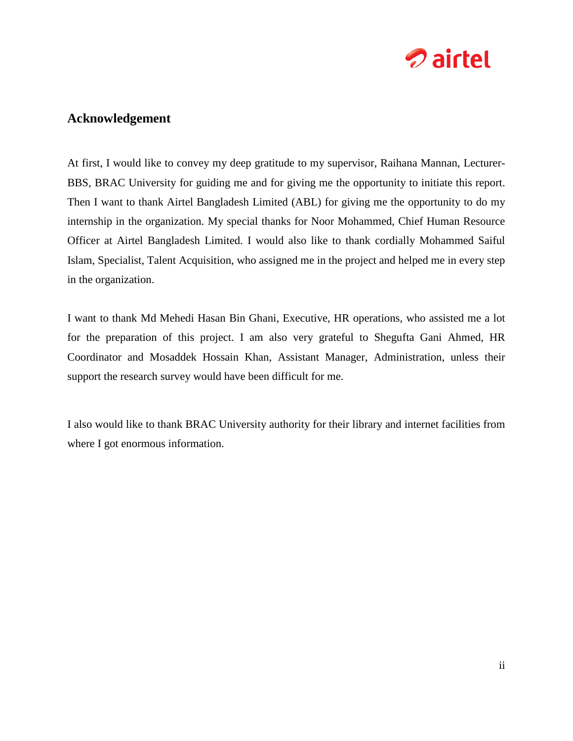## Acknowledgement

At first, I would like to convey my deep gratitude to my supervisor, Raihana Mannan, Lecturer-BBS, BRAC University for guiding me and for giving me the opportunity to initiate this report. Then I want to thank Airtel Bangladesh Limited (ABL) for giving me the opportunity to do my internship in the organization. My special thanks for Noor Mohammed, Chief Human Resource Officer at Airtel Bangladesh Limited. I would also like to thank cordially Mohammed Saiful Islam, Specialist, Talent Acquisition, who assigned me in the project and helped me in every step in the organization.

I want to thank Md Mehedi Hasan Bin Ghani, Executive, HR operations, who assisted me a lot for the preparation of this project. I am also very grateful to Shegufta Gani Ahmed, HR Coordinator and Mosaddek Hossain Khan, Assistant Manager, Administration, unless their support the research survey would have been difficult for me.

I also would like to thank BRAC University authority for their library and internet facilities from where I got enormous information.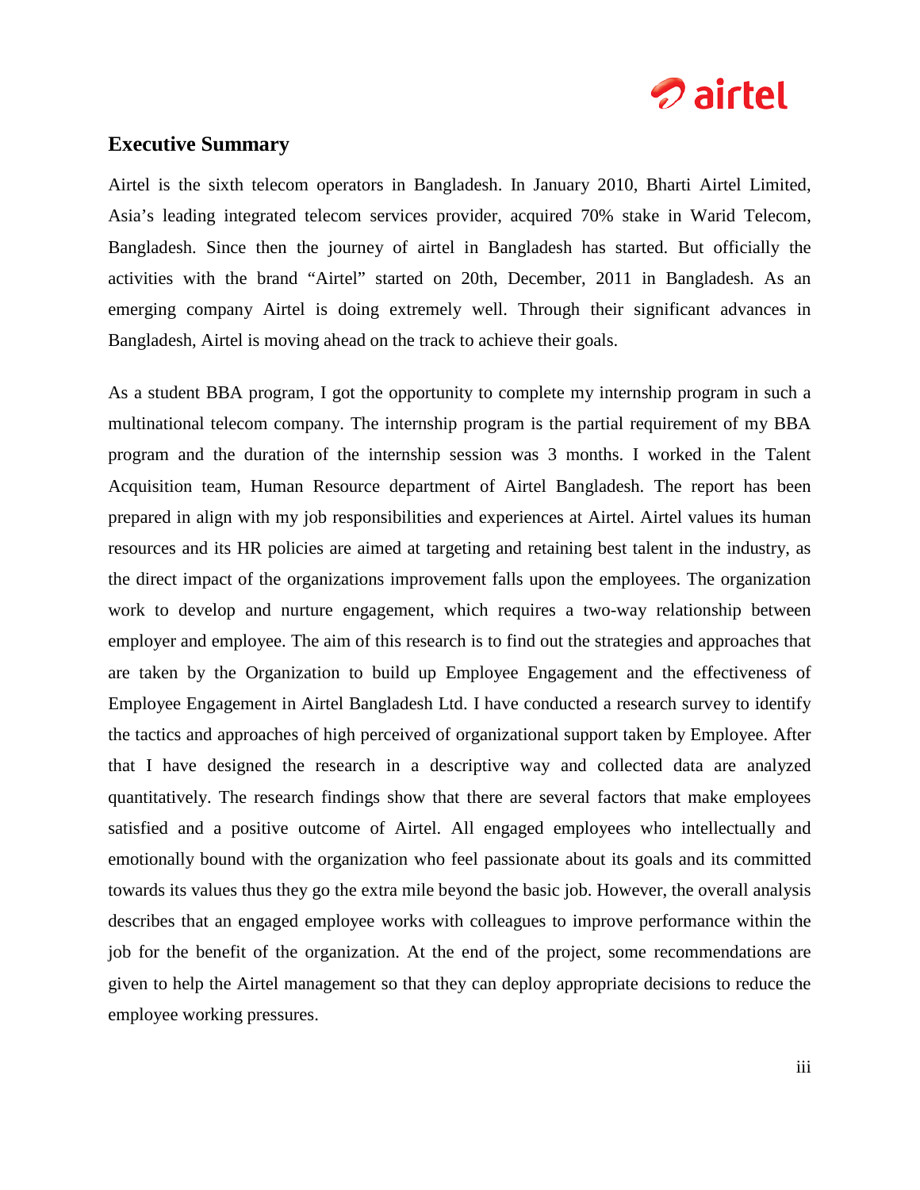## Executive Summary

Airtel is the sixth telecom operators in Bangladesh. In January 2010, Bharti Airtel Limited, Asia's leading integrated telecom services provider, acquired 70% stake in Warid Telecom, Bangladesh. Since then the journey of airtel in Bangladesh has started. But officially the activities with the brand "Airtel" started on 20th, December, 2011 in Bangladesh. As an emerging company Airtel is doing extremely well. Through their significant advances in Bangladesh, Airtel is moving ahead on the track to achieve their goals.

As a student BBA program, I got the opportunity to complete my internship program in such a multinational telecom company. The internship program is the partial requirement of my BBA program and the duration of the internship session was 3 months. I worked in the Talent Acquisition team, Human Resource department of Airtel Bangladesh. The report has been prepared in align with my job responsibilities and experiences at Airtel. Airtel values its human resources and its HR policies are aimed at targeting and retaining best talent in the industry, as the direct impact of the organizations improvement falls upon the employees. The organization work to develop and nurture engagement, which requires a two-way relationship between employer and employee. The aim of this research is to find out the strategies and approaches that are taken by the Organization to build up Employee Engagement and the effectiveness of Employee Engagement in Airtel Bangladesh Ltd. I have conducted a research survey to identify the tactics and approaches of high perceived of organizational support taken by Employee. After that I have designed the research in a descriptive way and collected data are analyzed quantitatively. The research findings show that there are several factors that make employees satisfied and a positive outcome of Airtel. All engaged employees who intellectually and emotionally bound with the organization who feel passionate about its goals and its committed towards its values thus they go the extra mile beyond the basic job. However, the overall analysis describes that an engaged employee works with colleagues to improve performance within the job for the benefit of the organization. At the end of the project, some recommendations are given to help the Airtel management so that they can deploy appropriate decisions to reduce the employee working pressures.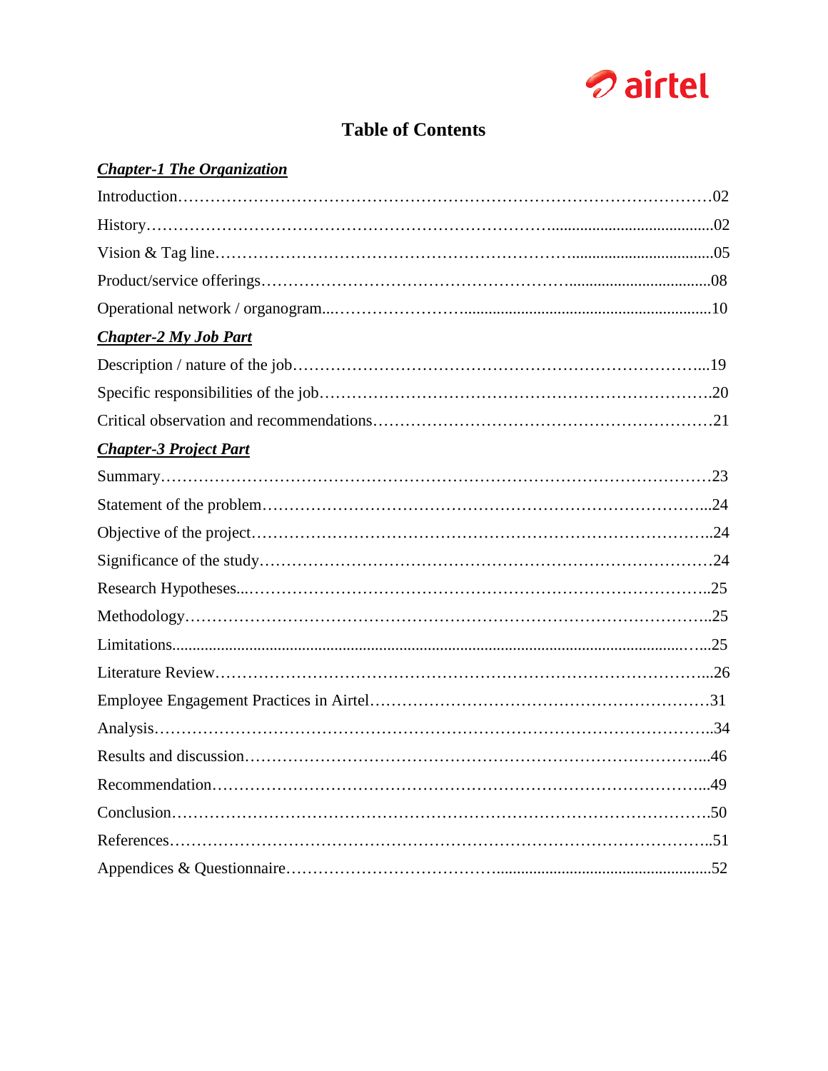# Table of Contents

***Chapter-1 The Organization***

Introduction……………………………………………………………………………………02

History……………………………………………………………………………………………02

Vision & Tag line…………………………………………………………………………………05

Product/service offerings…………………………………………………………………………08

Operational network / organogram...……………………………………………………………10

***Chapter-2 My Job Part***

Description / nature of the job……………………………………………………………………...19

Specific responsibilities of the job…………………………………………………………………..20

Critical observation and recommendations…………………………………………………………21

***Chapter-3 Project Part***

Summary…………………………………………………………………………………………23

Statement of the problem…………………………………………………………………………...24

Objective of the project……………………………………………………………………………..24

Significance of the study……………………………………………………………………………24

Research Hypotheses...…………………………………………………………………………….25

Methodology…………………………………………………………………………………….....25

Limitations........................................................................................................................…...25

Literature Review…………………………………………………………………………………...26

Employee Engagement Practices in Airtel…………………………………………………………31

Analysis……………………………………………………………………………………………..34

Results and discussion……………………………………………………………………………...46

Recommendation……………………………………………………………………………………...49

Conclusion…………………………………………………………………………………………..50

References…………………………………………………………………………………………..51

Appendices & Questionnaire…………………………………………………………………………52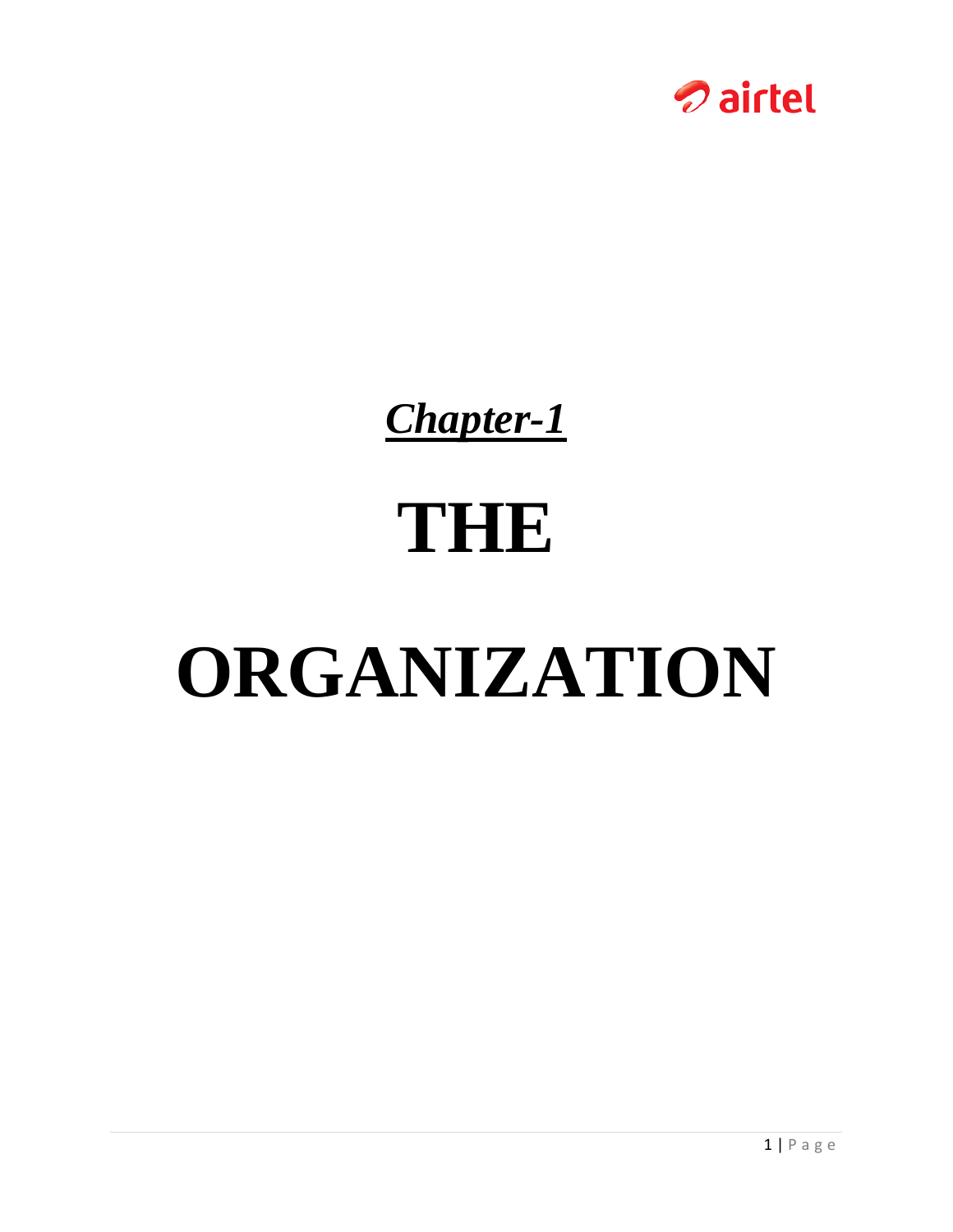***Chapter-1***

# THE ORGANIZATION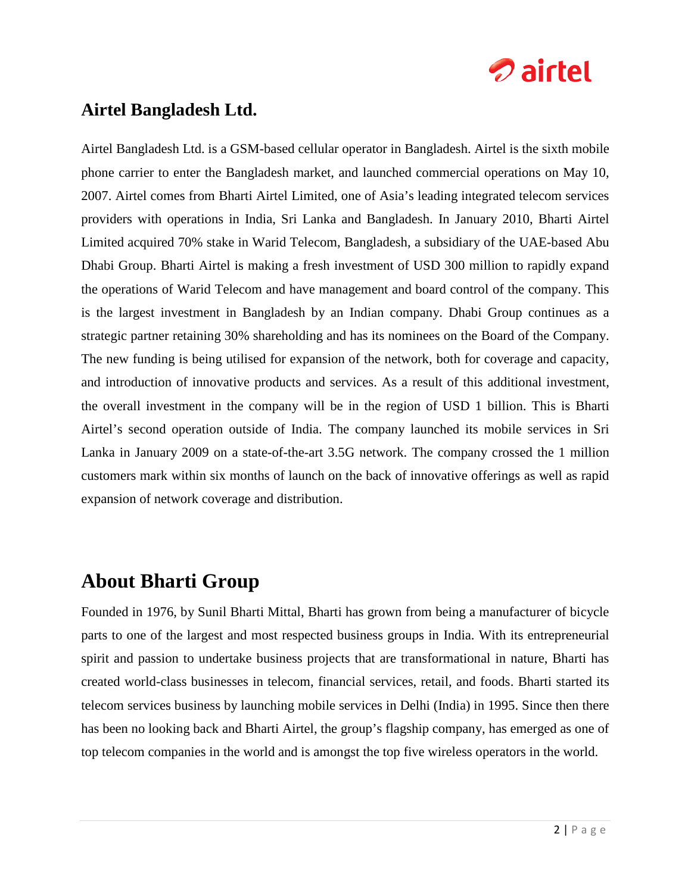## Airtel Bangladesh Ltd.

Airtel Bangladesh Ltd. is a GSM-based cellular operator in Bangladesh. Airtel is the sixth mobile phone carrier to enter the Bangladesh market, and launched commercial operations on May 10, 2007. Airtel comes from Bharti Airtel Limited, one of Asia's leading integrated telecom services providers with operations in India, Sri Lanka and Bangladesh. In January 2010, Bharti Airtel Limited acquired 70% stake in Warid Telecom, Bangladesh, a subsidiary of the UAE-based Abu Dhabi Group. Bharti Airtel is making a fresh investment of USD 300 million to rapidly expand the operations of Warid Telecom and have management and board control of the company. This is the largest investment in Bangladesh by an Indian company. Dhabi Group continues as a strategic partner retaining 30% shareholding and has its nominees on the Board of the Company. The new funding is being utilised for expansion of the network, both for coverage and capacity, and introduction of innovative products and services. As a result of this additional investment, the overall investment in the company will be in the region of USD 1 billion. This is Bharti Airtel's second operation outside of India. The company launched its mobile services in Sri Lanka in January 2009 on a state-of-the-art 3.5G network. The company crossed the 1 million customers mark within six months of launch on the back of innovative offerings as well as rapid expansion of network coverage and distribution.

# About Bharti Group

Founded in 1976, by Sunil Bharti Mittal, Bharti has grown from being a manufacturer of bicycle parts to one of the largest and most respected business groups in India. With its entrepreneurial spirit and passion to undertake business projects that are transformational in nature, Bharti has created world-class businesses in telecom, financial services, retail, and foods. Bharti started its telecom services business by launching mobile services in Delhi (India) in 1995. Since then there has been no looking back and Bharti Airtel, the group's flagship company, has emerged as one of top telecom companies in the world and is amongst the top five wireless operators in the world.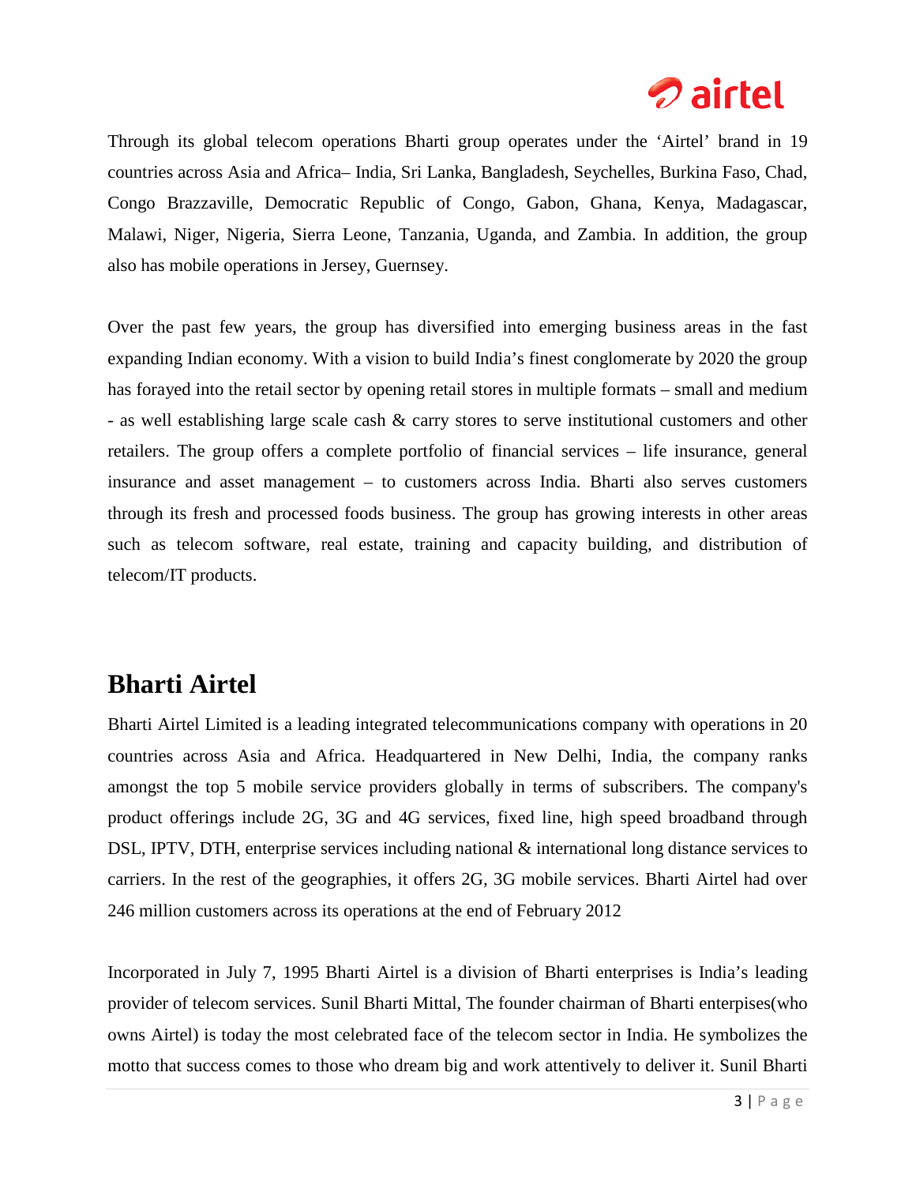Through its global telecom operations Bharti group operates under the 'Airtel' brand in 19 countries across Asia and Africa– India, Sri Lanka, Bangladesh, Seychelles, Burkina Faso, Chad, Congo Brazzaville, Democratic Republic of Congo, Gabon, Ghana, Kenya, Madagascar, Malawi, Niger, Nigeria, Sierra Leone, Tanzania, Uganda, and Zambia. In addition, the group also has mobile operations in Jersey, Guernsey.

Over the past few years, the group has diversified into emerging business areas in the fast expanding Indian economy. With a vision to build India's finest conglomerate by 2020 the group has forayed into the retail sector by opening retail stores in multiple formats – small and medium - as well establishing large scale cash & carry stores to serve institutional customers and other retailers. The group offers a complete portfolio of financial services – life insurance, general insurance and asset management – to customers across India. Bharti also serves customers through its fresh and processed foods business. The group has growing interests in other areas such as telecom software, real estate, training and capacity building, and distribution of telecom/IT products.

## Bharti Airtel

Bharti Airtel Limited is a leading integrated telecommunications company with operations in 20 countries across Asia and Africa. Headquartered in New Delhi, India, the company ranks amongst the top 5 mobile service providers globally in terms of subscribers. The company's product offerings include 2G, 3G and 4G services, fixed line, high speed broadband through DSL, IPTV, DTH, enterprise services including national & international long distance services to carriers. In the rest of the geographies, it offers 2G, 3G mobile services. Bharti Airtel had over 246 million customers across its operations at the end of February 2012

Incorporated in July 7, 1995 Bharti Airtel is a division of Bharti enterprises is India's leading provider of telecom services. Sunil Bharti Mittal, The founder chairman of Bharti enterpises(who owns Airtel) is today the most celebrated face of the telecom sector in India. He symbolizes the motto that success comes to those who dream big and work attentively to deliver it. Sunil Bharti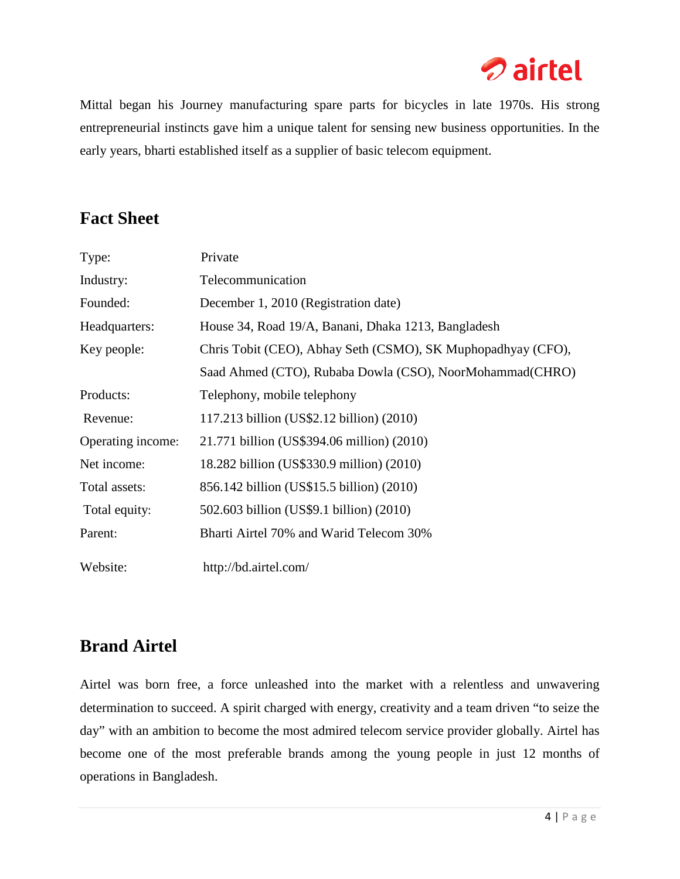Mittal began his Journey manufacturing spare parts for bicycles in late 1970s. His strong entrepreneurial instincts gave him a unique talent for sensing new business opportunities. In the early years, bharti established itself as a supplier of basic telecom equipment.

## Fact Sheet

| | |
|---|---|
| Type: | Private |
| Industry: | Telecommunication |
| Founded: | December 1, 2010 (Registration date) |
| Headquarters: | House 34, Road 19/A, Banani, Dhaka 1213, Bangladesh |
| Key people: | Chris Tobit (CEO), Abhay Seth (CSMO), SK Muphopadhyay (CFO), Saad Ahmed (CTO), Rubaba Dowla (CSO), NoorMohammad(CHRO) |
| Products: | Telephony, mobile telephony |
| Revenue: | 117.213 billion (US$2.12 billion) (2010) |
| Operating income: | 21.771 billion (US$394.06 million) (2010) |
| Net income: | 18.282 billion (US$330.9 million) (2010) |
| Total assets: | 856.142 billion (US$15.5 billion) (2010) |
| Total equity: | 502.603 billion (US$9.1 billion) (2010) |
| Parent: | Bharti Airtel 70% and Warid Telecom 30% |
| Website: | http://bd.airtel.com/ |

## Brand Airtel

Airtel was born free, a force unleashed into the market with a relentless and unwavering determination to succeed. A spirit charged with energy, creativity and a team driven "to seize the day" with an ambition to become the most admired telecom service provider globally. Airtel has become one of the most preferable brands among the young people in just 12 months of operations in Bangladesh.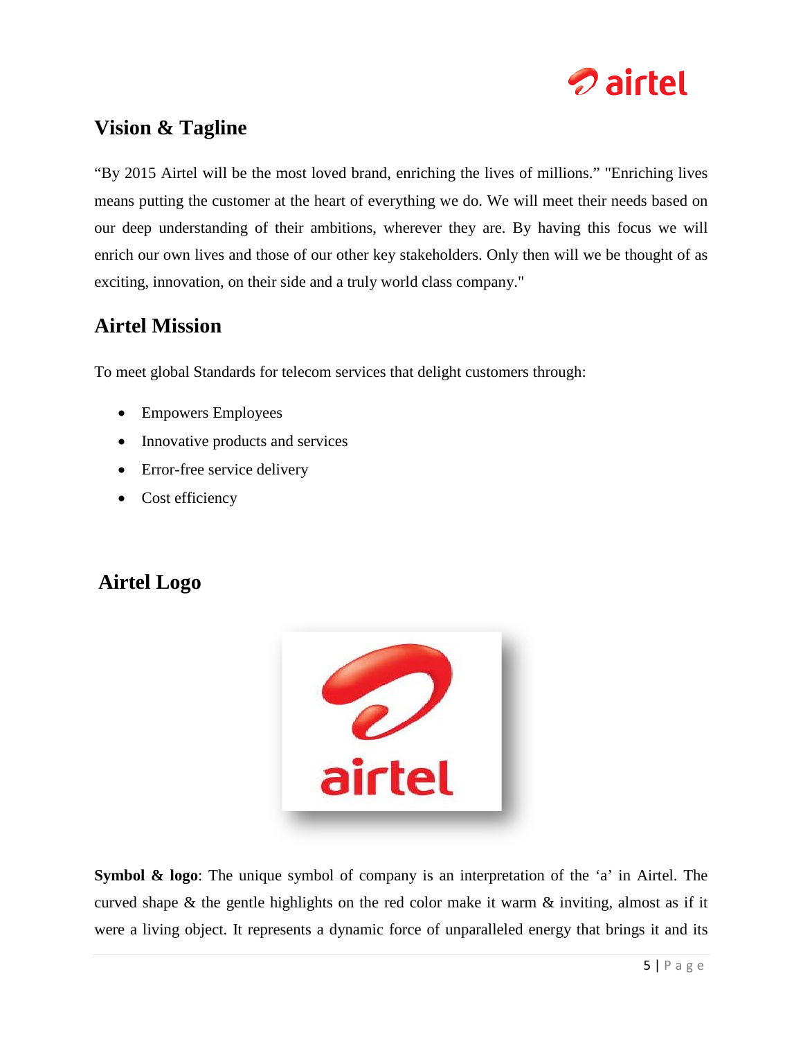## Vision & Tagline

"By 2015 Airtel will be the most loved brand, enriching the lives of millions." "Enriching lives means putting the customer at the heart of everything we do. We will meet their needs based on our deep understanding of their ambitions, wherever they are. By having this focus we will enrich our own lives and those of our other key stakeholders. Only then will we be thought of as exciting, innovation, on their side and a truly world class company."

## Airtel Mission

To meet global Standards for telecom services that delight customers through:

- Empowers Employees
- Innovative products and services
- Error-free service delivery
- Cost efficiency

## Airtel Logo

**Symbol & logo**: The unique symbol of company is an interpretation of the 'a' in Airtel. The curved shape & the gentle highlights on the red color make it warm & inviting, almost as if it were a living object. It represents a dynamic force of unparalleled energy that brings it and its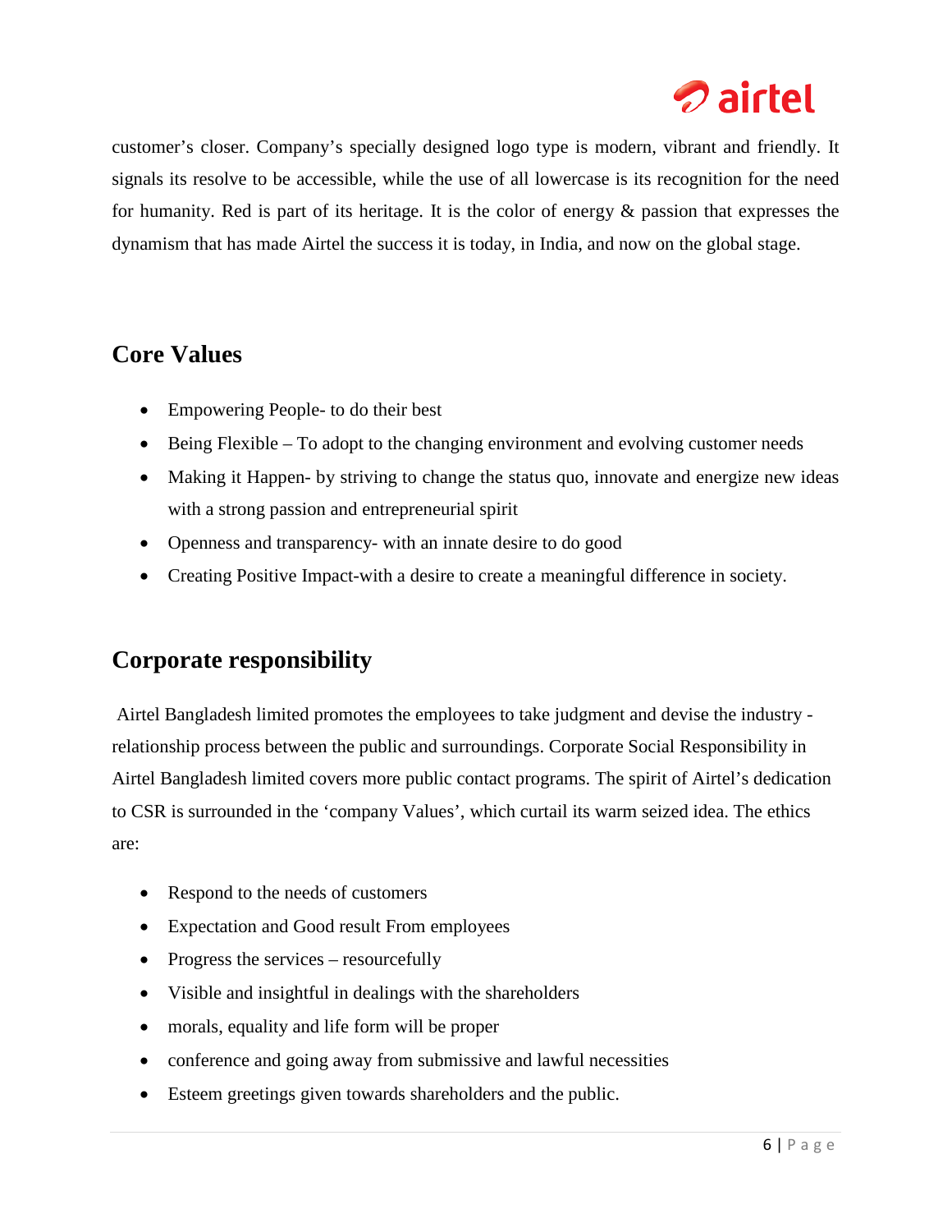customer's closer. Company's specially designed logo type is modern, vibrant and friendly. It signals its resolve to be accessible, while the use of all lowercase is its recognition for the need for humanity. Red is part of its heritage. It is the color of energy & passion that expresses the dynamism that has made Airtel the success it is today, in India, and now on the global stage.

## Core Values

- Empowering People- to do their best
- Being Flexible – To adopt to the changing environment and evolving customer needs
- Making it Happen- by striving to change the status quo, innovate and energize new ideas with a strong passion and entrepreneurial spirit
- Openness and transparency- with an innate desire to do good
- Creating Positive Impact-with a desire to create a meaningful difference in society.

## Corporate responsibility

Airtel Bangladesh limited promotes the employees to take judgment and devise the industry - relationship process between the public and surroundings. Corporate Social Responsibility in Airtel Bangladesh limited covers more public contact programs. The spirit of Airtel's dedication to CSR is surrounded in the 'company Values', which curtail its warm seized idea. The ethics are:

- Respond to the needs of customers
- Expectation and Good result From employees
- Progress the services – resourcefully
- Visible and insightful in dealings with the shareholders
- morals, equality and life form will be proper
- conference and going away from submissive and lawful necessities
- Esteem greetings given towards shareholders and the public.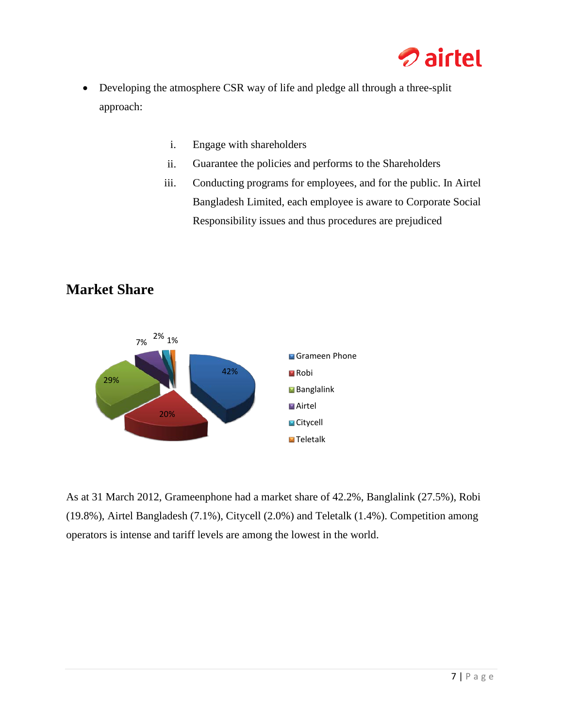- Developing the atmosphere CSR way of life and pledge all through a three-split approach:

    i. Engage with shareholders
    ii. Guarantee the policies and performs to the Shareholders
    iii. Conducting programs for employees, and for the public. In Airtel Bangladesh Limited, each employee is aware to Corporate Social Responsibility issues and thus procedures are prejudiced

## Market Share

As at 31 March 2012, Grameenphone had a market share of 42.2%, Banglalink (27.5%), Robi (19.8%), Airtel Bangladesh (7.1%), Citycell (2.0%) and Teletalk (1.4%). Competition among operators is intense and tariff levels are among the lowest in the world.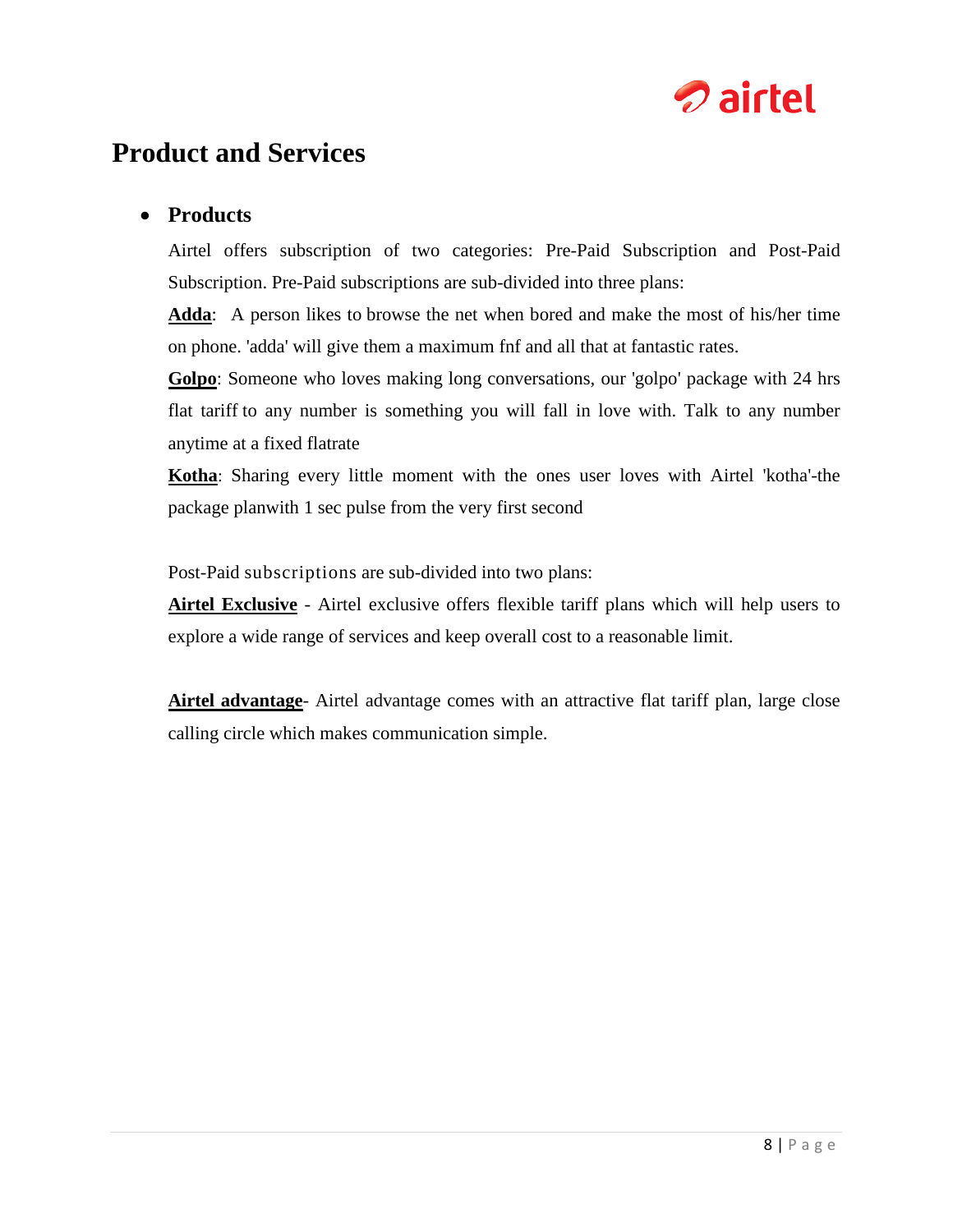# Product and Services

- **Products**

  Airtel offers subscription of two categories: Pre-Paid Subscription and Post-Paid Subscription. Pre-Paid subscriptions are sub-divided into three plans:

  **Adda**: A person likes to browse the net when bored and make the most of his/her time on phone. 'adda' will give them a maximum fnf and all that at fantastic rates.

  **Golpo**: Someone who loves making long conversations, our 'golpo' package with 24 hrs flat tariff to any number is something you will fall in love with. Talk to any number anytime at a fixed flatrate

  **Kotha**: Sharing every little moment with the ones user loves with Airtel 'kotha'-the package planwith 1 sec pulse from the very first second

  Post-Paid subscriptions are sub-divided into two plans:

  **Airtel Exclusive** - Airtel exclusive offers flexible tariff plans which will help users to explore a wide range of services and keep overall cost to a reasonable limit.

  **Airtel advantage**- Airtel advantage comes with an attractive flat tariff plan, large close calling circle which makes communication simple.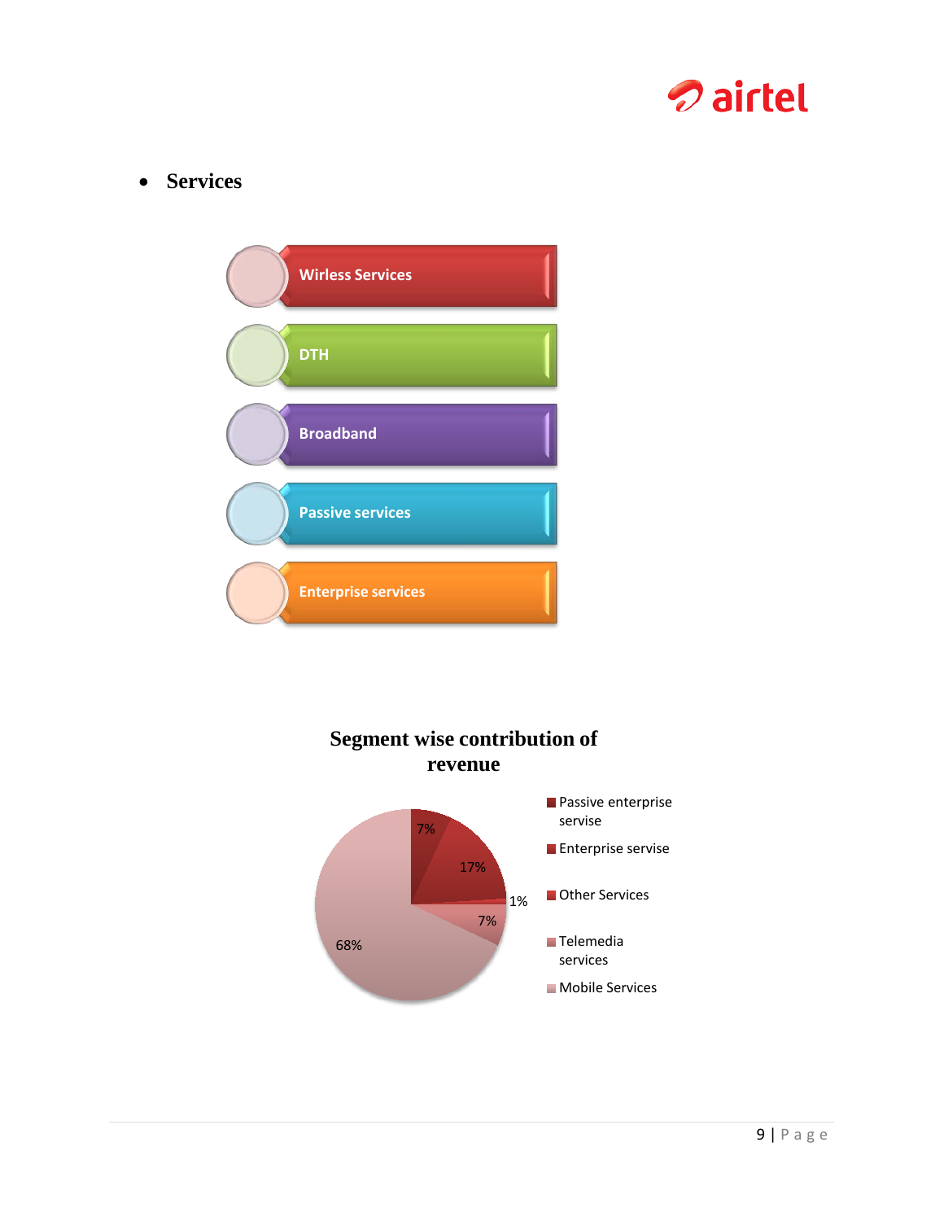- **Services**

- Wirless Services
- DTH
- Broadband
- Passive services
- Enterprise services

**Segment wise contribution of revenue**

| Segment | Share |
| --- | --- |
| Passive enterprise servise | 7% |
| Enterprise servise | 17% |
| Other Services | 1% |
| Telemedia services | 7% |
| Mobile Services | 68% |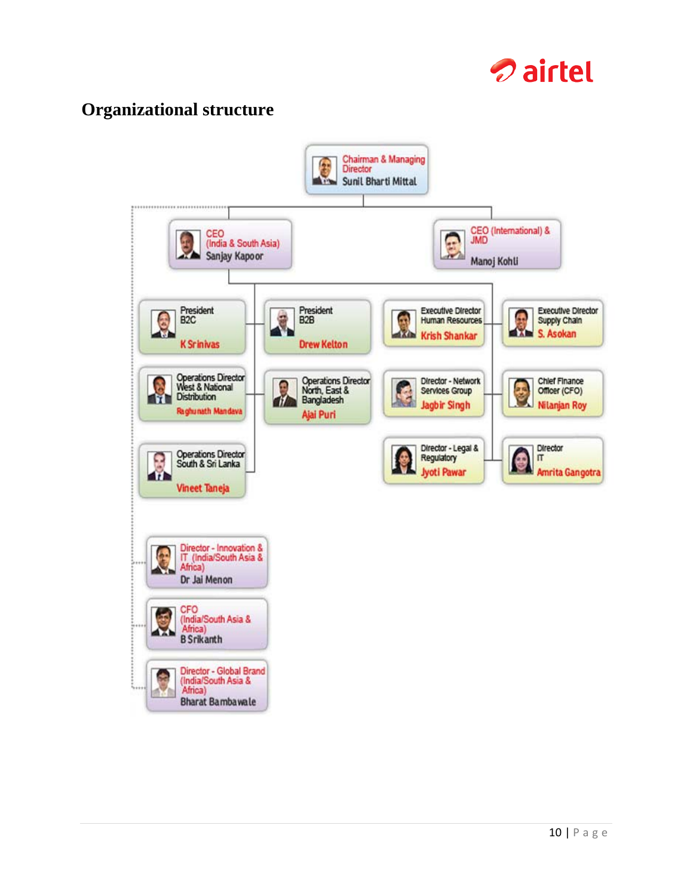# Organizational structure

- **Chairman & Managing Director** – Sunil Bharti Mittal
  - **CEO (India & South Asia)** – Sanjay Kapoor
    - President B2C – K Srinivas
    - President B2B – Drew Kelton
    - Executive Director Human Resources – Krish Shankar
    - Executive Director Supply Chain – S. Asokan
    - Operations Director West & National Distribution – Raghunath Mandava
    - Operations Director North, East & Bangladesh – Ajai Puri
    - Director - Network Services Group – Jagbir Singh
    - Chief Finance Officer (CFO) – Nilanjan Roy
    - Operations Director South & Sri Lanka – Vineet Taneja
    - Director - Legal & Regulatory – Jyoti Pawar
    - Director IT – Amrita Gangotra
  - **CEO (International) & JMD** – Manoj Kohli
  - Director - Innovation & IT (India/South Asia & Africa) – Dr Jai Menon
  - CFO (India/South Asia & Africa) – B Srikanth
  - Director - Global Brand (India/South Asia & Africa) – Bharat Bambawale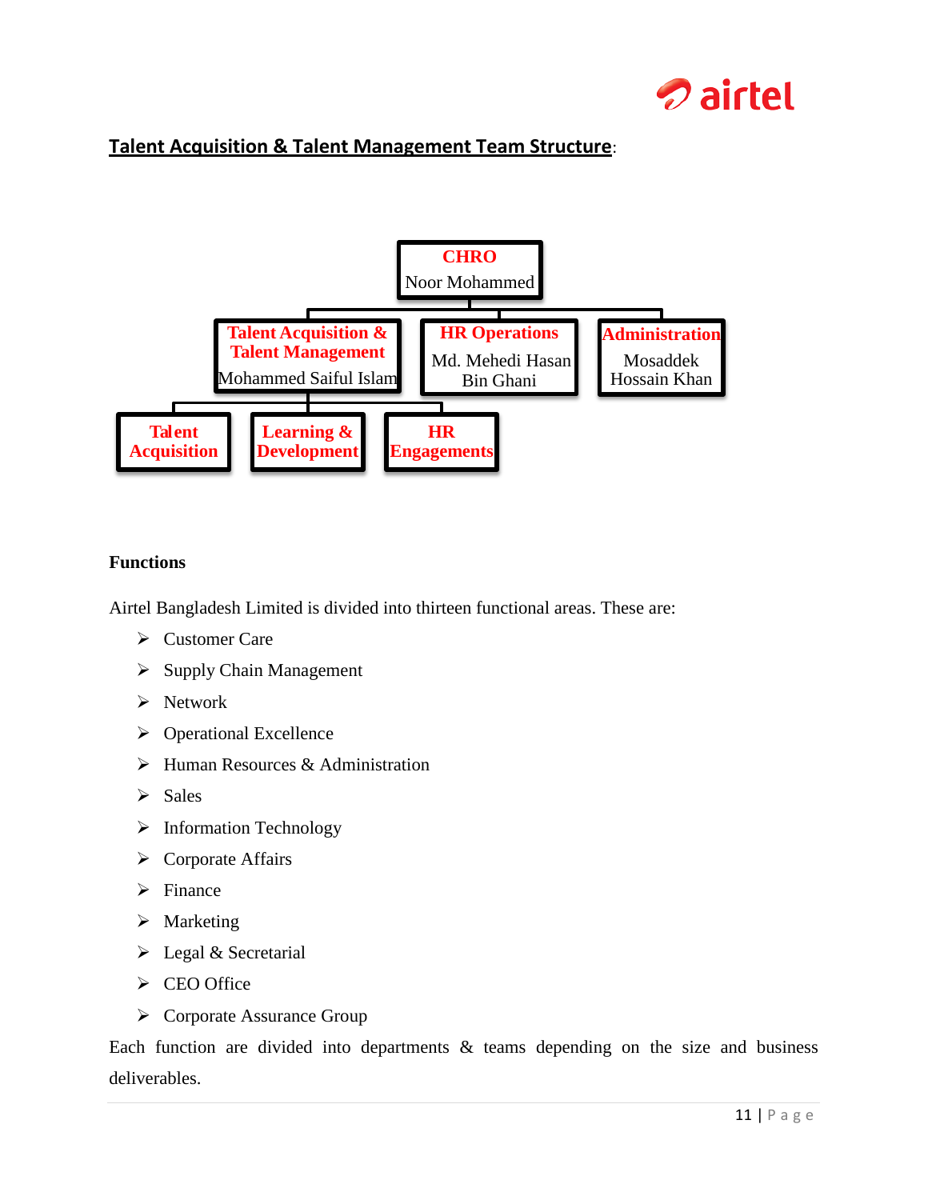**Talent Acquisition & Talent Management Team Structure**:

- **CHRO** – Noor Mohammed
  - **Talent Acquisition & Talent Management** – Mohammed Saiful Islam
    - **Talent Acquisition**
    - **Learning & Development**
    - **HR Engagements**
  - **HR Operations** – Md. Mehedi Hasan Bin Ghani
  - **Administration** – Mosaddek Hossain Khan

**Functions**

Airtel Bangladesh Limited is divided into thirteen functional areas. These are:

- Customer Care
- Supply Chain Management
- Network
- Operational Excellence
- Human Resources & Administration
- Sales
- Information Technology
- Corporate Affairs
- Finance
- Marketing
- Legal & Secretarial
- CEO Office
- Corporate Assurance Group

Each function are divided into departments & teams depending on the size and business deliverables.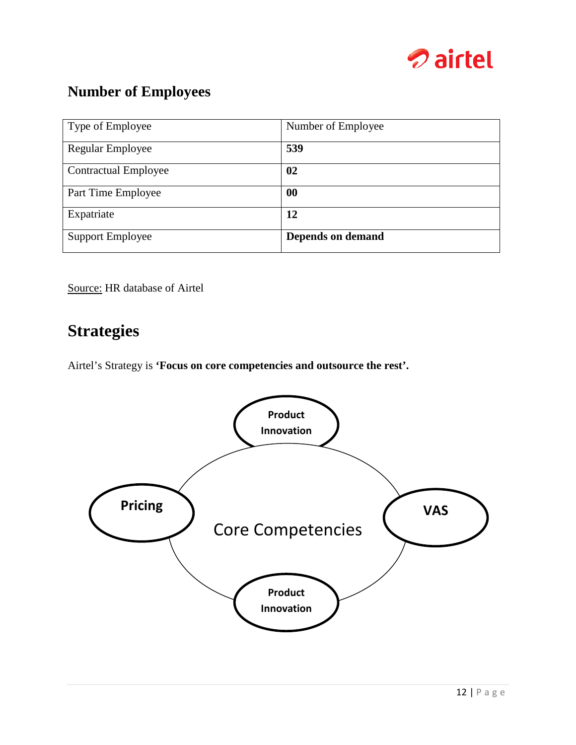## Number of Employees

| Type of Employee | Number of Employee |
| --- | --- |
| Regular Employee | **539** |
| Contractual Employee | **02** |
| Part Time Employee | **00** |
| Expatriate | **12** |
| Support Employee | **Depends on demand** |

Source: HR database of Airtel

# Strategies

Airtel's Strategy is **'Focus on core competencies and outsource the rest'.**

Core Competencies

- Product Innovation
- Pricing
- VAS
- Product Innovation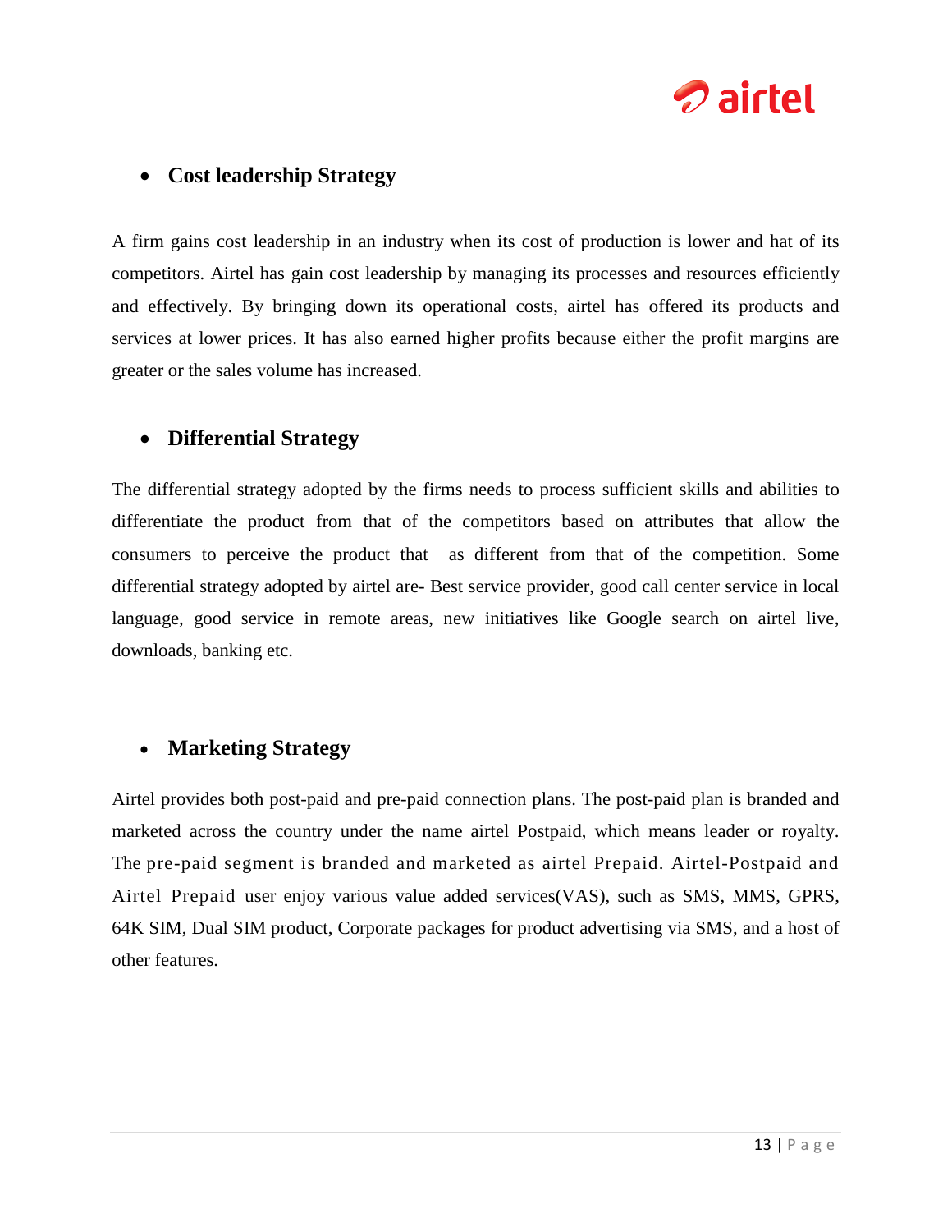- **Cost leadership Strategy**

A firm gains cost leadership in an industry when its cost of production is lower and hat of its competitors. Airtel has gain cost leadership by managing its processes and resources efficiently and effectively. By bringing down its operational costs, airtel has offered its products and services at lower prices. It has also earned higher profits because either the profit margins are greater or the sales volume has increased.

- **Differential Strategy**

The differential strategy adopted by the firms needs to process sufficient skills and abilities to differentiate the product from that of the competitors based on attributes that allow the consumers to perceive the product that as different from that of the competition. Some differential strategy adopted by airtel are- Best service provider, good call center service in local language, good service in remote areas, new initiatives like Google search on airtel live, downloads, banking etc.

- **Marketing Strategy**

Airtel provides both post-paid and pre-paid connection plans. The post-paid plan is branded and marketed across the country under the name airtel Postpaid, which means leader or royalty. The pre-paid segment is branded and marketed as airtel Prepaid. Airtel-Postpaid and Airtel Prepaid user enjoy various value added services(VAS), such as SMS, MMS, GPRS, 64K SIM, Dual SIM product, Corporate packages for product advertising via SMS, and a host of other features.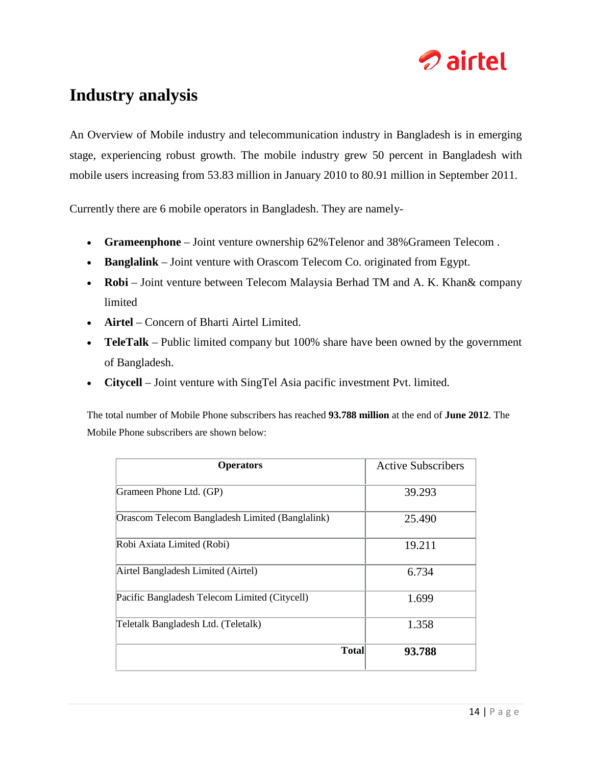# Industry analysis

An Overview of Mobile industry and telecommunication industry in Bangladesh is in emerging stage, experiencing robust growth. The mobile industry grew 50 percent in Bangladesh with mobile users increasing from 53.83 million in January 2010 to 80.91 million in September 2011.

Currently there are 6 mobile operators in Bangladesh. They are namely-

- **Grameenphone** – Joint venture ownership 62%Telenor and 38%Grameen Telecom .
- **Banglalink** – Joint venture with Orascom Telecom Co. originated from Egypt.
- **Robi** – Joint venture between Telecom Malaysia Berhad TM and A. K. Khan& company limited
- **Airtel** – Concern of Bharti Airtel Limited.
- **TeleTalk** – Public limited company but 100% share have been owned by the government of Bangladesh.
- **Citycell** – Joint venture with SingTel Asia pacific investment Pvt. limited.

The total number of Mobile Phone subscribers has reached **93.788 million** at the end of **June 2012**. The Mobile Phone subscribers are shown below:

| **Operators** | Active Subscribers |
|---|---|
| Grameen Phone Ltd. (GP) | 39.293 |
| Orascom Telecom Bangladesh Limited (Banglalink) | 25.490 |
| Robi Axiata Limited (Robi) | 19.211 |
| Airtel Bangladesh Limited (Airtel) | 6.734 |
| Pacific Bangladesh Telecom Limited (Citycell) | 1.699 |
| Teletalk Bangladesh Ltd. (Teletalk) | 1.358 |
| **Total** | **93.788** |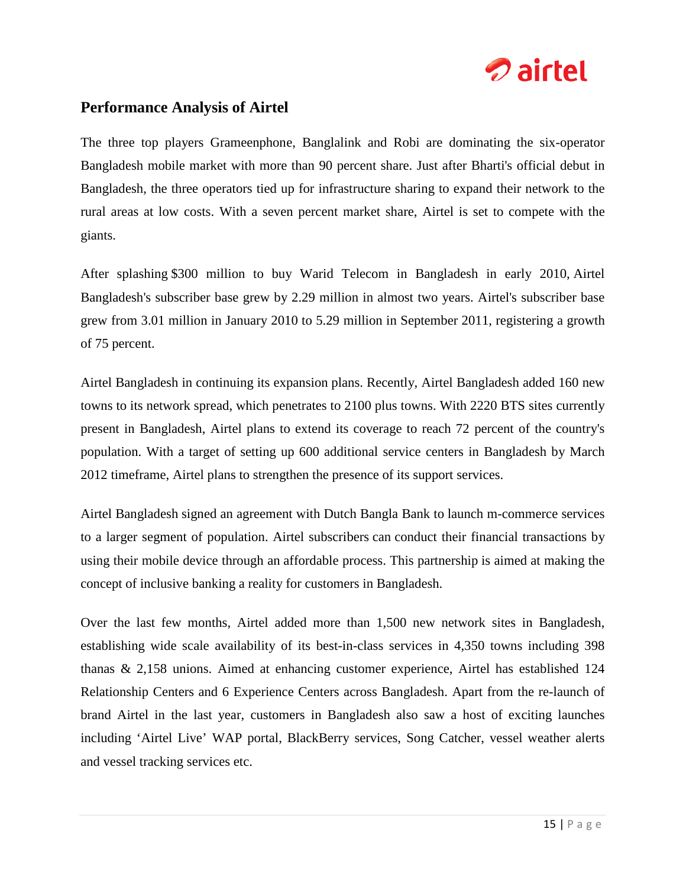## Performance Analysis of Airtel

The three top players Grameenphone, Banglalink and Robi are dominating the six-operator Bangladesh mobile market with more than 90 percent share. Just after Bharti's official debut in Bangladesh, the three operators tied up for infrastructure sharing to expand their network to the rural areas at low costs. With a seven percent market share, Airtel is set to compete with the giants.

After splashing $300 million to buy Warid Telecom in Bangladesh in early 2010, Airtel Bangladesh's subscriber base grew by 2.29 million in almost two years. Airtel's subscriber base grew from 3.01 million in January 2010 to 5.29 million in September 2011, registering a growth of 75 percent.

Airtel Bangladesh in continuing its expansion plans. Recently, Airtel Bangladesh added 160 new towns to its network spread, which penetrates to 2100 plus towns. With 2220 BTS sites currently present in Bangladesh, Airtel plans to extend its coverage to reach 72 percent of the country's population. With a target of setting up 600 additional service centers in Bangladesh by March 2012 timeframe, Airtel plans to strengthen the presence of its support services.

Airtel Bangladesh signed an agreement with Dutch Bangla Bank to launch m-commerce services to a larger segment of population. Airtel subscribers can conduct their financial transactions by using their mobile device through an affordable process. This partnership is aimed at making the concept of inclusive banking a reality for customers in Bangladesh.

Over the last few months, Airtel added more than 1,500 new network sites in Bangladesh, establishing wide scale availability of its best-in-class services in 4,350 towns including 398 thanas & 2,158 unions. Aimed at enhancing customer experience, Airtel has established 124 Relationship Centers and 6 Experience Centers across Bangladesh. Apart from the re-launch of brand Airtel in the last year, customers in Bangladesh also saw a host of exciting launches including 'Airtel Live' WAP portal, BlackBerry services, Song Catcher, vessel weather alerts and vessel tracking services etc.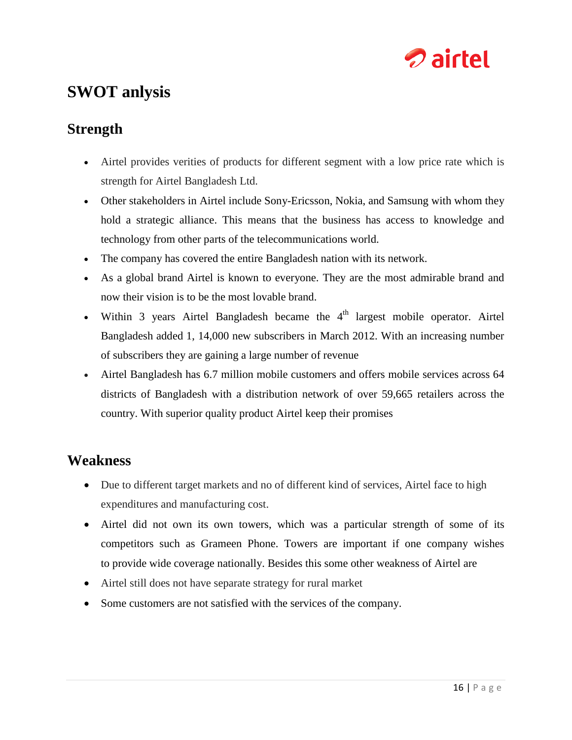# SWOT anlysis

## Strength

- Airtel provides verities of products for different segment with a low price rate which is strength for Airtel Bangladesh Ltd.
- Other stakeholders in Airtel include Sony-Ericsson, Nokia, and Samsung with whom they hold a strategic alliance. This means that the business has access to knowledge and technology from other parts of the telecommunications world.
- The company has covered the entire Bangladesh nation with its network.
- As a global brand Airtel is known to everyone. They are the most admirable brand and now their vision is to be the most lovable brand.
- Within 3 years Airtel Bangladesh became the 4th largest mobile operator. Airtel Bangladesh added 1, 14,000 new subscribers in March 2012. With an increasing number of subscribers they are gaining a large number of revenue
- Airtel Bangladesh has 6.7 million mobile customers and offers mobile services across 64 districts of Bangladesh with a distribution network of over 59,665 retailers across the country. With superior quality product Airtel keep their promises

## Weakness

- Due to different target markets and no of different kind of services, Airtel face to high expenditures and manufacturing cost.
- Airtel did not own its own towers, which was a particular strength of some of its competitors such as Grameen Phone. Towers are important if one company wishes to provide wide coverage nationally. Besides this some other weakness of Airtel are
- Airtel still does not have separate strategy for rural market
- Some customers are not satisfied with the services of the company.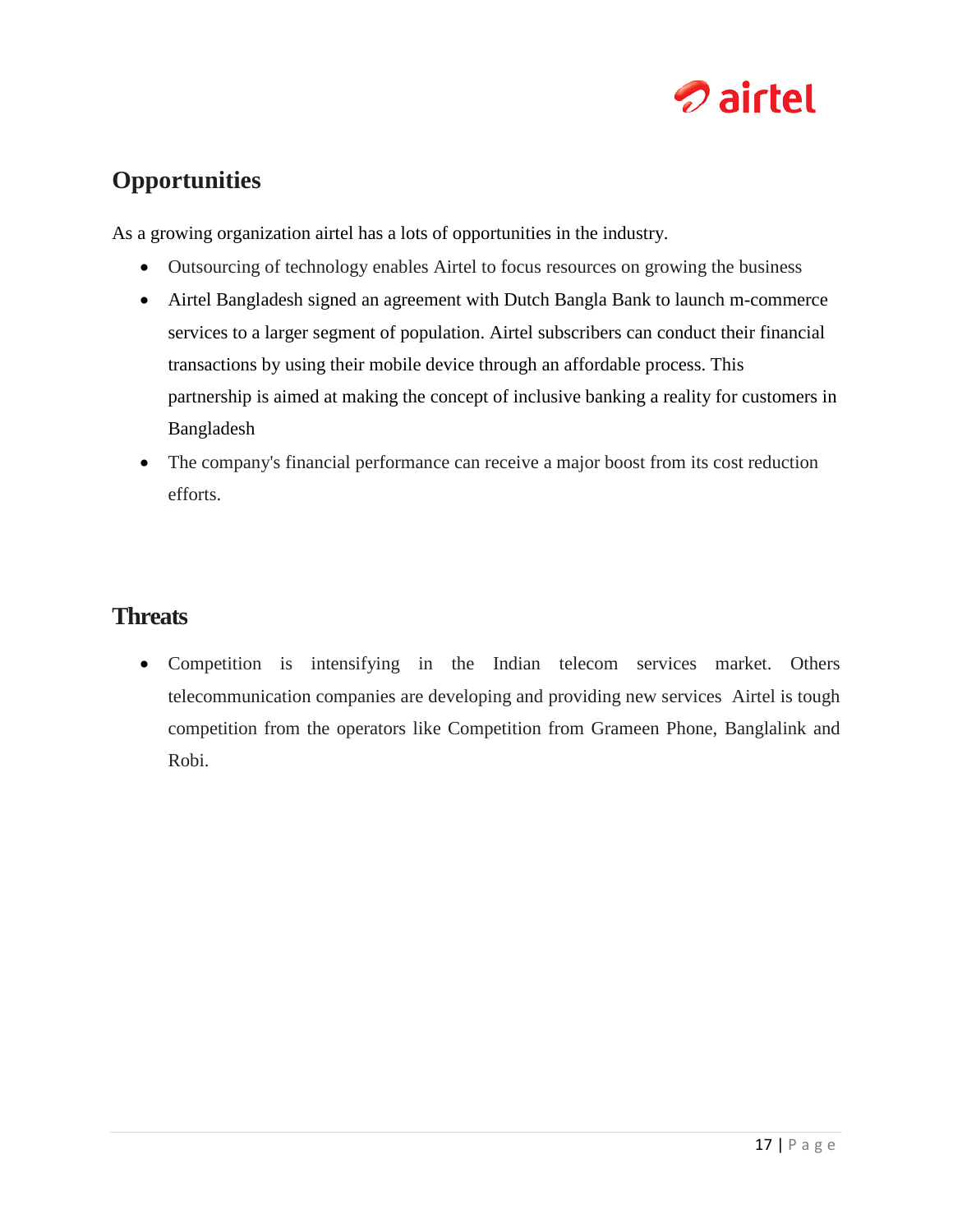## Opportunities

As a growing organization airtel has a lots of opportunities in the industry.

- Outsourcing of technology enables Airtel to focus resources on growing the business
- Airtel Bangladesh signed an agreement with Dutch Bangla Bank to launch m-commerce services to a larger segment of population. Airtel subscribers can conduct their financial transactions by using their mobile device through an affordable process. This partnership is aimed at making the concept of inclusive banking a reality for customers in Bangladesh
- The company's financial performance can receive a major boost from its cost reduction efforts.

## Threats

- Competition is intensifying in the Indian telecom services market. Others telecommunication companies are developing and providing new services Airtel is tough competition from the operators like Competition from Grameen Phone, Banglalink and Robi.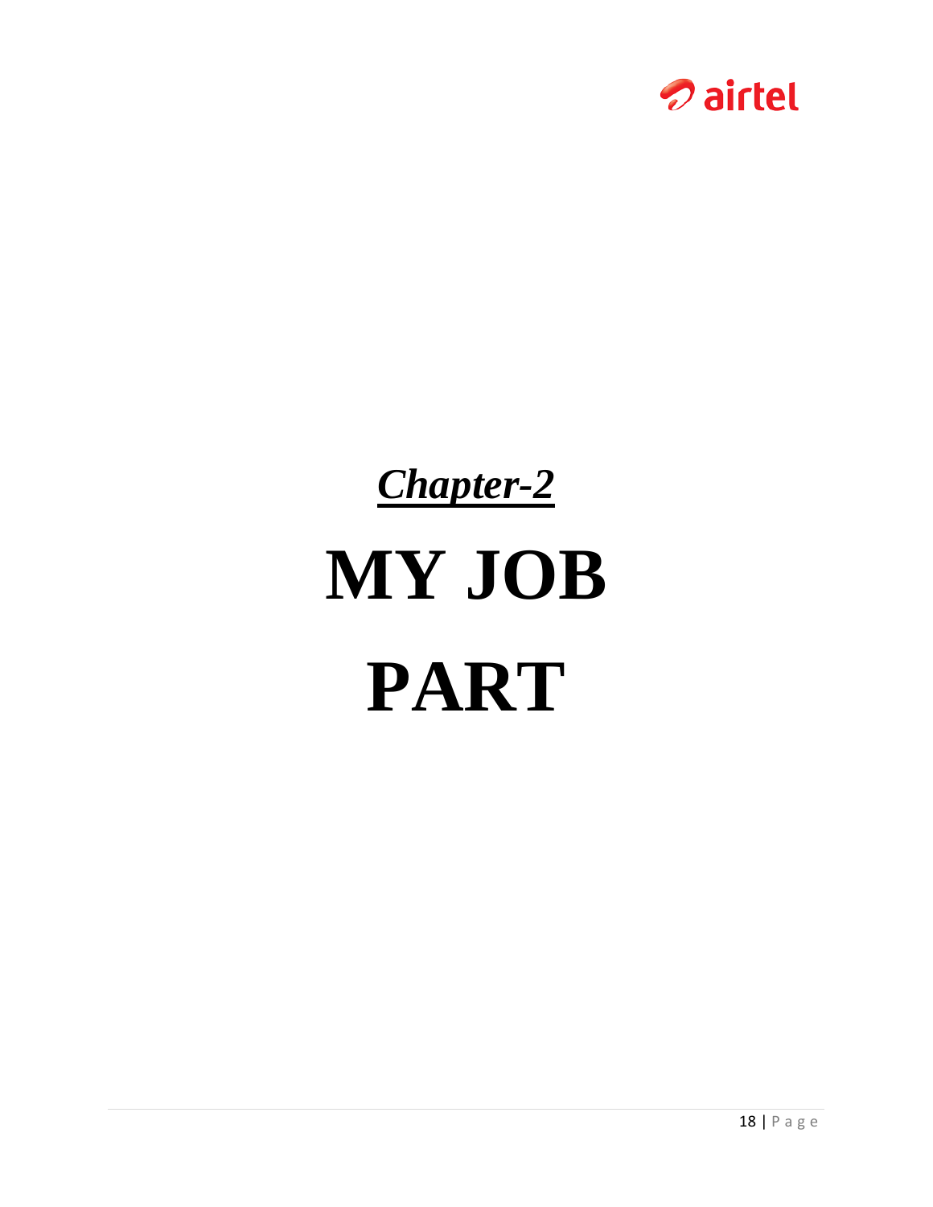***Chapter-2***

# MY JOB PART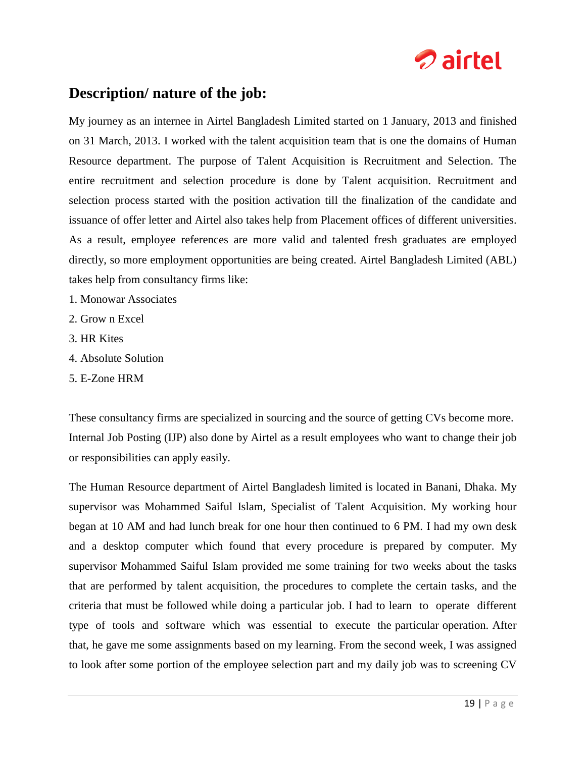## Description/ nature of the job:

My journey as an internee in Airtel Bangladesh Limited started on 1 January, 2013 and finished on 31 March, 2013. I worked with the talent acquisition team that is one the domains of Human Resource department. The purpose of Talent Acquisition is Recruitment and Selection. The entire recruitment and selection procedure is done by Talent acquisition. Recruitment and selection process started with the position activation till the finalization of the candidate and issuance of offer letter and Airtel also takes help from Placement offices of different universities. As a result, employee references are more valid and talented fresh graduates are employed directly, so more employment opportunities are being created. Airtel Bangladesh Limited (ABL) takes help from consultancy firms like:

1. Monowar Associates
2. Grow n Excel
3. HR Kites
4. Absolute Solution
5. E-Zone HRM

These consultancy firms are specialized in sourcing and the source of getting CVs become more. Internal Job Posting (IJP) also done by Airtel as a result employees who want to change their job or responsibilities can apply easily.

The Human Resource department of Airtel Bangladesh limited is located in Banani, Dhaka. My supervisor was Mohammed Saiful Islam, Specialist of Talent Acquisition. My working hour began at 10 AM and had lunch break for one hour then continued to 6 PM. I had my own desk and a desktop computer which found that every procedure is prepared by computer. My supervisor Mohammed Saiful Islam provided me some training for two weeks about the tasks that are performed by talent acquisition, the procedures to complete the certain tasks, and the criteria that must be followed while doing a particular job. I had to learn to operate different type of tools and software which was essential to execute the particular operation. After that, he gave me some assignments based on my learning. From the second week, I was assigned to look after some portion of the employee selection part and my daily job was to screening CV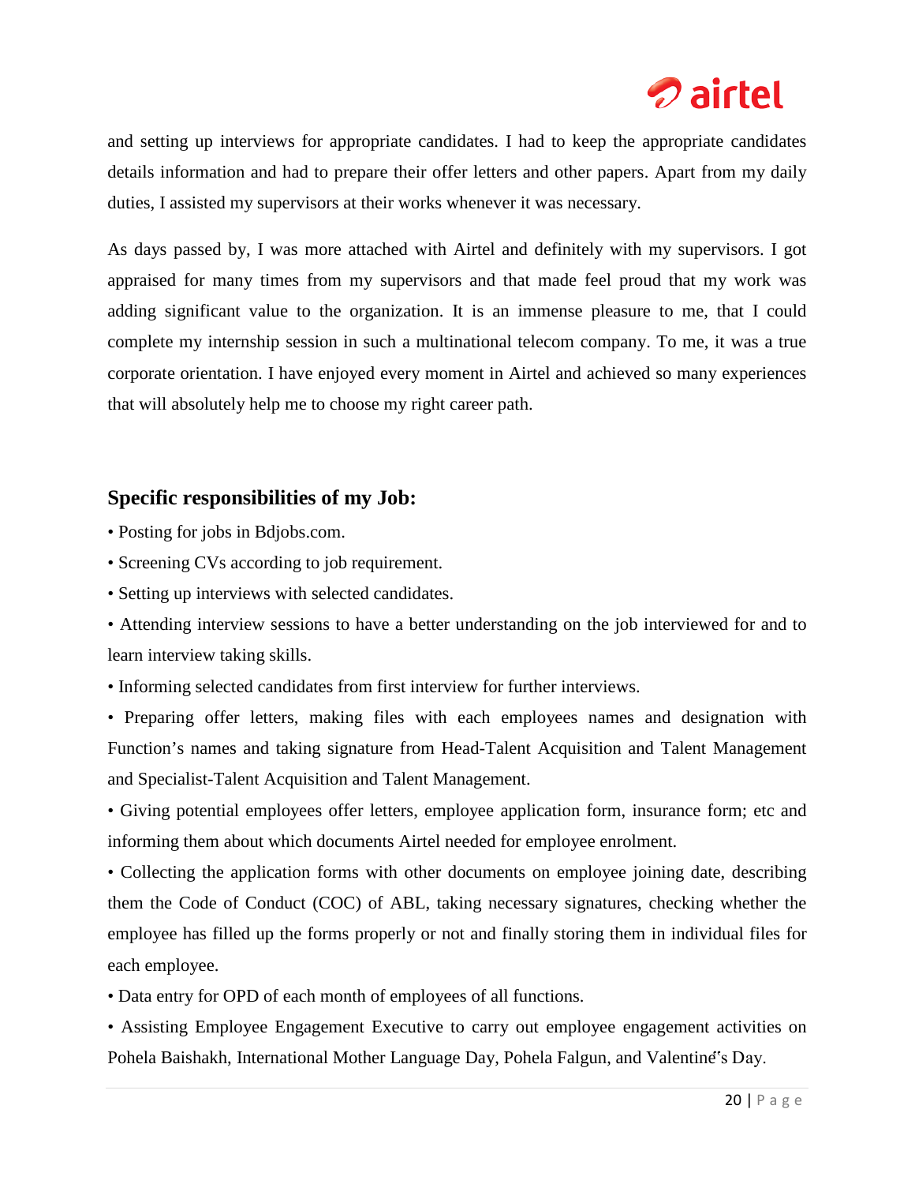and setting up interviews for appropriate candidates. I had to keep the appropriate candidates details information and had to prepare their offer letters and other papers. Apart from my daily duties, I assisted my supervisors at their works whenever it was necessary.

As days passed by, I was more attached with Airtel and definitely with my supervisors. I got appraised for many times from my supervisors and that made feel proud that my work was adding significant value to the organization. It is an immense pleasure to me, that I could complete my internship session in such a multinational telecom company. To me, it was a true corporate orientation. I have enjoyed every moment in Airtel and achieved so many experiences that will absolutely help me to choose my right career path.

## Specific responsibilities of my Job:

- Posting for jobs in Bdjobs.com.
- Screening CVs according to job requirement.
- Setting up interviews with selected candidates.
- Attending interview sessions to have a better understanding on the job interviewed for and to learn interview taking skills.
- Informing selected candidates from first interview for further interviews.
- Preparing offer letters, making files with each employees names and designation with Function's names and taking signature from Head-Talent Acquisition and Talent Management and Specialist-Talent Acquisition and Talent Management.
- Giving potential employees offer letters, employee application form, insurance form; etc and informing them about which documents Airtel needed for employee enrolment.
- Collecting the application forms with other documents on employee joining date, describing them the Code of Conduct (COC) of ABL, taking necessary signatures, checking whether the employee has filled up the forms properly or not and finally storing them in individual files for each employee.
- Data entry for OPD of each month of employees of all functions.
- Assisting Employee Engagement Executive to carry out employee engagement activities on Pohela Baishakh, International Mother Language Day, Pohela Falgun, and Valentine's Day.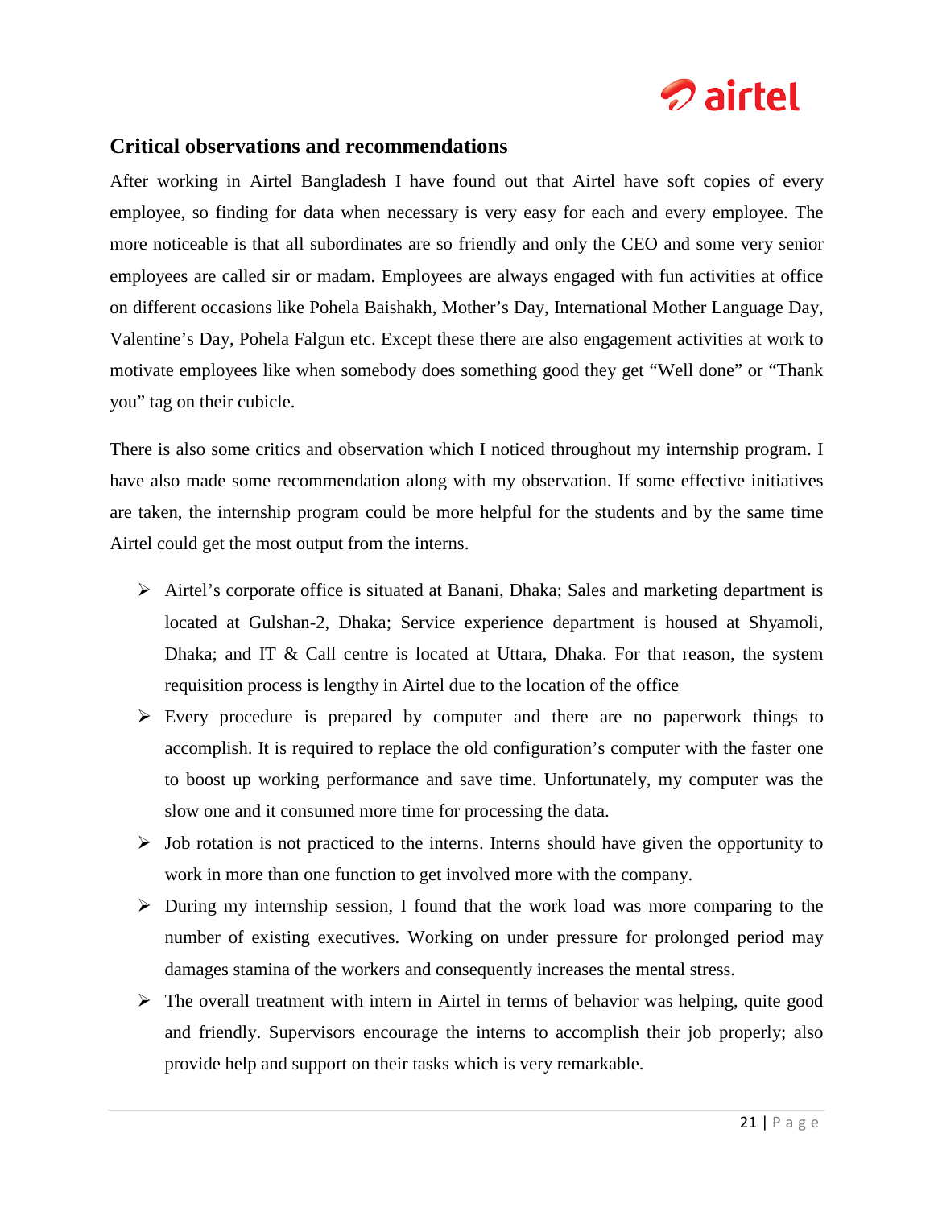## Critical observations and recommendations

After working in Airtel Bangladesh I have found out that Airtel have soft copies of every employee, so finding for data when necessary is very easy for each and every employee. The more noticeable is that all subordinates are so friendly and only the CEO and some very senior employees are called sir or madam. Employees are always engaged with fun activities at office on different occasions like Pohela Baishakh, Mother's Day, International Mother Language Day, Valentine's Day, Pohela Falgun etc. Except these there are also engagement activities at work to motivate employees like when somebody does something good they get "Well done" or "Thank you" tag on their cubicle.

There is also some critics and observation which I noticed throughout my internship program. I have also made some recommendation along with my observation. If some effective initiatives are taken, the internship program could be more helpful for the students and by the same time Airtel could get the most output from the interns.

- Airtel's corporate office is situated at Banani, Dhaka; Sales and marketing department is located at Gulshan-2, Dhaka; Service experience department is housed at Shyamoli, Dhaka; and IT & Call centre is located at Uttara, Dhaka. For that reason, the system requisition process is lengthy in Airtel due to the location of the office
- Every procedure is prepared by computer and there are no paperwork things to accomplish. It is required to replace the old configuration's computer with the faster one to boost up working performance and save time. Unfortunately, my computer was the slow one and it consumed more time for processing the data.
- Job rotation is not practiced to the interns. Interns should have given the opportunity to work in more than one function to get involved more with the company.
- During my internship session, I found that the work load was more comparing to the number of existing executives. Working on under pressure for prolonged period may damages stamina of the workers and consequently increases the mental stress.
- The overall treatment with intern in Airtel in terms of behavior was helping, quite good and friendly. Supervisors encourage the interns to accomplish their job properly; also provide help and support on their tasks which is very remarkable.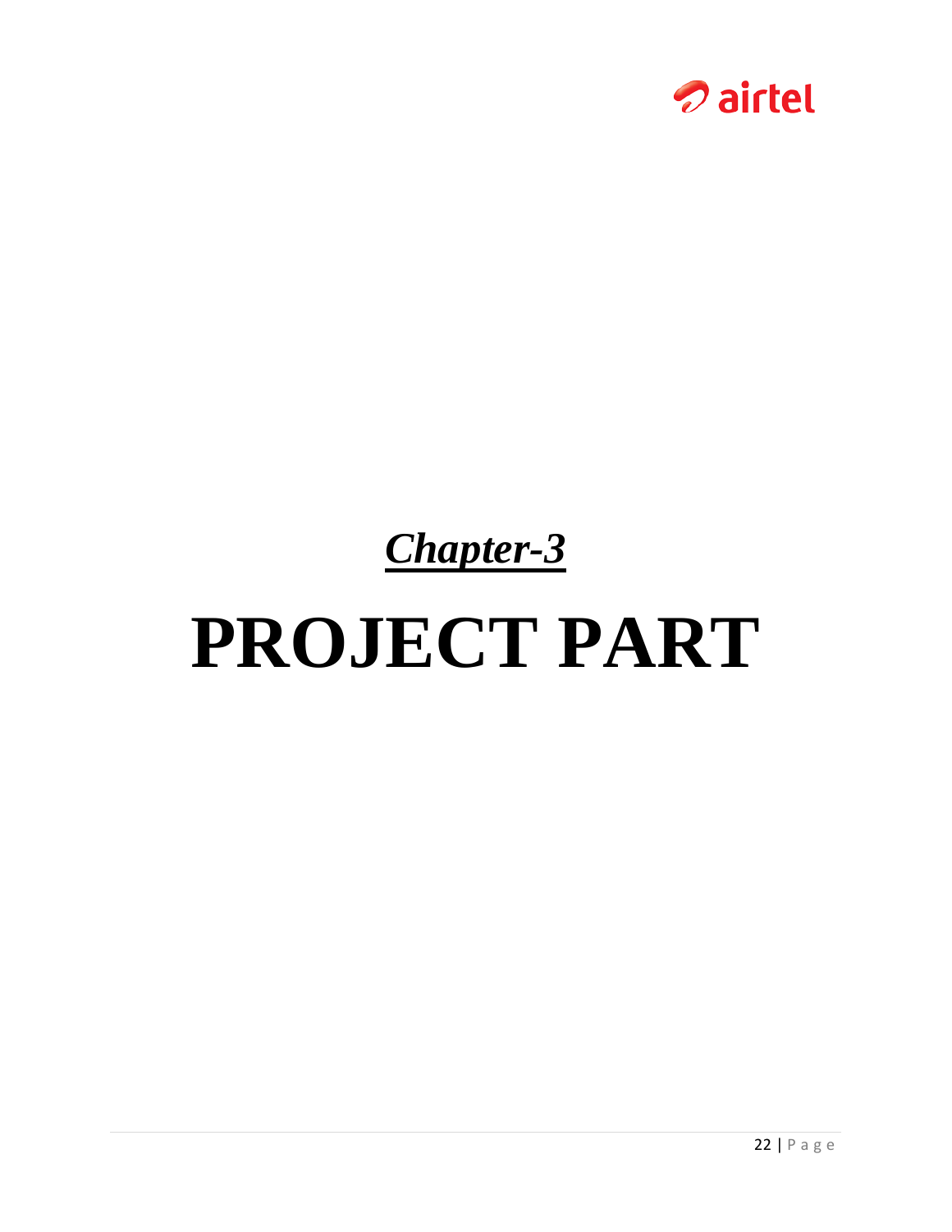***Chapter-3***

# PROJECT PART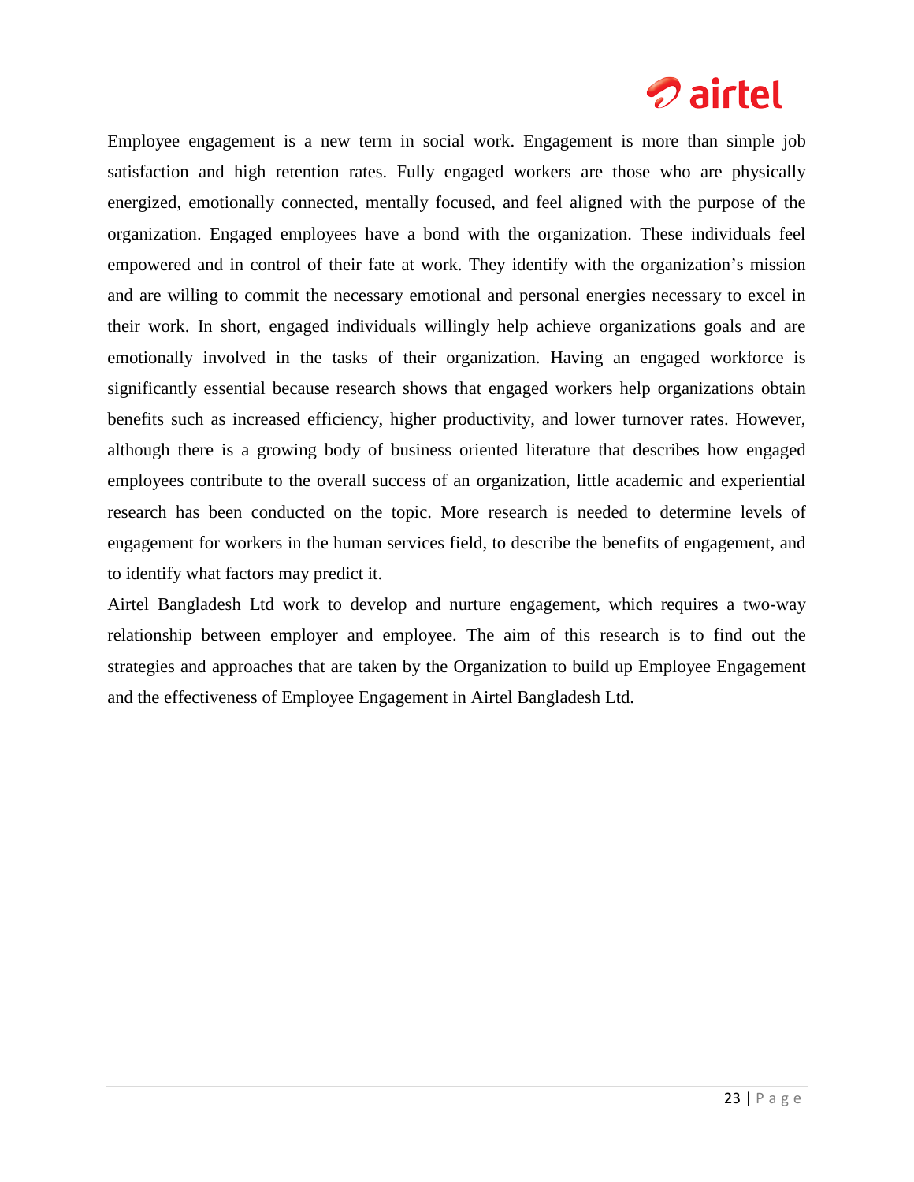Employee engagement is a new term in social work. Engagement is more than simple job satisfaction and high retention rates. Fully engaged workers are those who are physically energized, emotionally connected, mentally focused, and feel aligned with the purpose of the organization. Engaged employees have a bond with the organization. These individuals feel empowered and in control of their fate at work. They identify with the organization's mission and are willing to commit the necessary emotional and personal energies necessary to excel in their work. In short, engaged individuals willingly help achieve organizations goals and are emotionally involved in the tasks of their organization. Having an engaged workforce is significantly essential because research shows that engaged workers help organizations obtain benefits such as increased efficiency, higher productivity, and lower turnover rates. However, although there is a growing body of business oriented literature that describes how engaged employees contribute to the overall success of an organization, little academic and experiential research has been conducted on the topic. More research is needed to determine levels of engagement for workers in the human services field, to describe the benefits of engagement, and to identify what factors may predict it.

Airtel Bangladesh Ltd work to develop and nurture engagement, which requires a two-way relationship between employer and employee. The aim of this research is to find out the strategies and approaches that are taken by the Organization to build up Employee Engagement and the effectiveness of Employee Engagement in Airtel Bangladesh Ltd.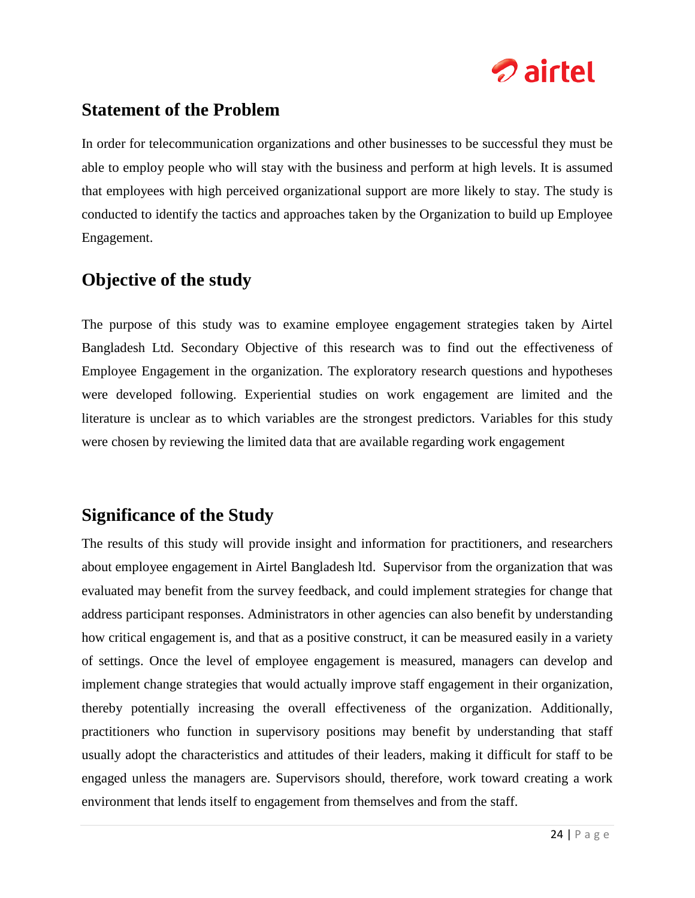## Statement of the Problem

In order for telecommunication organizations and other businesses to be successful they must be able to employ people who will stay with the business and perform at high levels. It is assumed that employees with high perceived organizational support are more likely to stay. The study is conducted to identify the tactics and approaches taken by the Organization to build up Employee Engagement.

## Objective of the study

The purpose of this study was to examine employee engagement strategies taken by Airtel Bangladesh Ltd. Secondary Objective of this research was to find out the effectiveness of Employee Engagement in the organization. The exploratory research questions and hypotheses were developed following. Experiential studies on work engagement are limited and the literature is unclear as to which variables are the strongest predictors. Variables for this study were chosen by reviewing the limited data that are available regarding work engagement

## Significance of the Study

The results of this study will provide insight and information for practitioners, and researchers about employee engagement in Airtel Bangladesh ltd. Supervisor from the organization that was evaluated may benefit from the survey feedback, and could implement strategies for change that address participant responses. Administrators in other agencies can also benefit by understanding how critical engagement is, and that as a positive construct, it can be measured easily in a variety of settings. Once the level of employee engagement is measured, managers can develop and implement change strategies that would actually improve staff engagement in their organization, thereby potentially increasing the overall effectiveness of the organization. Additionally, practitioners who function in supervisory positions may benefit by understanding that staff usually adopt the characteristics and attitudes of their leaders, making it difficult for staff to be engaged unless the managers are. Supervisors should, therefore, work toward creating a work environment that lends itself to engagement from themselves and from the staff.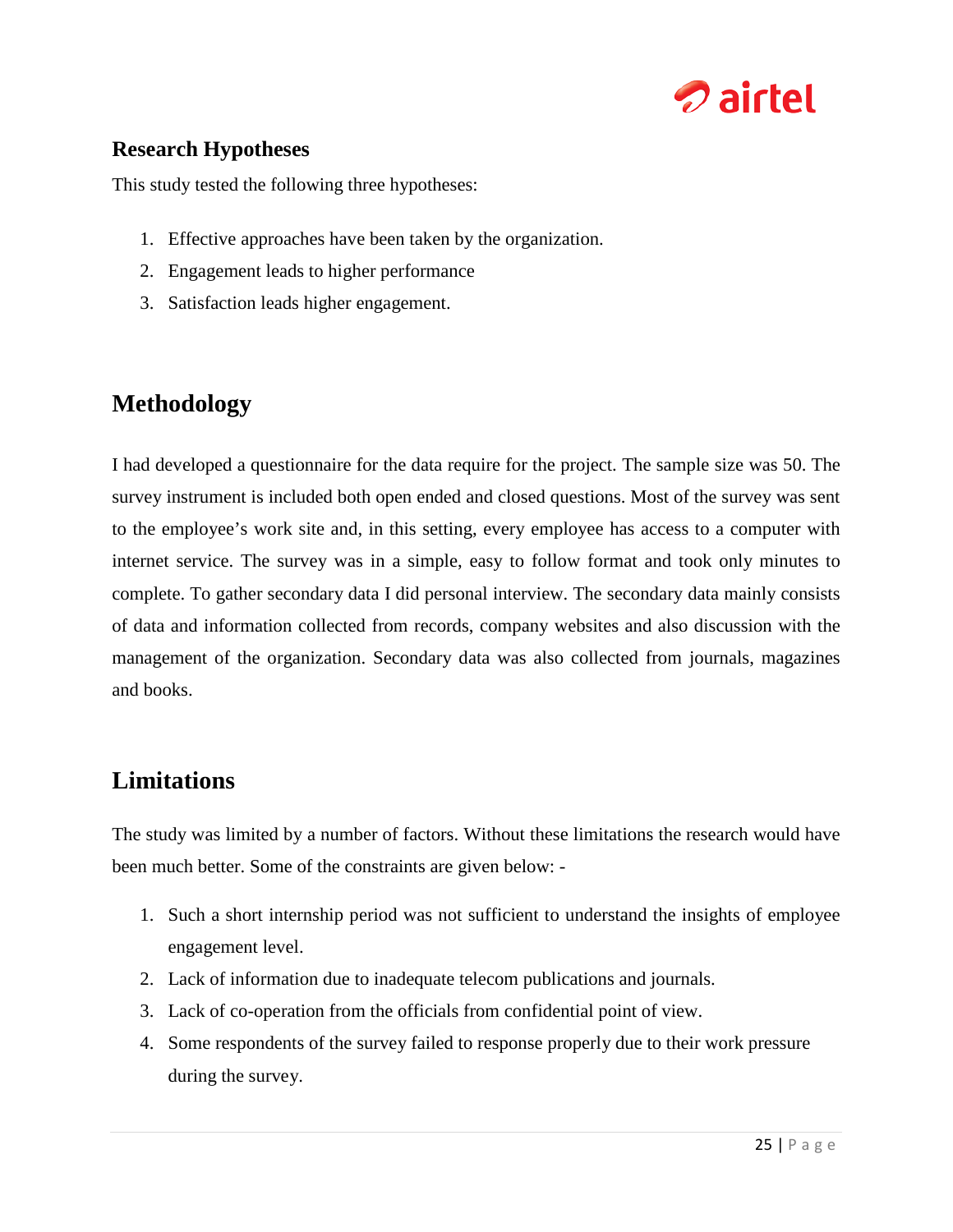## Research Hypotheses

This study tested the following three hypotheses:

1. Effective approaches have been taken by the organization.
2. Engagement leads to higher performance
3. Satisfaction leads higher engagement.

## Methodology

I had developed a questionnaire for the data require for the project. The sample size was 50. The survey instrument is included both open ended and closed questions. Most of the survey was sent to the employee's work site and, in this setting, every employee has access to a computer with internet service. The survey was in a simple, easy to follow format and took only minutes to complete. To gather secondary data I did personal interview. The secondary data mainly consists of data and information collected from records, company websites and also discussion with the management of the organization. Secondary data was also collected from journals, magazines and books.

## Limitations

The study was limited by a number of factors. Without these limitations the research would have been much better. Some of the constraints are given below: -

1. Such a short internship period was not sufficient to understand the insights of employee engagement level.
2. Lack of information due to inadequate telecom publications and journals.
3. Lack of co-operation from the officials from confidential point of view.
4. Some respondents of the survey failed to response properly due to their work pressure during the survey.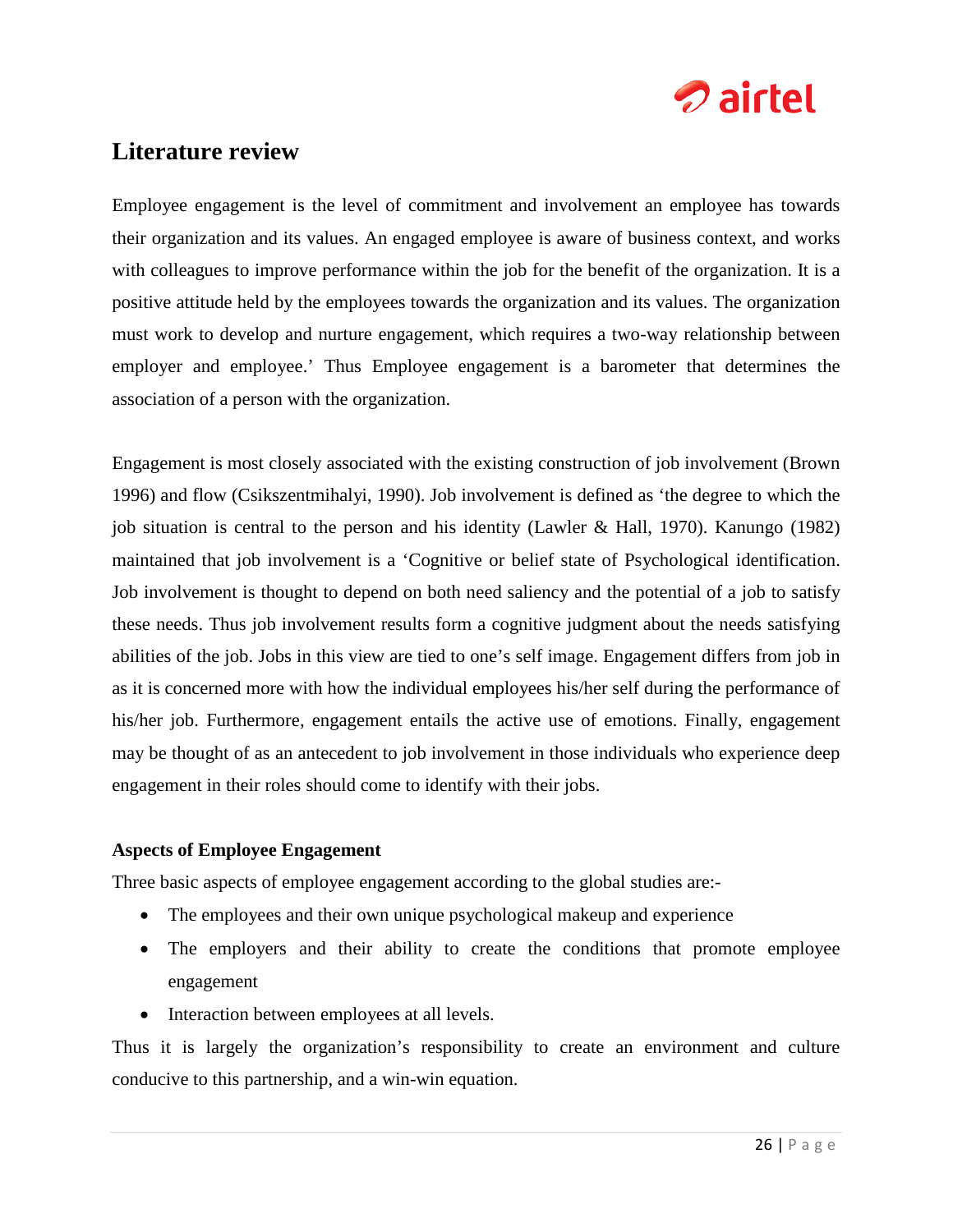# Literature review

Employee engagement is the level of commitment and involvement an employee has towards their organization and its values. An engaged employee is aware of business context, and works with colleagues to improve performance within the job for the benefit of the organization. It is a positive attitude held by the employees towards the organization and its values. The organization must work to develop and nurture engagement, which requires a two-way relationship between employer and employee.' Thus Employee engagement is a barometer that determines the association of a person with the organization.

Engagement is most closely associated with the existing construction of job involvement (Brown 1996) and flow (Csikszentmihalyi, 1990). Job involvement is defined as 'the degree to which the job situation is central to the person and his identity (Lawler & Hall, 1970). Kanungo (1982) maintained that job involvement is a 'Cognitive or belief state of Psychological identification. Job involvement is thought to depend on both need saliency and the potential of a job to satisfy these needs. Thus job involvement results form a cognitive judgment about the needs satisfying abilities of the job. Jobs in this view are tied to one's self image. Engagement differs from job in as it is concerned more with how the individual employees his/her self during the performance of his/her job. Furthermore, engagement entails the active use of emotions. Finally, engagement may be thought of as an antecedent to job involvement in those individuals who experience deep engagement in their roles should come to identify with their jobs.

### Aspects of Employee Engagement

Three basic aspects of employee engagement according to the global studies are:-

- The employees and their own unique psychological makeup and experience
- The employers and their ability to create the conditions that promote employee engagement
- Interaction between employees at all levels.

Thus it is largely the organization's responsibility to create an environment and culture conducive to this partnership, and a win-win equation.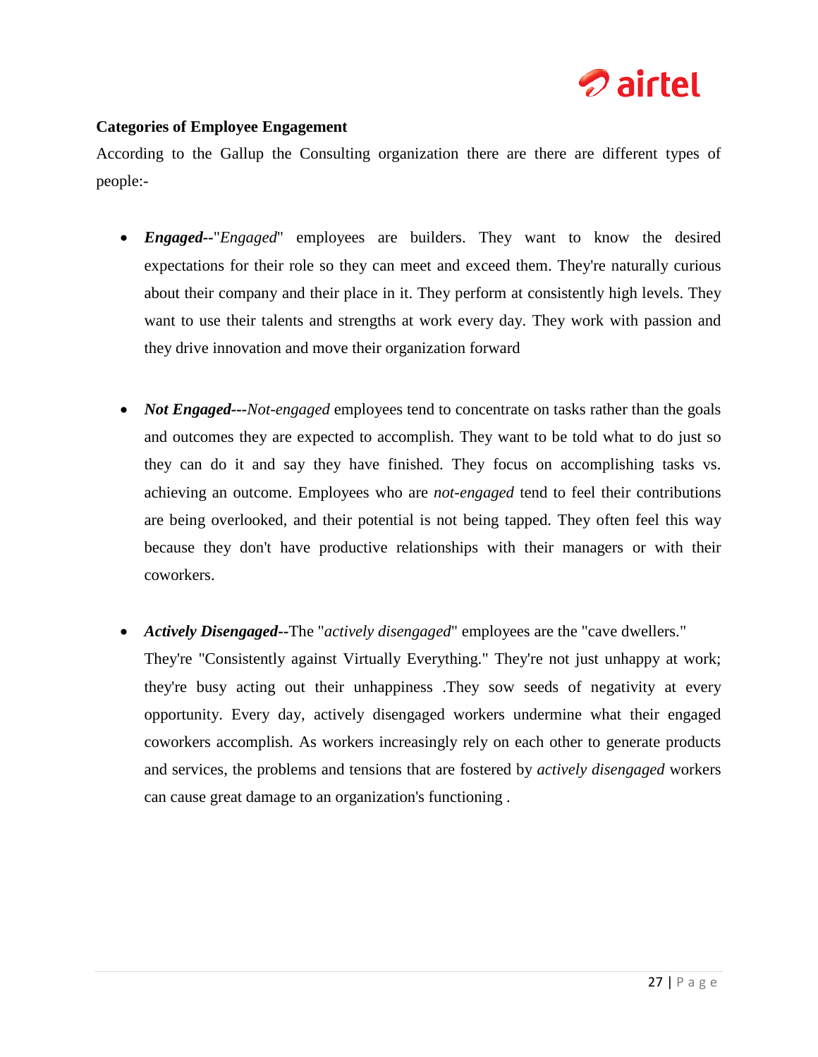**Categories of Employee Engagement**

According to the Gallup the Consulting organization there are there are different types of people:-

- ***Engaged--***"*Engaged*" employees are builders. They want to know the desired expectations for their role so they can meet and exceed them. They're naturally curious about their company and their place in it. They perform at consistently high levels. They want to use their talents and strengths at work every day. They work with passion and they drive innovation and move their organization forward

- ***Not Engaged---****Not-engaged* employees tend to concentrate on tasks rather than the goals and outcomes they are expected to accomplish. They want to be told what to do just so they can do it and say they have finished. They focus on accomplishing tasks vs. achieving an outcome. Employees who are *not-engaged* tend to feel their contributions are being overlooked, and their potential is not being tapped. They often feel this way because they don't have productive relationships with their managers or with their coworkers.

- ***Actively Disengaged--***The "*actively disengaged*" employees are the "cave dwellers." They're "Consistently against Virtually Everything." They're not just unhappy at work; they're busy acting out their unhappiness .They sow seeds of negativity at every opportunity. Every day, actively disengaged workers undermine what their engaged coworkers accomplish. As workers increasingly rely on each other to generate products and services, the problems and tensions that are fostered by *actively disengaged* workers can cause great damage to an organization's functioning .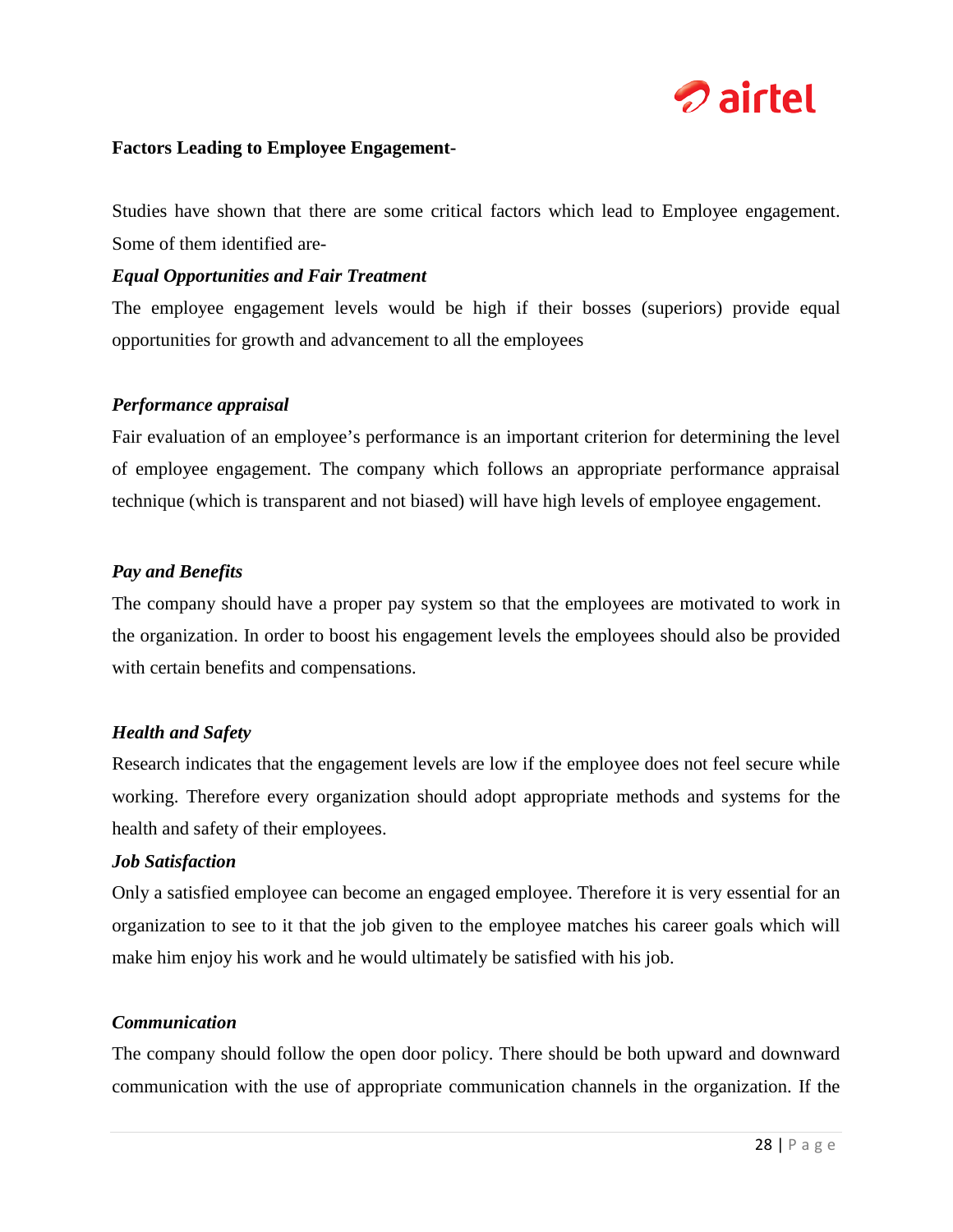**Factors Leading to Employee Engagement-**

Studies have shown that there are some critical factors which lead to Employee engagement. Some of them identified are-

***Equal Opportunities and Fair Treatment***

The employee engagement levels would be high if their bosses (superiors) provide equal opportunities for growth and advancement to all the employees

***Performance appraisal***

Fair evaluation of an employee's performance is an important criterion for determining the level of employee engagement. The company which follows an appropriate performance appraisal technique (which is transparent and not biased) will have high levels of employee engagement.

***Pay and Benefits***

The company should have a proper pay system so that the employees are motivated to work in the organization. In order to boost his engagement levels the employees should also be provided with certain benefits and compensations.

***Health and Safety***

Research indicates that the engagement levels are low if the employee does not feel secure while working. Therefore every organization should adopt appropriate methods and systems for the health and safety of their employees.

***Job Satisfaction***

Only a satisfied employee can become an engaged employee. Therefore it is very essential for an organization to see to it that the job given to the employee matches his career goals which will make him enjoy his work and he would ultimately be satisfied with his job.

***Communication***

The company should follow the open door policy. There should be both upward and downward communication with the use of appropriate communication channels in the organization. If the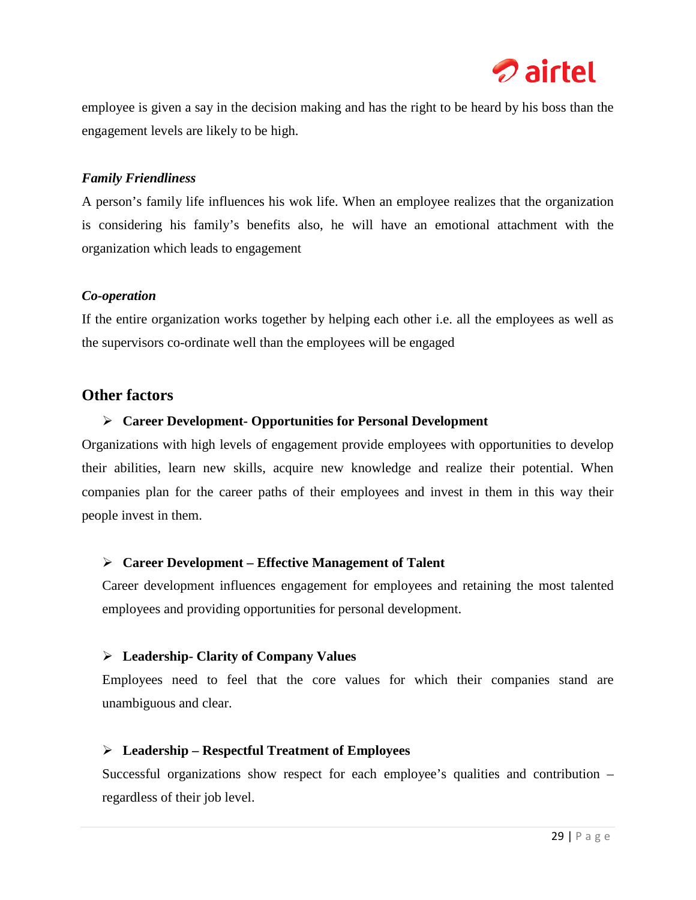employee is given a say in the decision making and has the right to be heard by his boss than the engagement levels are likely to be high.

***Family Friendliness***

A person's family life influences his wok life. When an employee realizes that the organization is considering his family's benefits also, he will have an emotional attachment with the organization which leads to engagement

***Co-operation***

If the entire organization works together by helping each other i.e. all the employees as well as the supervisors co-ordinate well than the employees will be engaged

## Other factors

- **Career Development- Opportunities for Personal Development**

Organizations with high levels of engagement provide employees with opportunities to develop their abilities, learn new skills, acquire new knowledge and realize their potential. When companies plan for the career paths of their employees and invest in them in this way their people invest in them.

- **Career Development – Effective Management of Talent**

  Career development influences engagement for employees and retaining the most talented employees and providing opportunities for personal development.

- **Leadership- Clarity of Company Values**

  Employees need to feel that the core values for which their companies stand are unambiguous and clear.

- **Leadership – Respectful Treatment of Employees**

  Successful organizations show respect for each employee's qualities and contribution – regardless of their job level.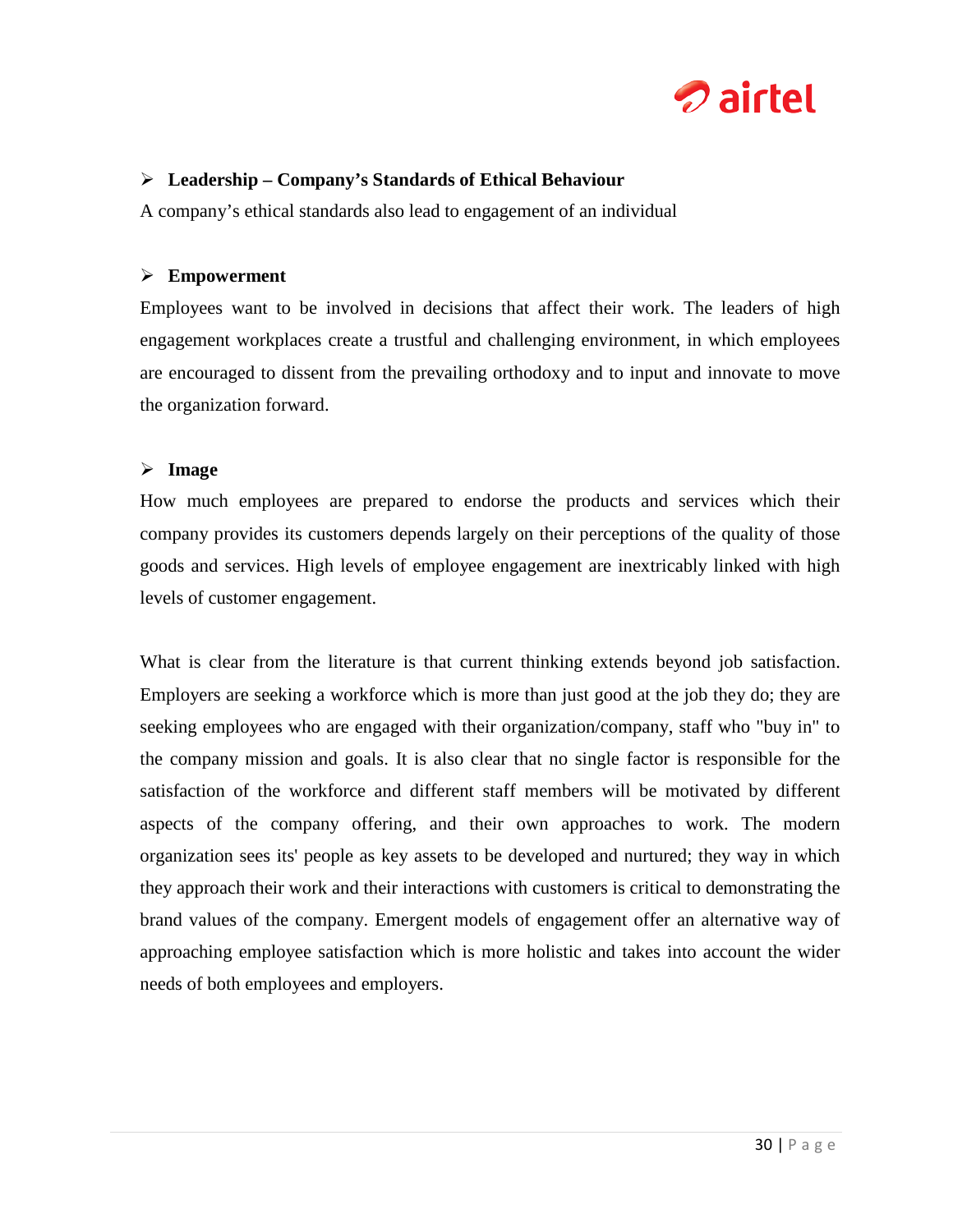- **Leadership – Company's Standards of Ethical Behaviour**

A company's ethical standards also lead to engagement of an individual

- **Empowerment**

Employees want to be involved in decisions that affect their work. The leaders of high engagement workplaces create a trustful and challenging environment, in which employees are encouraged to dissent from the prevailing orthodoxy and to input and innovate to move the organization forward.

- **Image**

How much employees are prepared to endorse the products and services which their company provides its customers depends largely on their perceptions of the quality of those goods and services. High levels of employee engagement are inextricably linked with high levels of customer engagement.

What is clear from the literature is that current thinking extends beyond job satisfaction. Employers are seeking a workforce which is more than just good at the job they do; they are seeking employees who are engaged with their organization/company, staff who "buy in" to the company mission and goals. It is also clear that no single factor is responsible for the satisfaction of the workforce and different staff members will be motivated by different aspects of the company offering, and their own approaches to work. The modern organization sees its' people as key assets to be developed and nurtured; they way in which they approach their work and their interactions with customers is critical to demonstrating the brand values of the company. Emergent models of engagement offer an alternative way of approaching employee satisfaction which is more holistic and takes into account the wider needs of both employees and employers.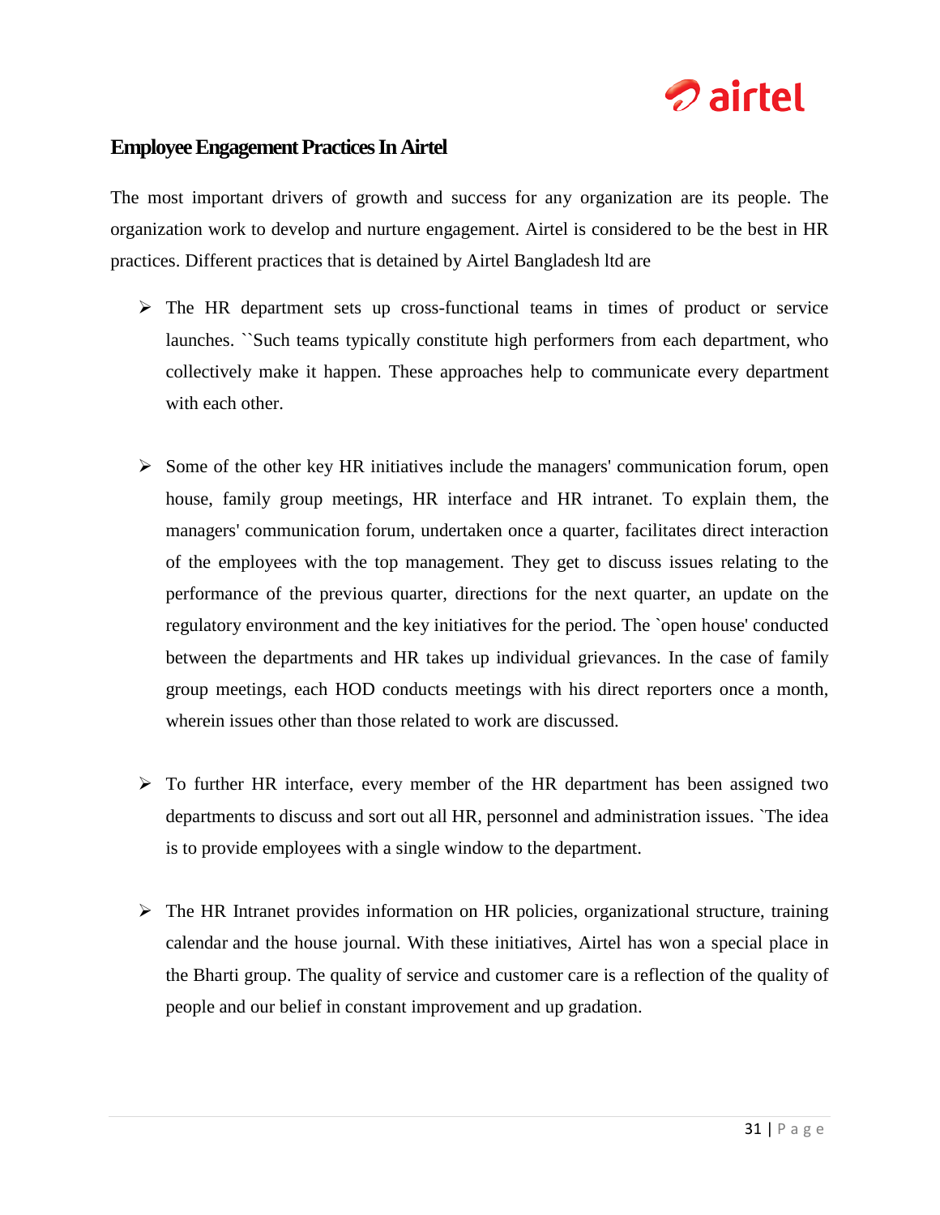## Employee Engagement Practices In Airtel

The most important drivers of growth and success for any organization are its people. The organization work to develop and nurture engagement. Airtel is considered to be the best in HR practices. Different practices that is detained by Airtel Bangladesh ltd are

- The HR department sets up cross-functional teams in times of product or service launches. ``Such teams typically constitute high performers from each department, who collectively make it happen. These approaches help to communicate every department with each other.

- Some of the other key HR initiatives include the managers' communication forum, open house, family group meetings, HR interface and HR intranet. To explain them, the managers' communication forum, undertaken once a quarter, facilitates direct interaction of the employees with the top management. They get to discuss issues relating to the performance of the previous quarter, directions for the next quarter, an update on the regulatory environment and the key initiatives for the period. The `open house' conducted between the departments and HR takes up individual grievances. In the case of family group meetings, each HOD conducts meetings with his direct reporters once a month, wherein issues other than those related to work are discussed.

- To further HR interface, every member of the HR department has been assigned two departments to discuss and sort out all HR, personnel and administration issues. `The idea is to provide employees with a single window to the department.

- The HR Intranet provides information on HR policies, organizational structure, training calendar and the house journal. With these initiatives, Airtel has won a special place in the Bharti group. The quality of service and customer care is a reflection of the quality of people and our belief in constant improvement and up gradation.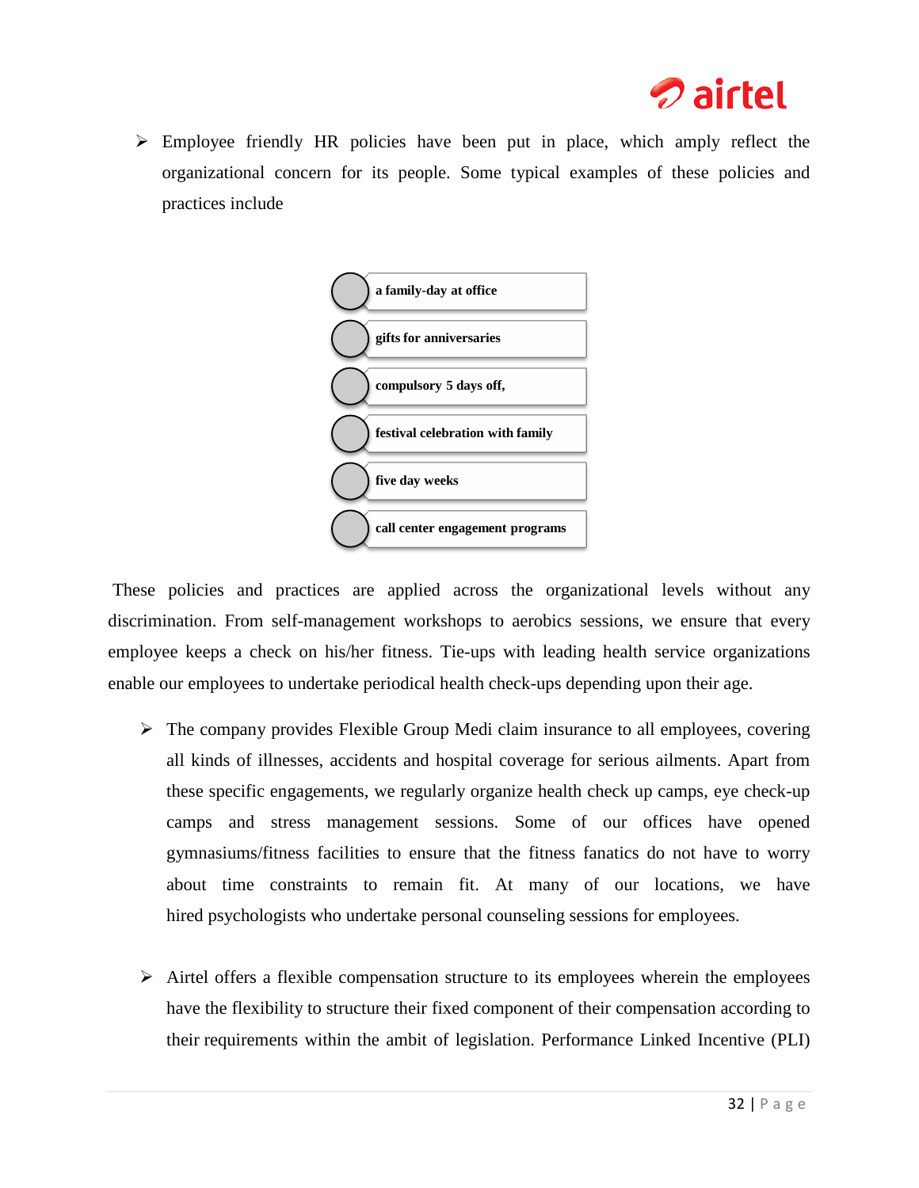- Employee friendly HR policies have been put in place, which amply reflect the organizational concern for its people. Some typical examples of these policies and practices include

  - **a family-day at office**
  - **gifts for anniversaries**
  - **compulsory 5 days off,**
  - **festival celebration with family**
  - **five day weeks**
  - **call center engagement programs**

These policies and practices are applied across the organizational levels without any discrimination. From self-management workshops to aerobics sessions, we ensure that every employee keeps a check on his/her fitness. Tie-ups with leading health service organizations enable our employees to undertake periodical health check-ups depending upon their age.

- The company provides Flexible Group Medi claim insurance to all employees, covering all kinds of illnesses, accidents and hospital coverage for serious ailments. Apart from these specific engagements, we regularly organize health check up camps, eye check-up camps and stress management sessions. Some of our offices have opened gymnasiums/fitness facilities to ensure that the fitness fanatics do not have to worry about time constraints to remain fit. At many of our locations, we have hired psychologists who undertake personal counseling sessions for employees.

- Airtel offers a flexible compensation structure to its employees wherein the employees have the flexibility to structure their fixed component of their compensation according to their requirements within the ambit of legislation. Performance Linked Incentive (PLI)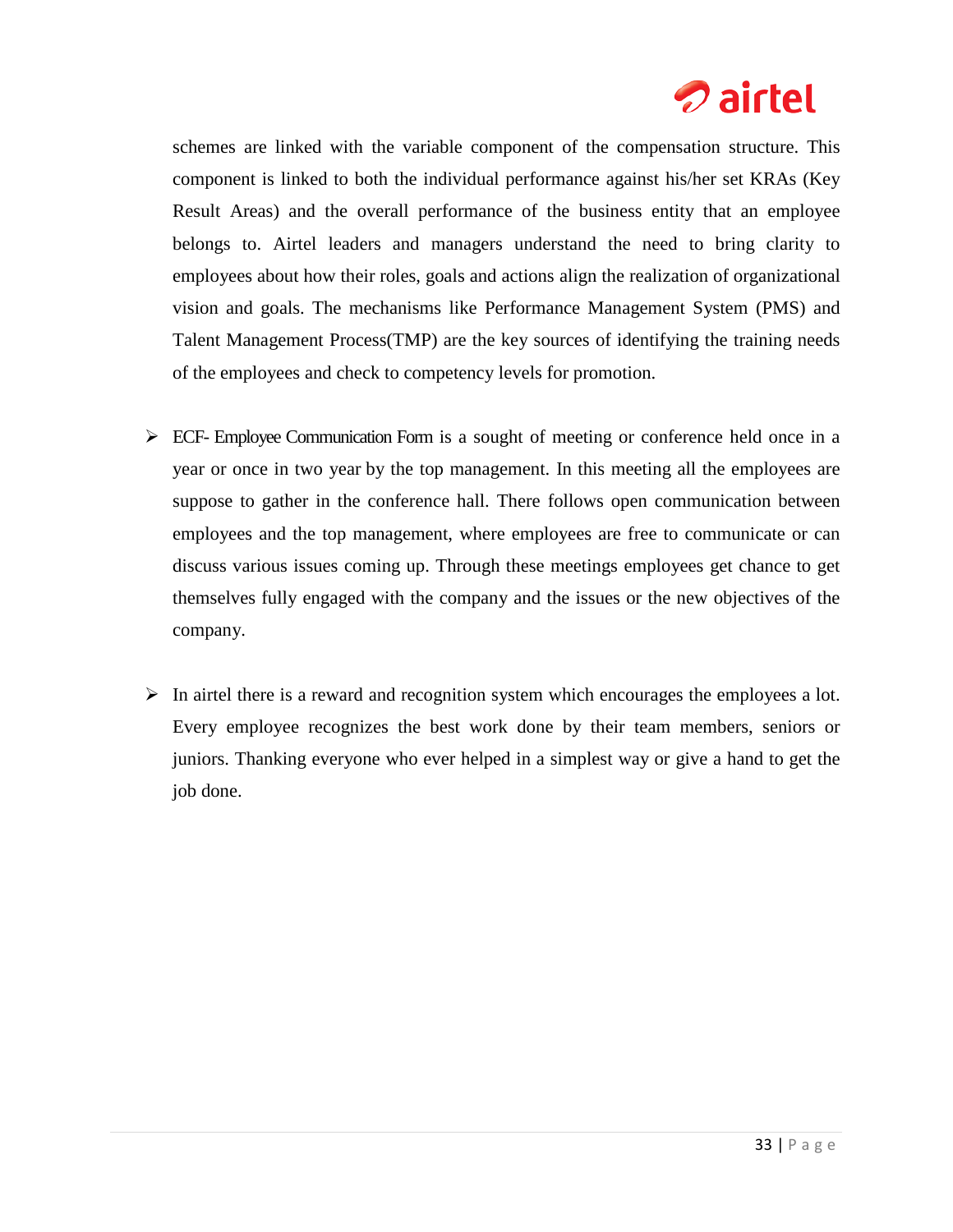schemes are linked with the variable component of the compensation structure. This component is linked to both the individual performance against his/her set KRAs (Key Result Areas) and the overall performance of the business entity that an employee belongs to. Airtel leaders and managers understand the need to bring clarity to employees about how their roles, goals and actions align the realization of organizational vision and goals. The mechanisms like Performance Management System (PMS) and Talent Management Process(TMP) are the key sources of identifying the training needs of the employees and check to competency levels for promotion.

- ECF- Employee Communication Form is a sought of meeting or conference held once in a year or once in two year by the top management. In this meeting all the employees are suppose to gather in the conference hall. There follows open communication between employees and the top management, where employees are free to communicate or can discuss various issues coming up. Through these meetings employees get chance to get themselves fully engaged with the company and the issues or the new objectives of the company.

- In airtel there is a reward and recognition system which encourages the employees a lot. Every employee recognizes the best work done by their team members, seniors or juniors. Thanking everyone who ever helped in a simplest way or give a hand to get the job done.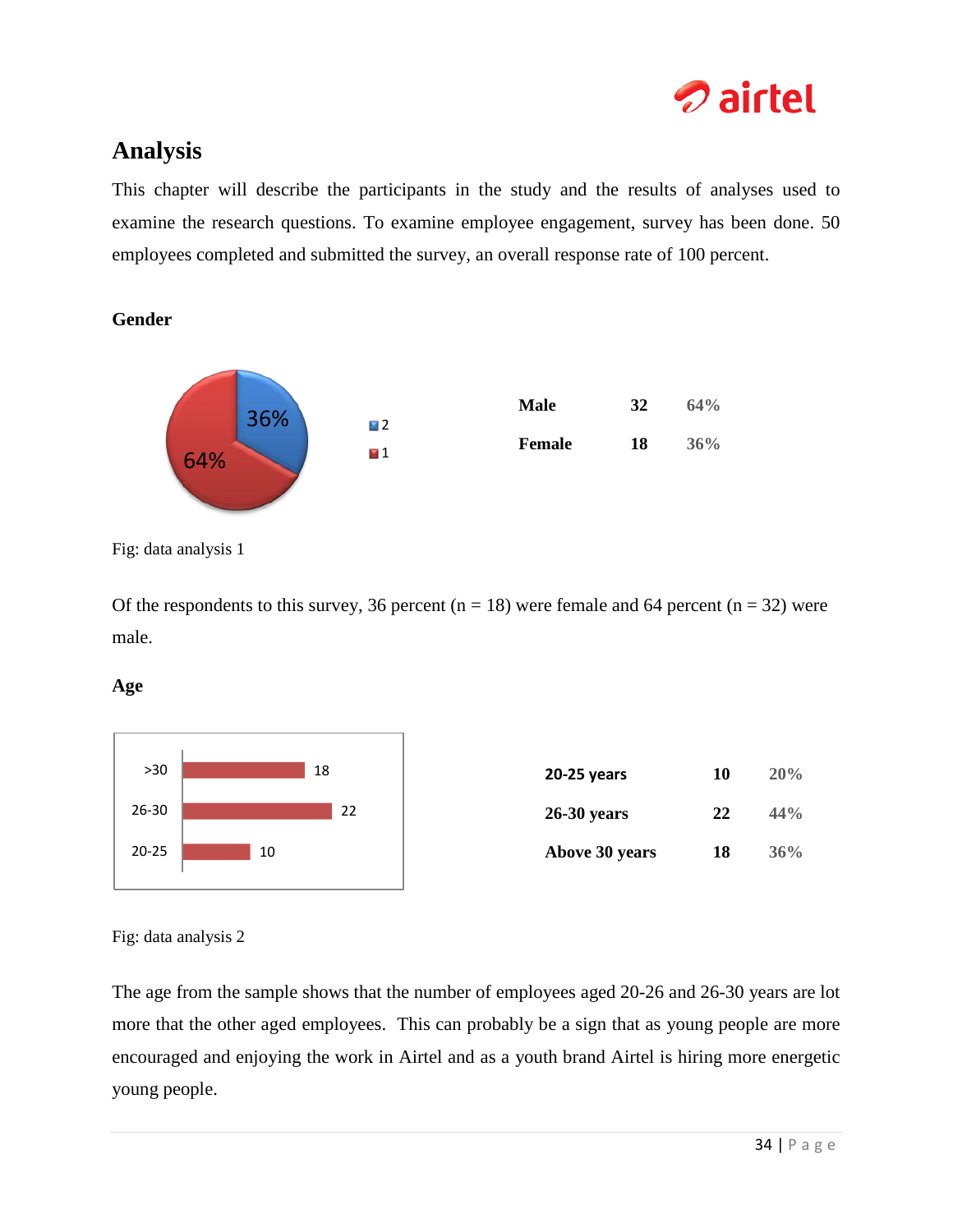## Analysis

This chapter will describe the participants in the study and the results of analyses used to examine the research questions. To examine employee engagement, survey has been done. 50 employees completed and submitted the survey, an overall response rate of 100 percent.

### Gender

| | | |
|---|---|---|
| **Male** | **32** | **64%** |
| **Female** | **18** | **36%** |

Fig: data analysis 1

Of the respondents to this survey, 36 percent (n = 18) were female and 64 percent (n = 32) were male.

### Age

| | | |
|---|---|---|
| **20-25 years** | **10** | **20%** |
| **26-30 years** | **22** | **44%** |
| **Above 30 years** | **18** | **36%** |

Fig: data analysis 2

The age from the sample shows that the number of employees aged 20-26 and 26-30 years are lot more that the other aged employees. This can probably be a sign that as young people are more encouraged and enjoying the work in Airtel and as a youth brand Airtel is hiring more energetic young people.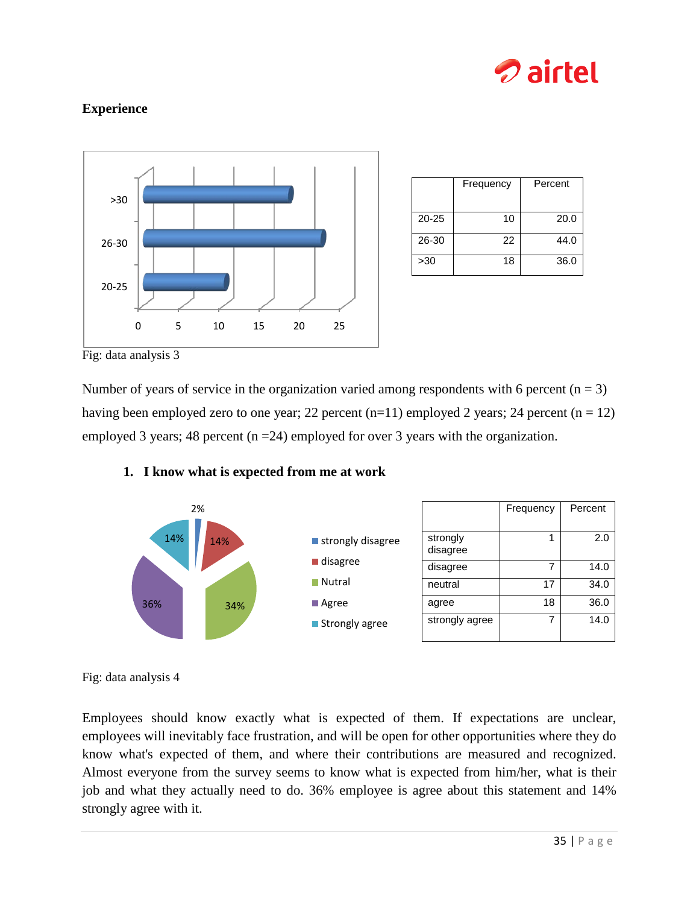## Experience

| | Frequency | Percent |
|---|---|---|
| 20-25 | 10 | 20.0 |
| 26-30 | 22 | 44.0 |
| >30 | 18 | 36.0 |

Fig: data analysis 3

Number of years of service in the organization varied among respondents with 6 percent (n = 3) having been employed zero to one year; 22 percent (n=11) employed 2 years; 24 percent (n = 12) employed 3 years; 48 percent (n =24) employed for over 3 years with the organization.

### 1. I know what is expected from me at work

| | Frequency | Percent |
|---|---|---|
| strongly disagree | 1 | 2.0 |
| disagree | 7 | 14.0 |
| neutral | 17 | 34.0 |
| agree | 18 | 36.0 |
| strongly agree | 7 | 14.0 |

Fig: data analysis 4

Employees should know exactly what is expected of them. If expectations are unclear, employees will inevitably face frustration, and will be open for other opportunities where they do know what's expected of them, and where their contributions are measured and recognized. Almost everyone from the survey seems to know what is expected from him/her, what is their job and what they actually need to do. 36% employee is agree about this statement and 14% strongly agree with it.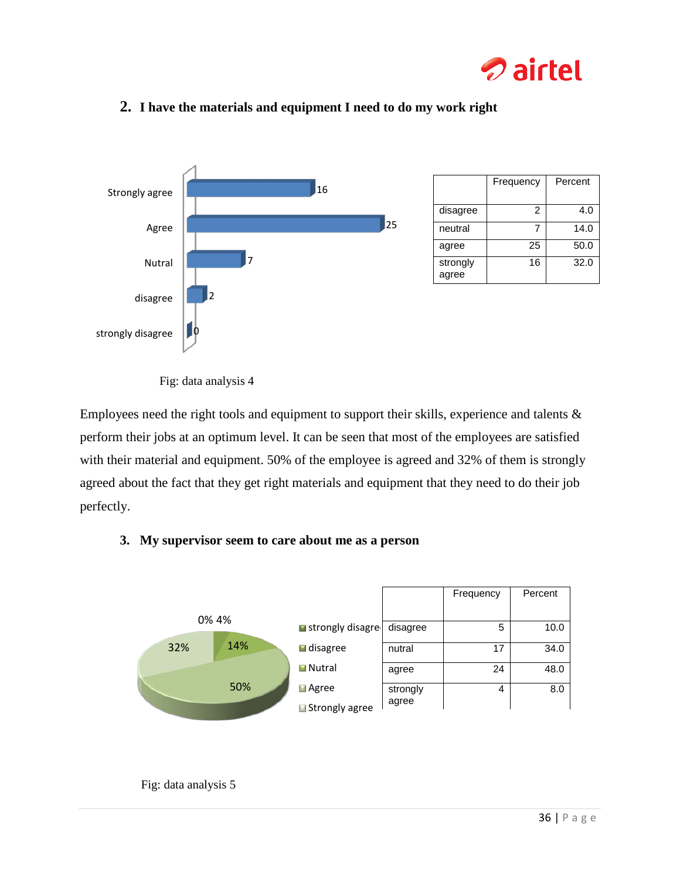## 2. I have the materials and equipment I need to do my work right

| | Frequency | Percent |
|---|---|---|
| disagree | 2 | 4.0 |
| neutral | 7 | 14.0 |
| agree | 25 | 50.0 |
| strongly agree | 16 | 32.0 |

Fig: data analysis 4

Employees need the right tools and equipment to support their skills, experience and talents & perform their jobs at an optimum level. It can be seen that most of the employees are satisfied with their material and equipment. 50% of the employee is agreed and 32% of them is strongly agreed about the fact that they get right materials and equipment that they need to do their job perfectly.

## 3. My supervisor seem to care about me as a person

| | Frequency | Percent |
|---|---|---|
| disagree | 5 | 10.0 |
| nutral | 17 | 34.0 |
| agree | 24 | 48.0 |
| strongly agree | 4 | 8.0 |

Fig: data analysis 5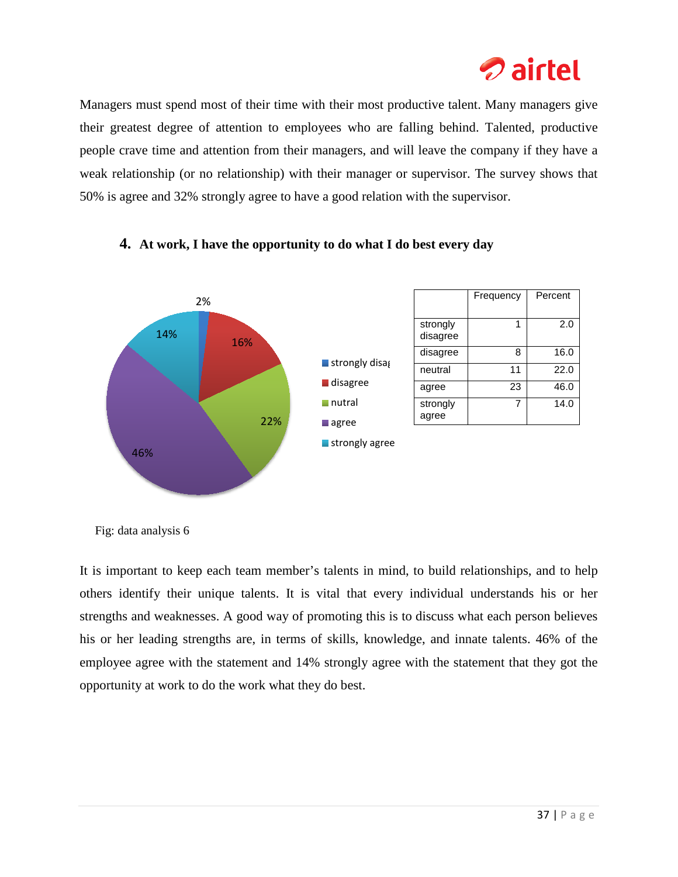Managers must spend most of their time with their most productive talent. Many managers give their greatest degree of attention to employees who are falling behind. Talented, productive people crave time and attention from their managers, and will leave the company if they have a weak relationship (or no relationship) with their manager or supervisor. The survey shows that 50% is agree and 32% strongly agree to have a good relation with the supervisor.

## 4. At work, I have the opportunity to do what I do best every day

| | Frequency | Percent |
|---|---|---|
| strongly disagree | 1 | 2.0 |
| disagree | 8 | 16.0 |
| neutral | 11 | 22.0 |
| agree | 23 | 46.0 |
| strongly agree | 7 | 14.0 |

Fig: data analysis 6

It is important to keep each team member's talents in mind, to build relationships, and to help others identify their unique talents. It is vital that every individual understands his or her strengths and weaknesses. A good way of promoting this is to discuss what each person believes his or her leading strengths are, in terms of skills, knowledge, and innate talents. 46% of the employee agree with the statement and 14% strongly agree with the statement that they got the opportunity at work to do the work what they do best.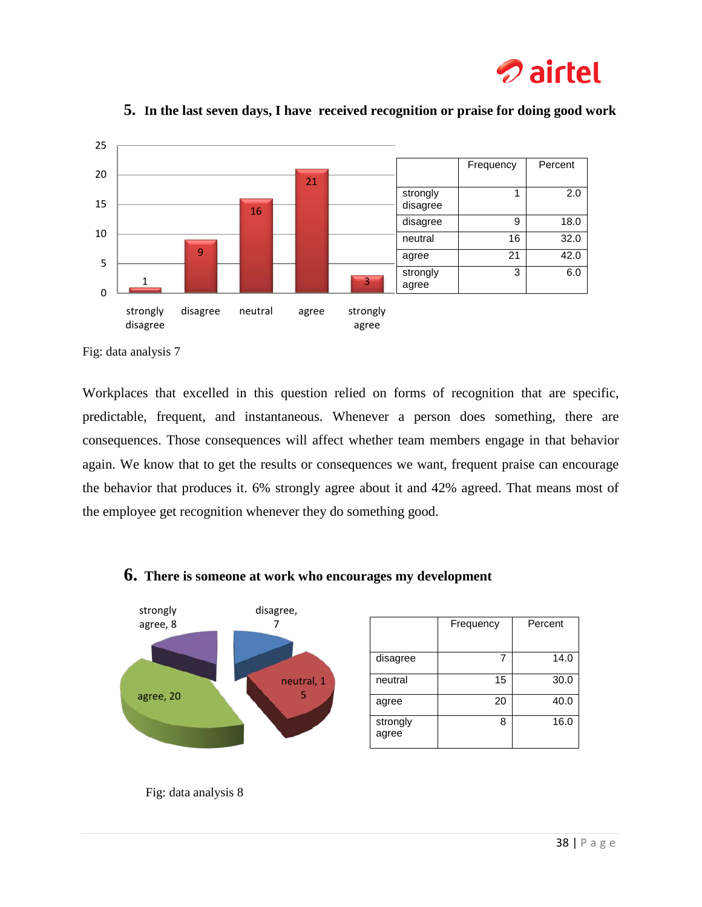## 5. In the last seven days, I have received recognition or praise for doing good work

| | Frequency | Percent |
|---|---|---|
| strongly disagree | 1 | 2.0 |
| disagree | 9 | 18.0 |
| neutral | 16 | 32.0 |
| agree | 21 | 42.0 |
| strongly agree | 3 | 6.0 |

Fig: data analysis 7

Workplaces that excelled in this question relied on forms of recognition that are specific, predictable, frequent, and instantaneous. Whenever a person does something, there are consequences. Those consequences will affect whether team members engage in that behavior again. We know that to get the results or consequences we want, frequent praise can encourage the behavior that produces it. 6% strongly agree about it and 42% agreed. That means most of the employee get recognition whenever they do something good.

## 6. There is someone at work who encourages my development

| | Frequency | Percent |
|---|---|---|
| disagree | 7 | 14.0 |
| neutral | 15 | 30.0 |
| agree | 20 | 40.0 |
| strongly agree | 8 | 16.0 |

Fig: data analysis 8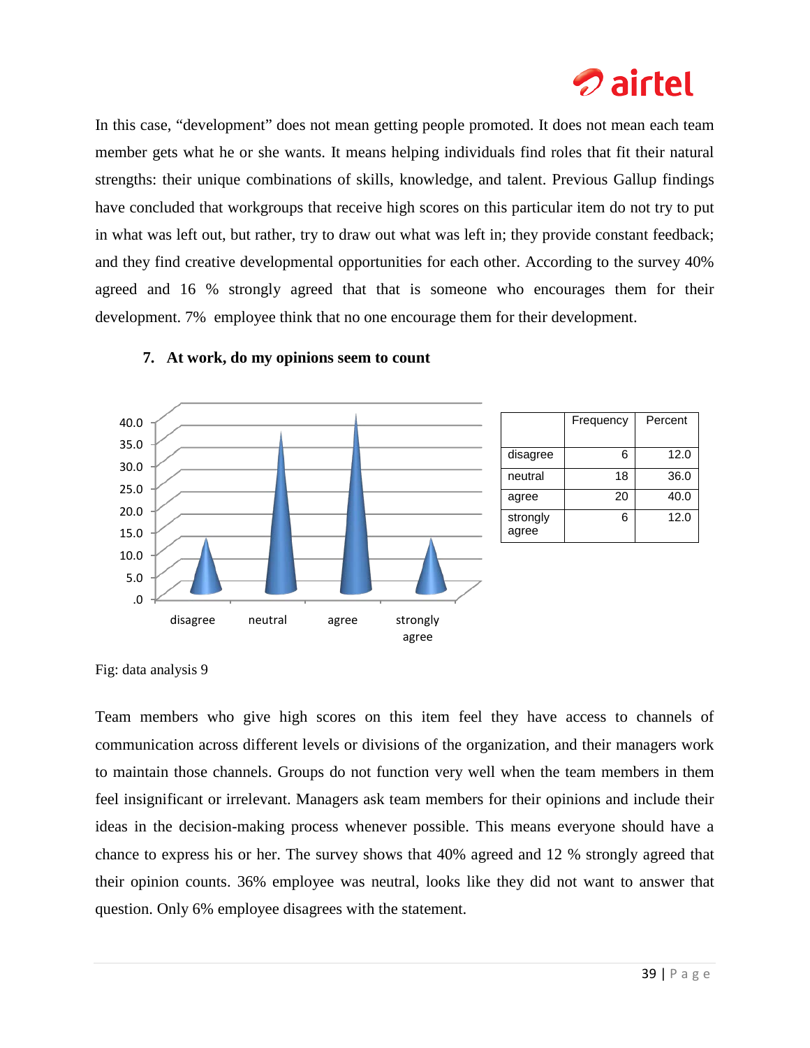In this case, "development" does not mean getting people promoted. It does not mean each team member gets what he or she wants. It means helping individuals find roles that fit their natural strengths: their unique combinations of skills, knowledge, and talent. Previous Gallup findings have concluded that workgroups that receive high scores on this particular item do not try to put in what was left out, but rather, try to draw out what was left in; they provide constant feedback; and they find creative developmental opportunities for each other. According to the survey 40% agreed and 16 % strongly agreed that that is someone who encourages them for their development. 7% employee think that no one encourage them for their development.

**7. At work, do my opinions seem to count**

| | Frequency | Percent |
|---|---|---|
| disagree | 6 | 12.0 |
| neutral | 18 | 36.0 |
| agree | 20 | 40.0 |
| strongly agree | 6 | 12.0 |

Fig: data analysis 9

Team members who give high scores on this item feel they have access to channels of communication across different levels or divisions of the organization, and their managers work to maintain those channels. Groups do not function very well when the team members in them feel insignificant or irrelevant. Managers ask team members for their opinions and include their ideas in the decision-making process whenever possible. This means everyone should have a chance to express his or her. The survey shows that 40% agreed and 12 % strongly agreed that their opinion counts. 36% employee was neutral, looks like they did not want to answer that question. Only 6% employee disagrees with the statement.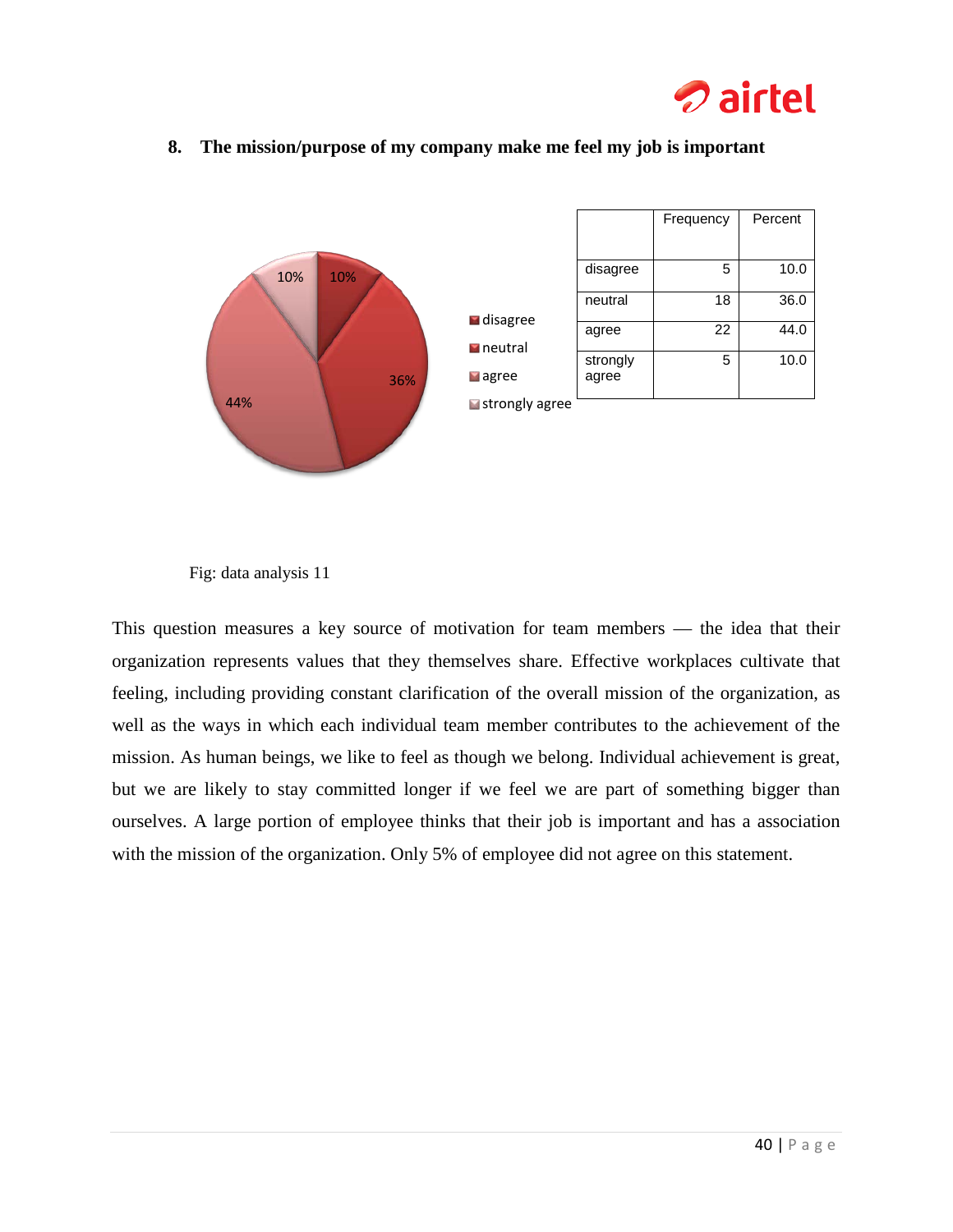### 8. The mission/purpose of my company make me feel my job is important

| | Frequency | Percent |
|---|---|---|
| disagree | 5 | 10.0 |
| neutral | 18 | 36.0 |
| agree | 22 | 44.0 |
| strongly agree | 5 | 10.0 |

Fig: data analysis 11

This question measures a key source of motivation for team members — the idea that their organization represents values that they themselves share. Effective workplaces cultivate that feeling, including providing constant clarification of the overall mission of the organization, as well as the ways in which each individual team member contributes to the achievement of the mission. As human beings, we like to feel as though we belong. Individual achievement is great, but we are likely to stay committed longer if we feel we are part of something bigger than ourselves. A large portion of employee thinks that their job is important and has a association with the mission of the organization. Only 5% of employee did not agree on this statement.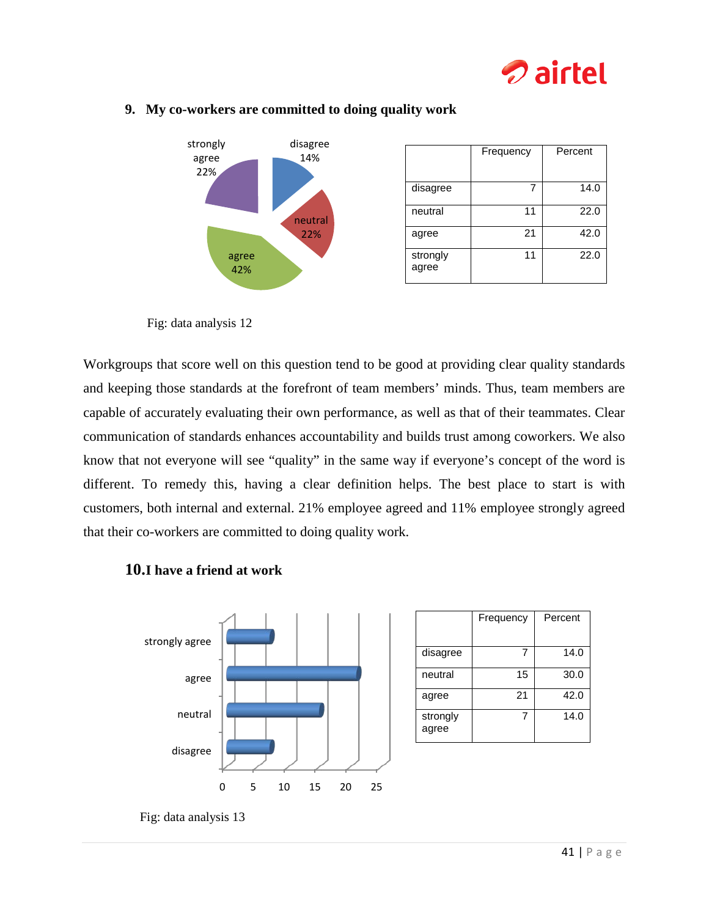## 9. My co-workers are committed to doing quality work

| | Frequency | Percent |
|---|---|---|
| disagree | 7 | 14.0 |
| neutral | 11 | 22.0 |
| agree | 21 | 42.0 |
| strongly agree | 11 | 22.0 |

Fig: data analysis 12

Workgroups that score well on this question tend to be good at providing clear quality standards and keeping those standards at the forefront of team members' minds. Thus, team members are capable of accurately evaluating their own performance, as well as that of their teammates. Clear communication of standards enhances accountability and builds trust among coworkers. We also know that not everyone will see "quality" in the same way if everyone's concept of the word is different. To remedy this, having a clear definition helps. The best place to start is with customers, both internal and external. 21% employee agreed and 11% employee strongly agreed that their co-workers are committed to doing quality work.

## 10. I have a friend at work

| | Frequency | Percent |
|---|---|---|
| disagree | 7 | 14.0 |
| neutral | 15 | 30.0 |
| agree | 21 | 42.0 |
| strongly agree | 7 | 14.0 |

Fig: data analysis 13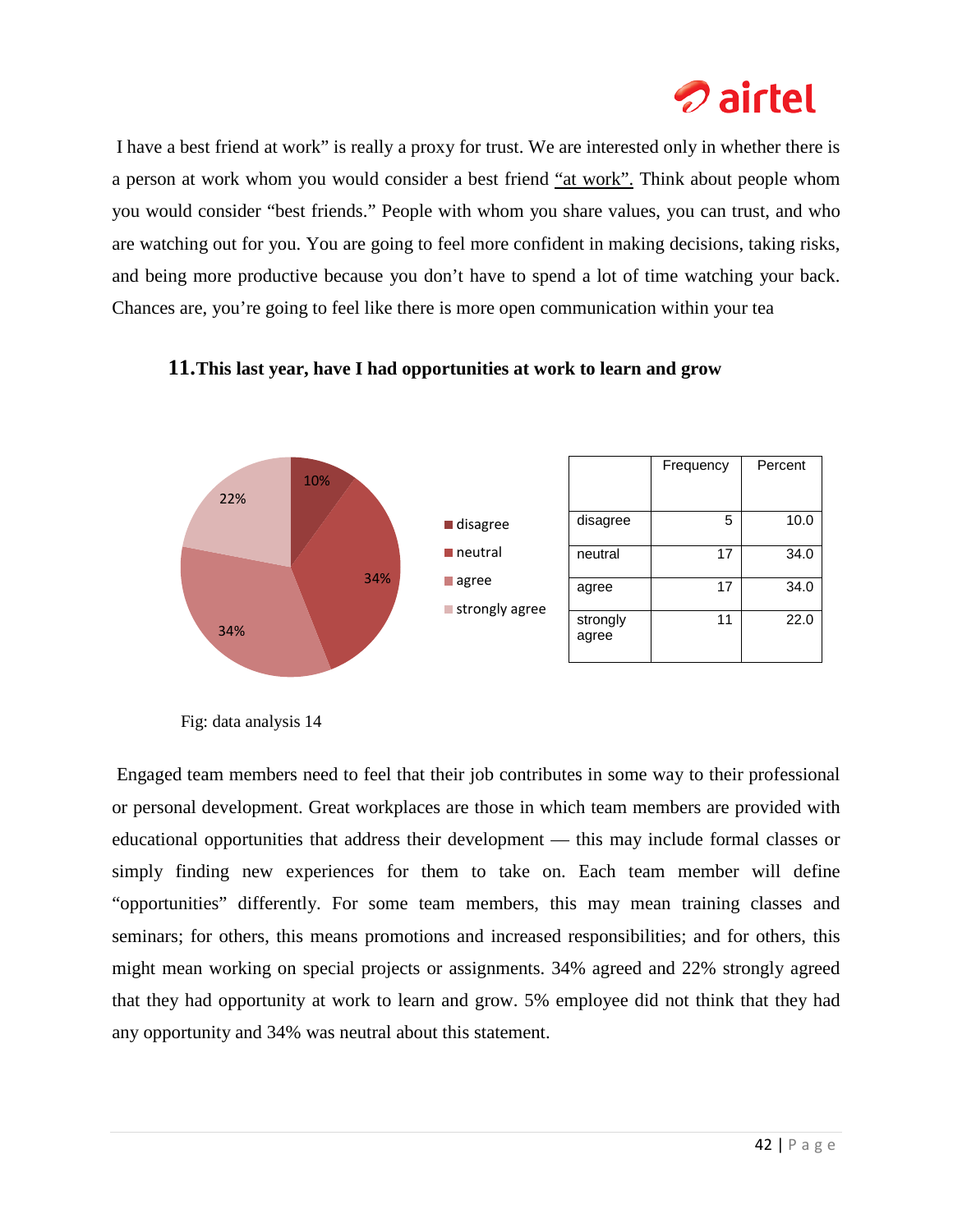I have a best friend at work" is really a proxy for trust. We are interested only in whether there is a person at work whom you would consider a best friend "at work". Think about people whom you would consider "best friends." People with whom you share values, you can trust, and who are watching out for you. You are going to feel more confident in making decisions, taking risks, and being more productive because you don't have to spend a lot of time watching your back. Chances are, you're going to feel like there is more open communication within your tea

### 11. This last year, have I had opportunities at work to learn and grow

| | Frequency | Percent |
|---|---|---|
| disagree | 5 | 10.0 |
| neutral | 17 | 34.0 |
| agree | 17 | 34.0 |
| strongly agree | 11 | 22.0 |

Fig: data analysis 14

Engaged team members need to feel that their job contributes in some way to their professional or personal development. Great workplaces are those in which team members are provided with educational opportunities that address their development — this may include formal classes or simply finding new experiences for them to take on. Each team member will define "opportunities" differently. For some team members, this may mean training classes and seminars; for others, this means promotions and increased responsibilities; and for others, this might mean working on special projects or assignments. 34% agreed and 22% strongly agreed that they had opportunity at work to learn and grow. 5% employee did not think that they had any opportunity and 34% was neutral about this statement.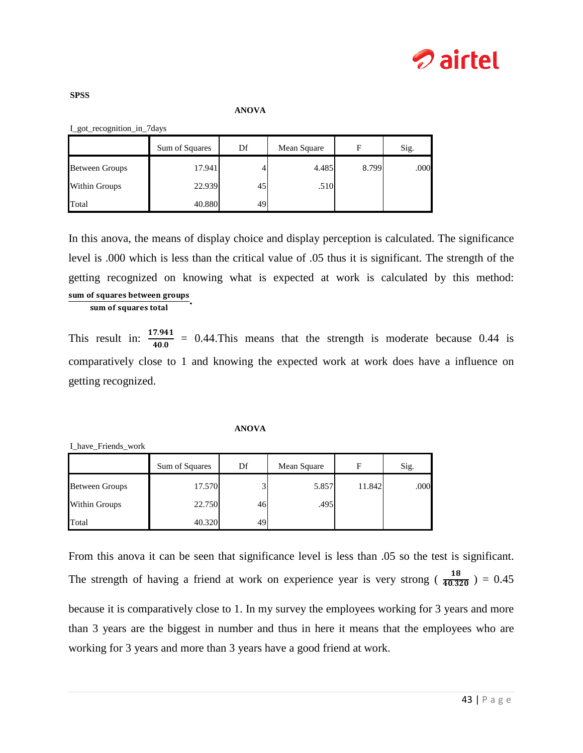**SPSS**

**ANOVA**

I_got_recognition_in_7days

| | Sum of Squares | Df | Mean Square | F | Sig. |
|---|---|---|---|---|---|
| Between Groups | 17.941 | 4 | 4.485 | 8.799 | .000 |
| Within Groups | 22.939 | 45 | .510 | | |
| Total | 40.880 | 49 | | | |

In this anova, the means of display choice and display perception is calculated. The significance level is .000 which is less than the critical value of .05 thus it is significant. The strength of the getting recognized on knowing what is expected at work is calculated by this method: $\frac{\textbf{sum of squares between groups}}{\textbf{sum of squares total}}$.

This result in: $\frac{\textbf{17.941}}{\textbf{40.0}}$ = 0.44.This means that the strength is moderate because 0.44 is comparatively close to 1 and knowing the expected work at work does have a influence on getting recognized.

**ANOVA**

I_have_Friends_work

| | Sum of Squares | Df | Mean Square | F | Sig. |
|---|---|---|---|---|---|
| Between Groups | 17.570 | 3 | 5.857 | 11.842 | .000 |
| Within Groups | 22.750 | 46 | .495 | | |
| Total | 40.320 | 49 | | | |

From this anova it can be seen that significance level is less than .05 so the test is significant. The strength of having a friend at work on experience year is very strong ( $\frac{\textbf{18}}{\textbf{40.320}}$ ) = 0.45 because it is comparatively close to 1. In my survey the employees working for 3 years and more than 3 years are the biggest in number and thus in here it means that the employees who are working for 3 years and more than 3 years have a good friend at work.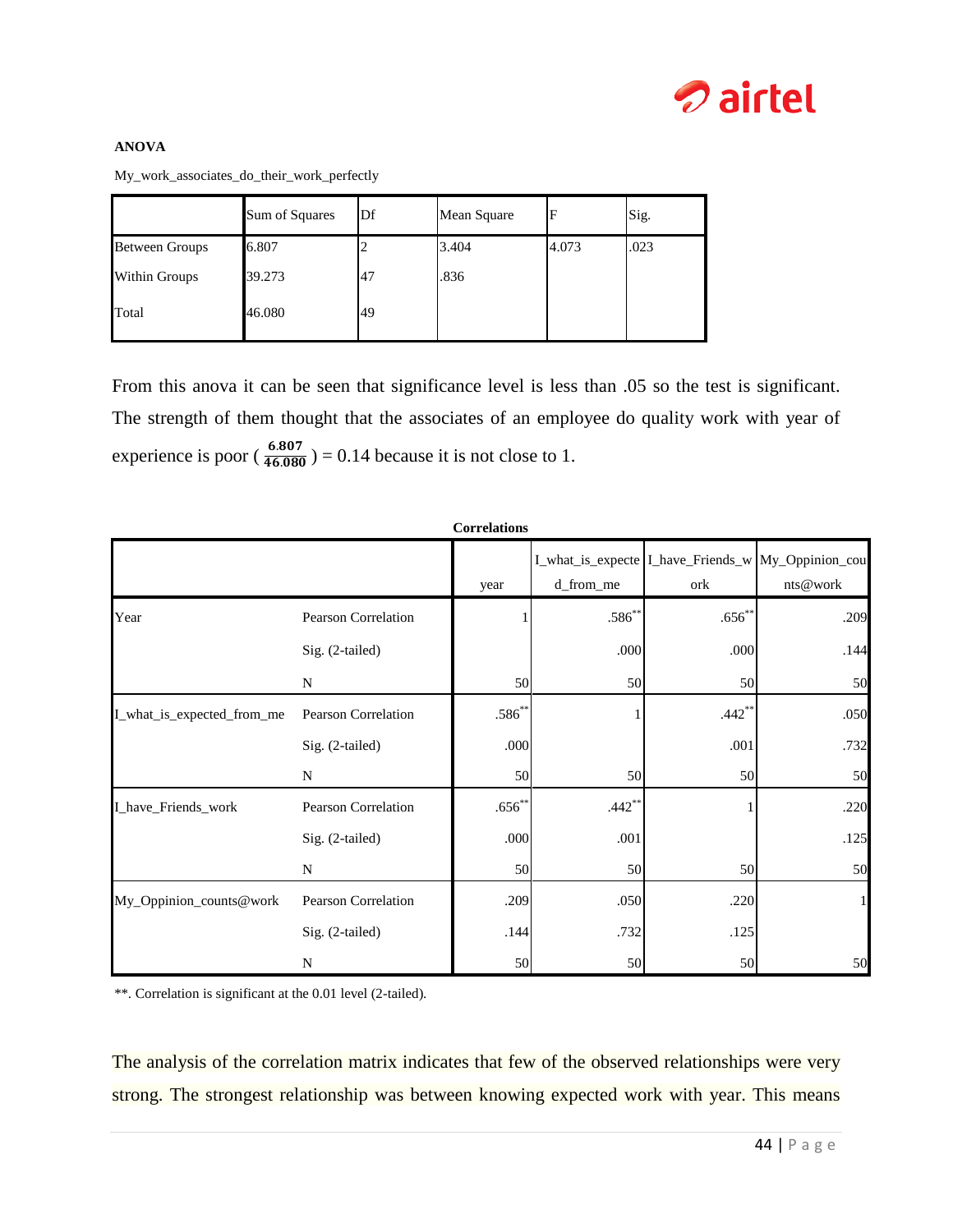**ANOVA**

My_work_associates_do_their_work_perfectly

| | Sum of Squares | Df | Mean Square | F | Sig. |
|---|---|---|---|---|---|
| Between Groups | 6.807 | 2 | 3.404 | 4.073 | .023 |
| Within Groups | 39.273 | 47 | .836 | | |
| Total | 46.080 | 49 | | | |

From this anova it can be seen that significance level is less than .05 so the test is significant. The strength of them thought that the associates of an employee do quality work with year of experience is poor ( $\frac{6.807}{46.080}$ ) = 0.14 because it is not close to 1.

**Correlations**

| | | year | I_what_is_expected_from_me | I_have_Friends_work | My_Oppinion_counts@work |
|---|---|---|---|---|---|
| Year | Pearson Correlation | 1 | .586** | .656** | .209 |
| | Sig. (2-tailed) | | .000 | .000 | .144 |
| | N | 50 | 50 | 50 | 50 |
| I_what_is_expected_from_me | Pearson Correlation | .586** | 1 | .442** | .050 |
| | Sig. (2-tailed) | .000 | | .001 | .732 |
| | N | 50 | 50 | 50 | 50 |
| I_have_Friends_work | Pearson Correlation | .656** | .442** | 1 | .220 |
| | Sig. (2-tailed) | .000 | .001 | | .125 |
| | N | 50 | 50 | 50 | 50 |
| My_Oppinion_counts@work | Pearson Correlation | .209 | .050 | .220 | 1 |
| | Sig. (2-tailed) | .144 | .732 | .125 | |
| | N | 50 | 50 | 50 | 50 |

**. Correlation is significant at the 0.01 level (2-tailed).

The analysis of the correlation matrix indicates that few of the observed relationships were very strong. The strongest relationship was between knowing expected work with year. This means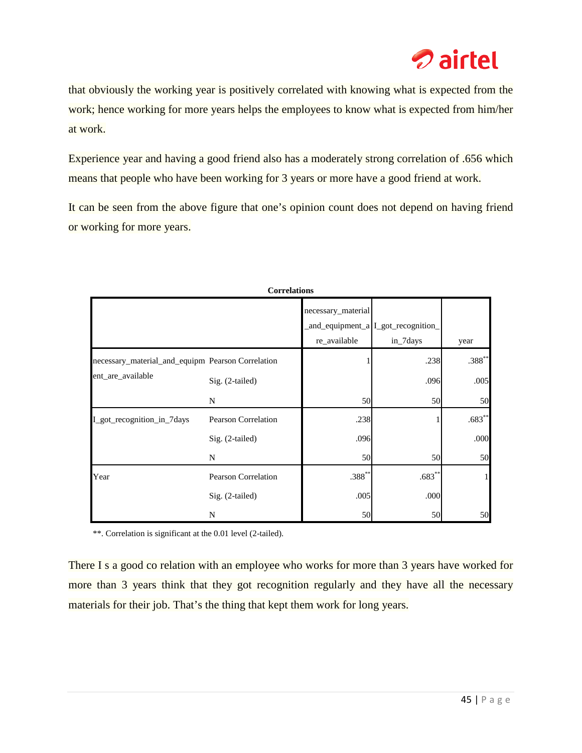that obviously the working year is positively correlated with knowing what is expected from the work; hence working for more years helps the employees to know what is expected from him/her at work.

Experience year and having a good friend also has a moderately strong correlation of .656 which means that people who have been working for 3 years or more have a good friend at work.

It can be seen from the above figure that one's opinion count does not depend on having friend or working for more years.

**Correlations**

| | | necessary_material_and_equipment_are_available | I_got_recognition_in_7days | year |
|---|---|---|---|---|
| necessary_material_and_equipment_are_available | Pearson Correlation | 1 | .238 | .388** |
| | Sig. (2-tailed) | | .096 | .005 |
| | N | 50 | 50 | 50 |
| I_got_recognition_in_7days | Pearson Correlation | .238 | 1 | .683** |
| | Sig. (2-tailed) | .096 | | .000 |
| | N | 50 | 50 | 50 |
| Year | Pearson Correlation | .388** | .683** | 1 |
| | Sig. (2-tailed) | .005 | .000 | |
| | N | 50 | 50 | 50 |

**. Correlation is significant at the 0.01 level (2-tailed).

There I s a good co relation with an employee who works for more than 3 years have worked for more than 3 years think that they got recognition regularly and they have all the necessary materials for their job. That's the thing that kept them work for long years.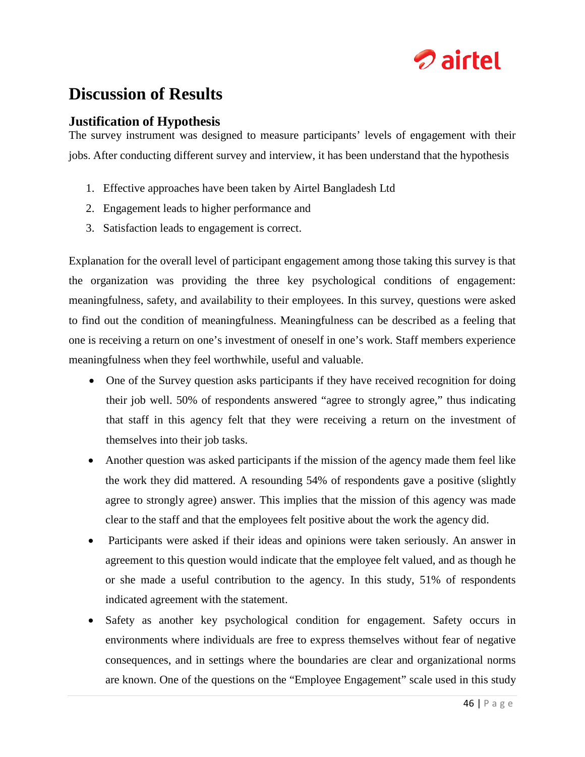# Discussion of Results

## Justification of Hypothesis

The survey instrument was designed to measure participants' levels of engagement with their jobs. After conducting different survey and interview, it has been understand that the hypothesis

1. Effective approaches have been taken by Airtel Bangladesh Ltd
2. Engagement leads to higher performance and
3. Satisfaction leads to engagement is correct.

Explanation for the overall level of participant engagement among those taking this survey is that the organization was providing the three key psychological conditions of engagement: meaningfulness, safety, and availability to their employees. In this survey, questions were asked to find out the condition of meaningfulness. Meaningfulness can be described as a feeling that one is receiving a return on one's investment of oneself in one's work. Staff members experience meaningfulness when they feel worthwhile, useful and valuable.

- One of the Survey question asks participants if they have received recognition for doing their job well. 50% of respondents answered "agree to strongly agree," thus indicating that staff in this agency felt that they were receiving a return on the investment of themselves into their job tasks.
- Another question was asked participants if the mission of the agency made them feel like the work they did mattered. A resounding 54% of respondents gave a positive (slightly agree to strongly agree) answer. This implies that the mission of this agency was made clear to the staff and that the employees felt positive about the work the agency did.
- Participants were asked if their ideas and opinions were taken seriously. An answer in agreement to this question would indicate that the employee felt valued, and as though he or she made a useful contribution to the agency. In this study, 51% of respondents indicated agreement with the statement.
- Safety as another key psychological condition for engagement. Safety occurs in environments where individuals are free to express themselves without fear of negative consequences, and in settings where the boundaries are clear and organizational norms are known. One of the questions on the "Employee Engagement" scale used in this study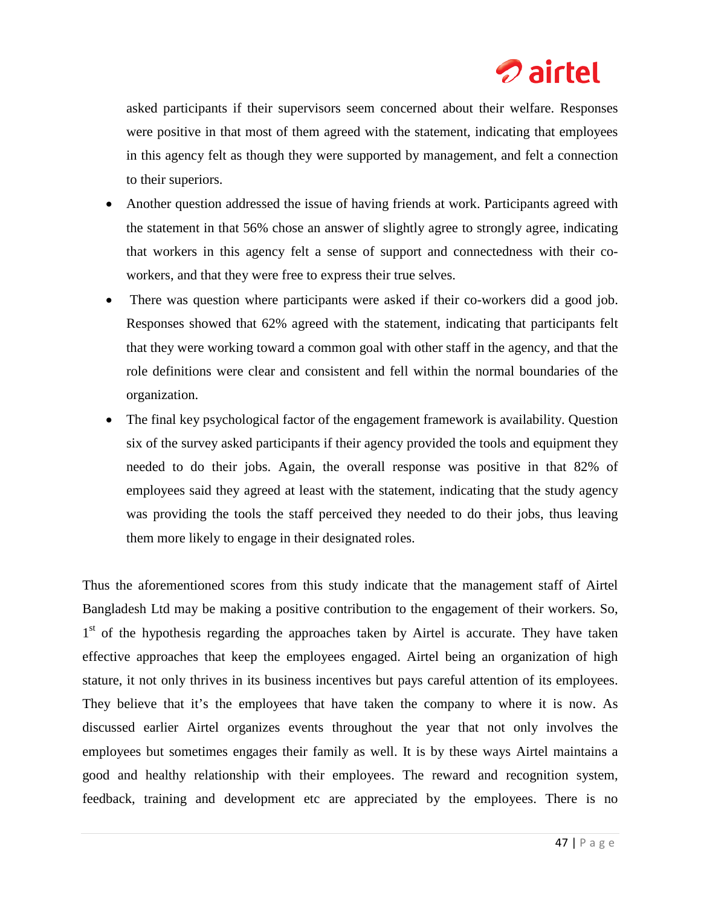asked participants if their supervisors seem concerned about their welfare. Responses were positive in that most of them agreed with the statement, indicating that employees in this agency felt as though they were supported by management, and felt a connection to their superiors.

- Another question addressed the issue of having friends at work. Participants agreed with the statement in that 56% chose an answer of slightly agree to strongly agree, indicating that workers in this agency felt a sense of support and connectedness with their co-workers, and that they were free to express their true selves.
- There was question where participants were asked if their co-workers did a good job. Responses showed that 62% agreed with the statement, indicating that participants felt that they were working toward a common goal with other staff in the agency, and that the role definitions were clear and consistent and fell within the normal boundaries of the organization.
- The final key psychological factor of the engagement framework is availability. Question six of the survey asked participants if their agency provided the tools and equipment they needed to do their jobs. Again, the overall response was positive in that 82% of employees said they agreed at least with the statement, indicating that the study agency was providing the tools the staff perceived they needed to do their jobs, thus leaving them more likely to engage in their designated roles.

Thus the aforementioned scores from this study indicate that the management staff of Airtel Bangladesh Ltd may be making a positive contribution to the engagement of their workers. So, 1st of the hypothesis regarding the approaches taken by Airtel is accurate. They have taken effective approaches that keep the employees engaged. Airtel being an organization of high stature, it not only thrives in its business incentives but pays careful attention of its employees. They believe that it's the employees that have taken the company to where it is now. As discussed earlier Airtel organizes events throughout the year that not only involves the employees but sometimes engages their family as well. It is by these ways Airtel maintains a good and healthy relationship with their employees. The reward and recognition system, feedback, training and development etc are appreciated by the employees. There is no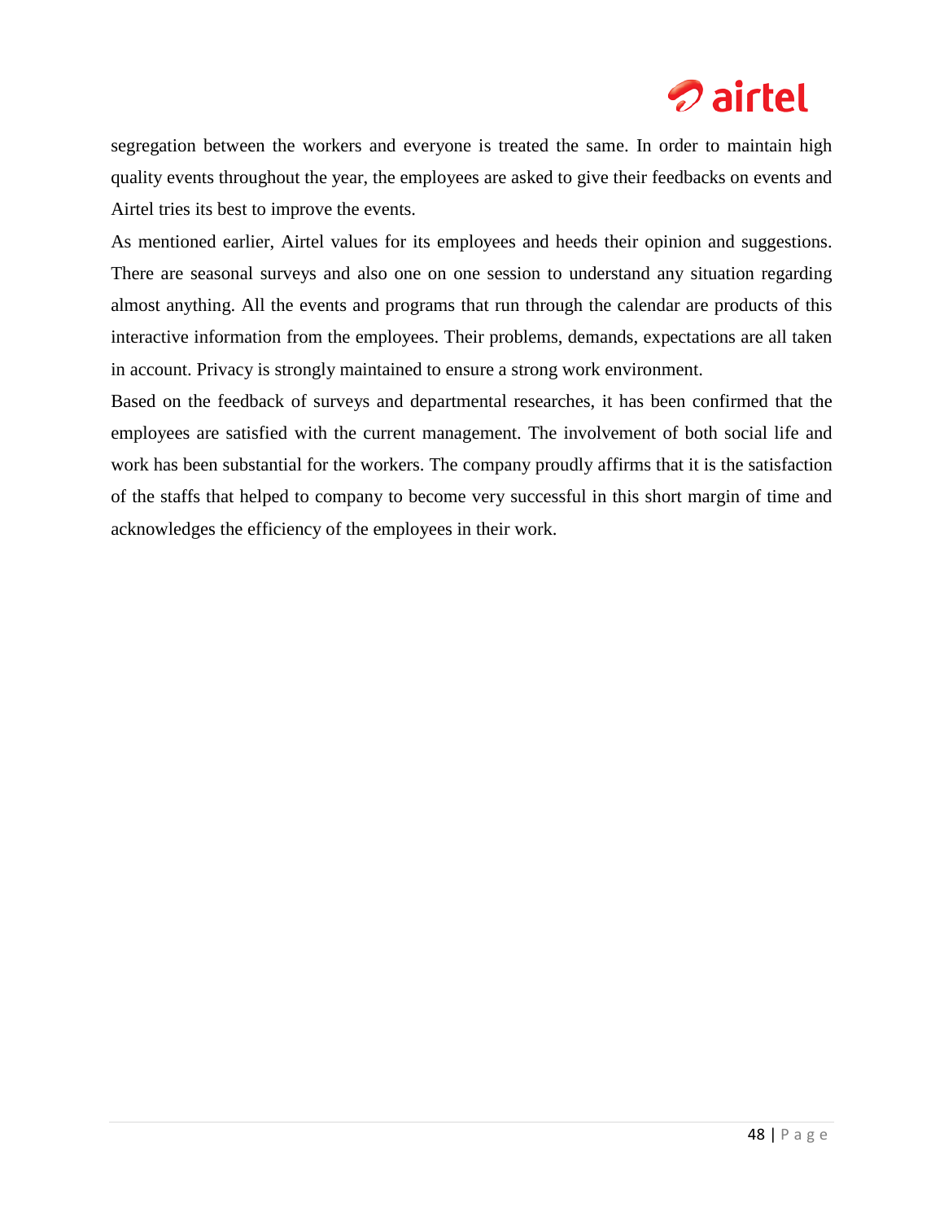segregation between the workers and everyone is treated the same. In order to maintain high quality events throughout the year, the employees are asked to give their feedbacks on events and Airtel tries its best to improve the events.

As mentioned earlier, Airtel values for its employees and heeds their opinion and suggestions. There are seasonal surveys and also one on one session to understand any situation regarding almost anything. All the events and programs that run through the calendar are products of this interactive information from the employees. Their problems, demands, expectations are all taken in account. Privacy is strongly maintained to ensure a strong work environment.

Based on the feedback of surveys and departmental researches, it has been confirmed that the employees are satisfied with the current management. The involvement of both social life and work has been substantial for the workers. The company proudly affirms that it is the satisfaction of the staffs that helped to company to become very successful in this short margin of time and acknowledges the efficiency of the employees in their work.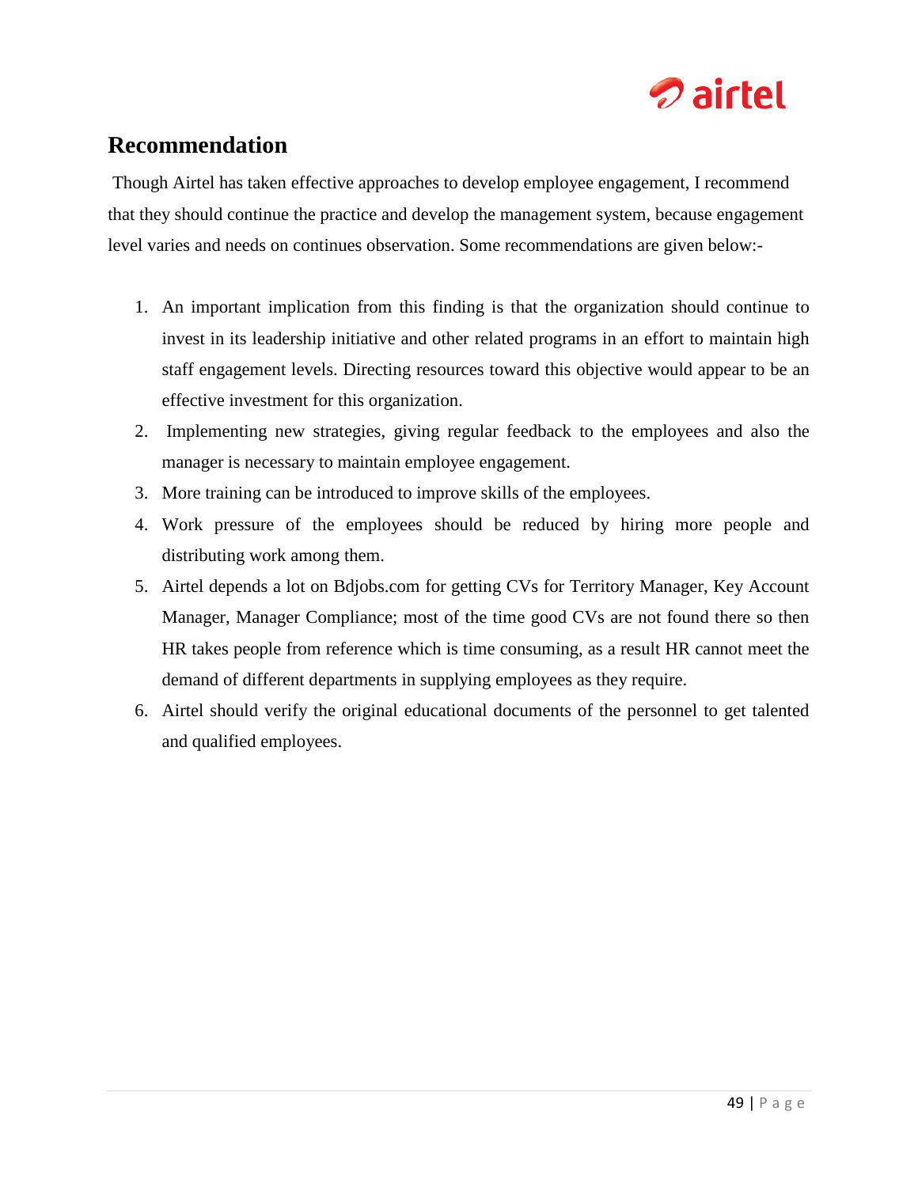## Recommendation

Though Airtel has taken effective approaches to develop employee engagement, I recommend that they should continue the practice and develop the management system, because engagement level varies and needs on continues observation. Some recommendations are given below:-

1. An important implication from this finding is that the organization should continue to invest in its leadership initiative and other related programs in an effort to maintain high staff engagement levels. Directing resources toward this objective would appear to be an effective investment for this organization.
2. Implementing new strategies, giving regular feedback to the employees and also the manager is necessary to maintain employee engagement.
3. More training can be introduced to improve skills of the employees.
4. Work pressure of the employees should be reduced by hiring more people and distributing work among them.
5. Airtel depends a lot on Bdjobs.com for getting CVs for Territory Manager, Key Account Manager, Manager Compliance; most of the time good CVs are not found there so then HR takes people from reference which is time consuming, as a result HR cannot meet the demand of different departments in supplying employees as they require.
6. Airtel should verify the original educational documents of the personnel to get talented and qualified employees.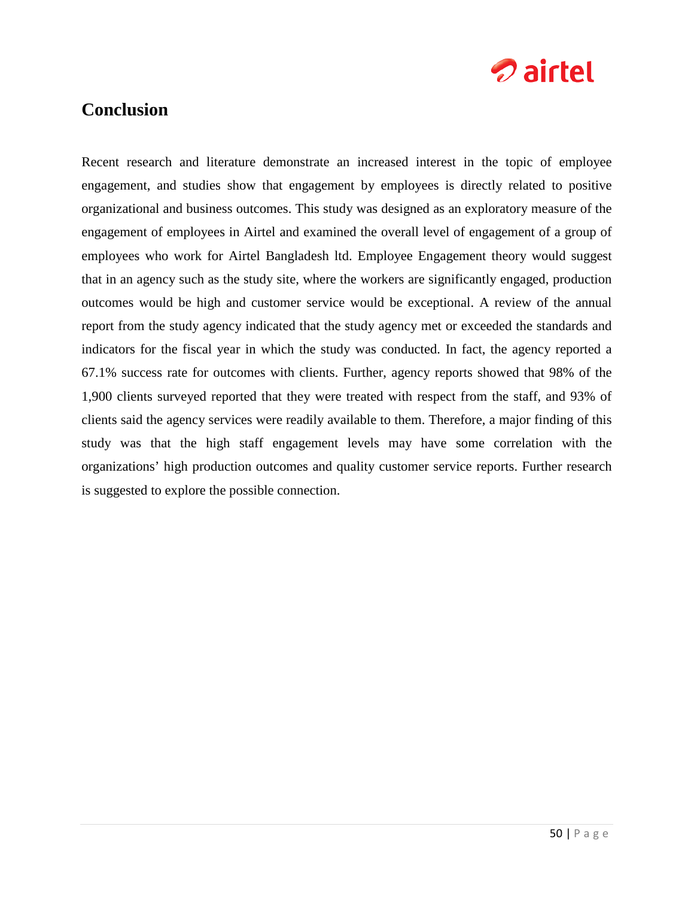## Conclusion

Recent research and literature demonstrate an increased interest in the topic of employee engagement, and studies show that engagement by employees is directly related to positive organizational and business outcomes. This study was designed as an exploratory measure of the engagement of employees in Airtel and examined the overall level of engagement of a group of employees who work for Airtel Bangladesh ltd. Employee Engagement theory would suggest that in an agency such as the study site, where the workers are significantly engaged, production outcomes would be high and customer service would be exceptional. A review of the annual report from the study agency indicated that the study agency met or exceeded the standards and indicators for the fiscal year in which the study was conducted. In fact, the agency reported a 67.1% success rate for outcomes with clients. Further, agency reports showed that 98% of the 1,900 clients surveyed reported that they were treated with respect from the staff, and 93% of clients said the agency services were readily available to them. Therefore, a major finding of this study was that the high staff engagement levels may have some correlation with the organizations' high production outcomes and quality customer service reports. Further research is suggested to explore the possible connection.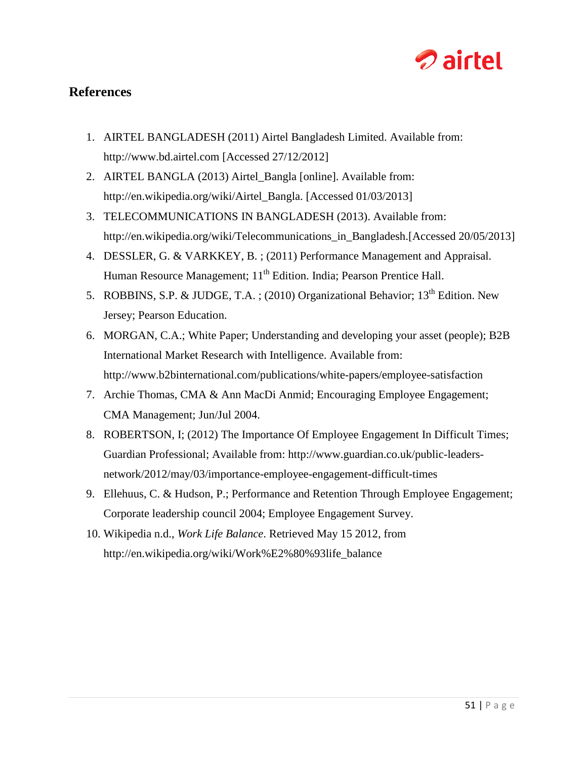## References

1. AIRTEL BANGLADESH (2011) Airtel Bangladesh Limited. Available from: http://www.bd.airtel.com [Accessed 27/12/2012]
2. AIRTEL BANGLA (2013) Airtel_Bangla [online]. Available from: http://en.wikipedia.org/wiki/Airtel_Bangla. [Accessed 01/03/2013]
3. TELECOMMUNICATIONS IN BANGLADESH (2013). Available from: http://en.wikipedia.org/wiki/Telecommunications_in_Bangladesh.[Accessed 20/05/2013]
4. DESSLER, G. & VARKKEY, B. ; (2011) Performance Management and Appraisal. Human Resource Management; 11th Edition. India; Pearson Prentice Hall.
5. ROBBINS, S.P. & JUDGE, T.A. ; (2010) Organizational Behavior; 13th Edition. New Jersey; Pearson Education.
6. MORGAN, C.A.; White Paper; Understanding and developing your asset (people); B2B International Market Research with Intelligence. Available from: http://www.b2binternational.com/publications/white-papers/employee-satisfaction
7. Archie Thomas, CMA & Ann MacDi Anmid; Encouraging Employee Engagement; CMA Management; Jun/Jul 2004.
8. ROBERTSON, I; (2012) The Importance Of Employee Engagement In Difficult Times; Guardian Professional; Available from: http://www.guardian.co.uk/public-leaders-network/2012/may/03/importance-employee-engagement-difficult-times
9. Ellehuus, C. & Hudson, P.; Performance and Retention Through Employee Engagement; Corporate leadership council 2004; Employee Engagement Survey.
10. Wikipedia n.d., *Work Life Balance*. Retrieved May 15 2012, from http://en.wikipedia.org/wiki/Work%E2%80%93life_balance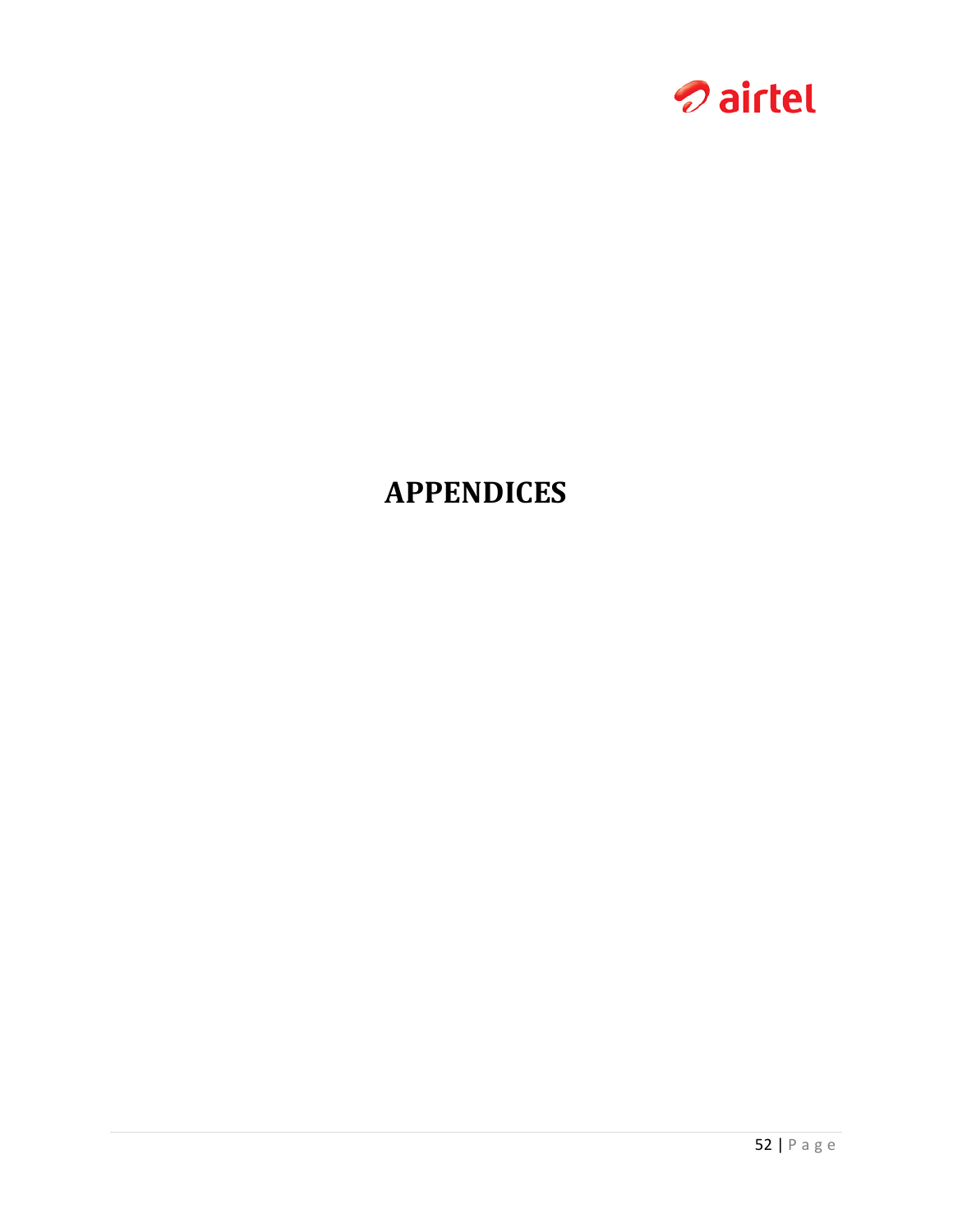# APPENDICES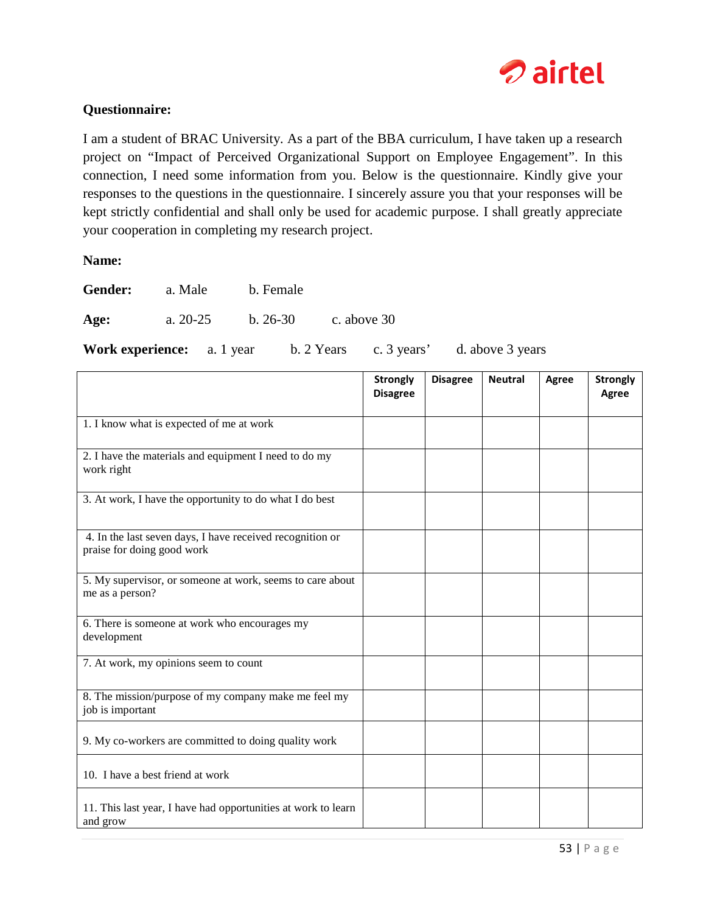**Questionnaire:**

I am a student of BRAC University. As a part of the BBA curriculum, I have taken up a research project on "Impact of Perceived Organizational Support on Employee Engagement". In this connection, I need some information from you. Below is the questionnaire. Kindly give your responses to the questions in the questionnaire. I sincerely assure you that your responses will be kept strictly confidential and shall only be used for academic purpose. I shall greatly appreciate your cooperation in completing my research project.

**Name:**

**Gender:** a. Male b. Female

**Age:** a. 20-25 b. 26-30 c. above 30

**Work experience:** a. 1 year b. 2 Years c. 3 years' d. above 3 years

| | Strongly Disagree | Disagree | Neutral | Agree | Strongly Agree |
|---|---|---|---|---|---|
| 1. I know what is expected of me at work | | | | | |
| 2. I have the materials and equipment I need to do my work right | | | | | |
| 3. At work, I have the opportunity to do what I do best | | | | | |
| 4. In the last seven days, I have received recognition or praise for doing good work | | | | | |
| 5. My supervisor, or someone at work, seems to care about me as a person? | | | | | |
| 6. There is someone at work who encourages my development | | | | | |
| 7. At work, my opinions seem to count | | | | | |
| 8. The mission/purpose of my company make me feel my job is important | | | | | |
| 9. My co-workers are committed to doing quality work | | | | | |
| 10. I have a best friend at work | | | | | |
| 11. This last year, I have had opportunities at work to learn and grow | | | | | |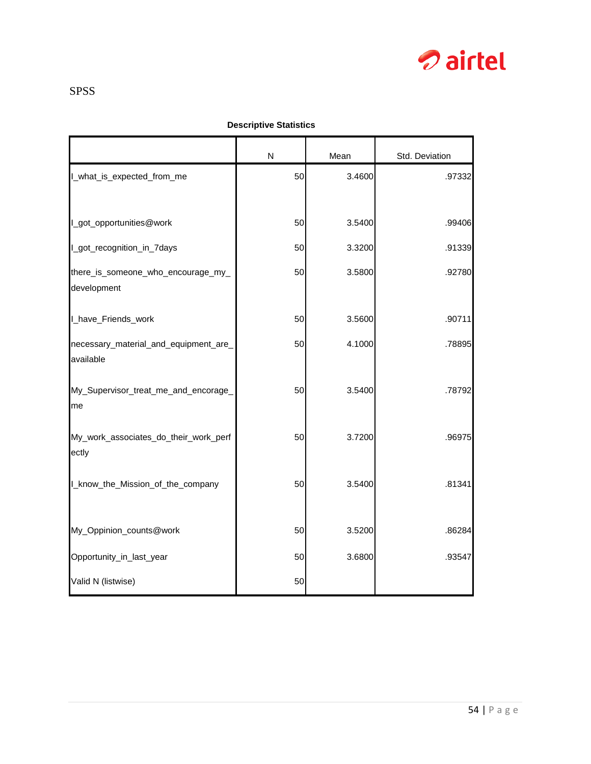SPSS

**Descriptive Statistics**

| | N | Mean | Std. Deviation |
|---|---|---|---|
| I_what_is_expected_from_me | 50 | 3.4600 | .97332 |
| I_got_opportunities@work | 50 | 3.5400 | .99406 |
| I_got_recognition_in_7days | 50 | 3.3200 | .91339 |
| there_is_someone_who_encourage_my_development | 50 | 3.5800 | .92780 |
| I_have_Friends_work | 50 | 3.5600 | .90711 |
| necessary_material_and_equipment_are_available | 50 | 4.1000 | .78895 |
| My_Supervisor_treat_me_and_encorage_me | 50 | 3.5400 | .78792 |
| My_work_associates_do_their_work_perfectly | 50 | 3.7200 | .96975 |
| I_know_the_Mission_of_the_company | 50 | 3.5400 | .81341 |
| My_Oppinion_counts@work | 50 | 3.5200 | .86284 |
| Opportunity_in_last_year | 50 | 3.6800 | .93547 |
| Valid N (listwise) | 50 | | |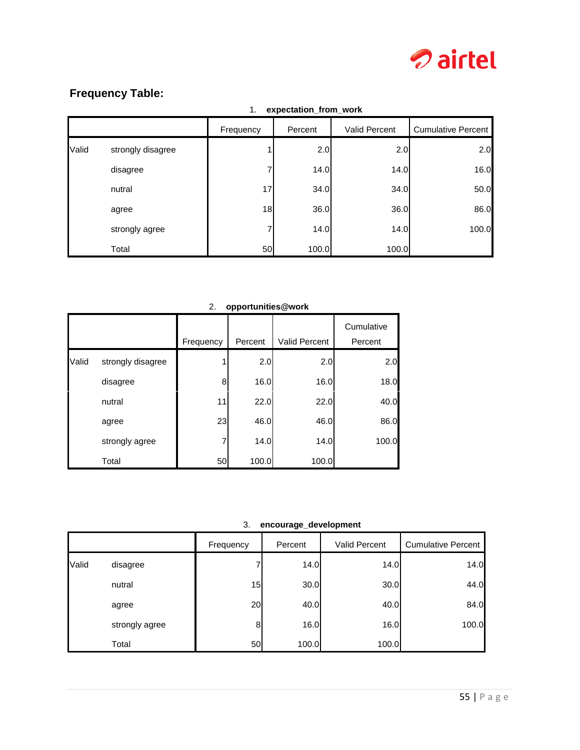## Frequency Table:

1. **expectation_from_work**

| | | Frequency | Percent | Valid Percent | Cumulative Percent |
|---|---|---|---|---|---|
| Valid | strongly disagree | 1 | 2.0 | 2.0 | 2.0 |
| | disagree | 7 | 14.0 | 14.0 | 16.0 |
| | nutral | 17 | 34.0 | 34.0 | 50.0 |
| | agree | 18 | 36.0 | 36.0 | 86.0 |
| | strongly agree | 7 | 14.0 | 14.0 | 100.0 |
| | Total | 50 | 100.0 | 100.0 | |

2. **opportunities@work**

| | | Frequency | Percent | Valid Percent | Cumulative Percent |
|---|---|---|---|---|---|
| Valid | strongly disagree | 1 | 2.0 | 2.0 | 2.0 |
| | disagree | 8 | 16.0 | 16.0 | 18.0 |
| | nutral | 11 | 22.0 | 22.0 | 40.0 |
| | agree | 23 | 46.0 | 46.0 | 86.0 |
| | strongly agree | 7 | 14.0 | 14.0 | 100.0 |
| | Total | 50 | 100.0 | 100.0 | |

3. **encourage_development**

| | | Frequency | Percent | Valid Percent | Cumulative Percent |
|---|---|---|---|---|---|
| Valid | disagree | 7 | 14.0 | 14.0 | 14.0 |
| | nutral | 15 | 30.0 | 30.0 | 44.0 |
| | agree | 20 | 40.0 | 40.0 | 84.0 |
| | strongly agree | 8 | 16.0 | 16.0 | 100.0 |
| | Total | 50 | 100.0 | 100.0 | |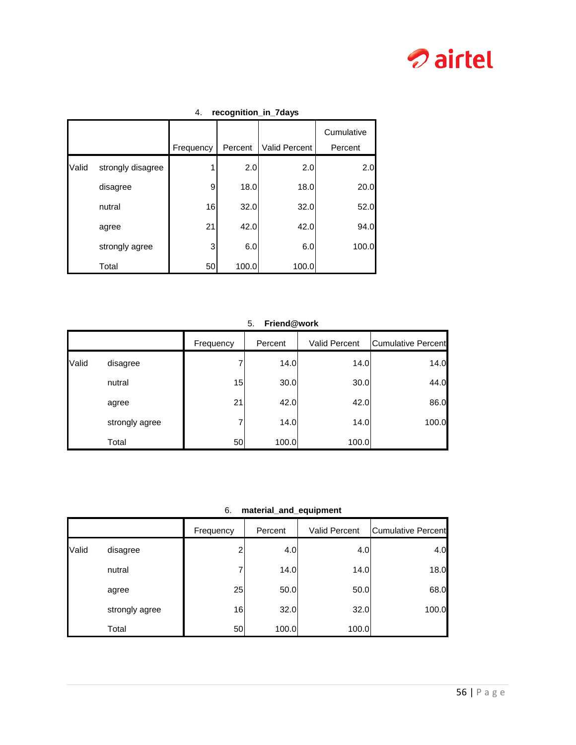4. **recognition_in_7days**

| | | Frequency | Percent | Valid Percent | Cumulative Percent |
|---|---|---|---|---|---|
| Valid | strongly disagree | 1 | 2.0 | 2.0 | 2.0 |
| | disagree | 9 | 18.0 | 18.0 | 20.0 |
| | nutral | 16 | 32.0 | 32.0 | 52.0 |
| | agree | 21 | 42.0 | 42.0 | 94.0 |
| | strongly agree | 3 | 6.0 | 6.0 | 100.0 |
| | Total | 50 | 100.0 | 100.0 | |

5. **Friend@work**

| | | Frequency | Percent | Valid Percent | Cumulative Percent |
|---|---|---|---|---|---|
| Valid | disagree | 7 | 14.0 | 14.0 | 14.0 |
| | nutral | 15 | 30.0 | 30.0 | 44.0 |
| | agree | 21 | 42.0 | 42.0 | 86.0 |
| | strongly agree | 7 | 14.0 | 14.0 | 100.0 |
| | Total | 50 | 100.0 | 100.0 | |

6. **material_and_equipment**

| | | Frequency | Percent | Valid Percent | Cumulative Percent |
|---|---|---|---|---|---|
| Valid | disagree | 2 | 4.0 | 4.0 | 4.0 |
| | nutral | 7 | 14.0 | 14.0 | 18.0 |
| | agree | 25 | 50.0 | 50.0 | 68.0 |
| | strongly agree | 16 | 32.0 | 32.0 | 100.0 |
| | Total | 50 | 100.0 | 100.0 | |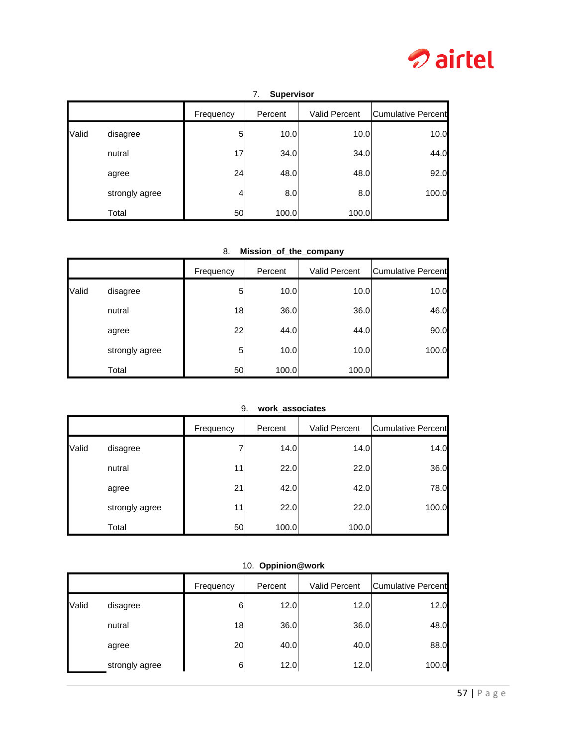7. **Supervisor**

| | | Frequency | Percent | Valid Percent | Cumulative Percent |
|---|---|---|---|---|---|
| Valid | disagree | 5 | 10.0 | 10.0 | 10.0 |
| | nutral | 17 | 34.0 | 34.0 | 44.0 |
| | agree | 24 | 48.0 | 48.0 | 92.0 |
| | strongly agree | 4 | 8.0 | 8.0 | 100.0 |
| | Total | 50 | 100.0 | 100.0 | |

8. **Mission_of_the_company**

| | | Frequency | Percent | Valid Percent | Cumulative Percent |
|---|---|---|---|---|---|
| Valid | disagree | 5 | 10.0 | 10.0 | 10.0 |
| | nutral | 18 | 36.0 | 36.0 | 46.0 |
| | agree | 22 | 44.0 | 44.0 | 90.0 |
| | strongly agree | 5 | 10.0 | 10.0 | 100.0 |
| | Total | 50 | 100.0 | 100.0 | |

9. **work_associates**

| | | Frequency | Percent | Valid Percent | Cumulative Percent |
|---|---|---|---|---|---|
| Valid | disagree | 7 | 14.0 | 14.0 | 14.0 |
| | nutral | 11 | 22.0 | 22.0 | 36.0 |
| | agree | 21 | 42.0 | 42.0 | 78.0 |
| | strongly agree | 11 | 22.0 | 22.0 | 100.0 |
| | Total | 50 | 100.0 | 100.0 | |

10. **Oppinion@work**

| | | Frequency | Percent | Valid Percent | Cumulative Percent |
|---|---|---|---|---|---|
| Valid | disagree | 6 | 12.0 | 12.0 | 12.0 |
| | nutral | 18 | 36.0 | 36.0 | 48.0 |
| | agree | 20 | 40.0 | 40.0 | 88.0 |
| | strongly agree | 6 | 12.0 | 12.0 | 100.0 |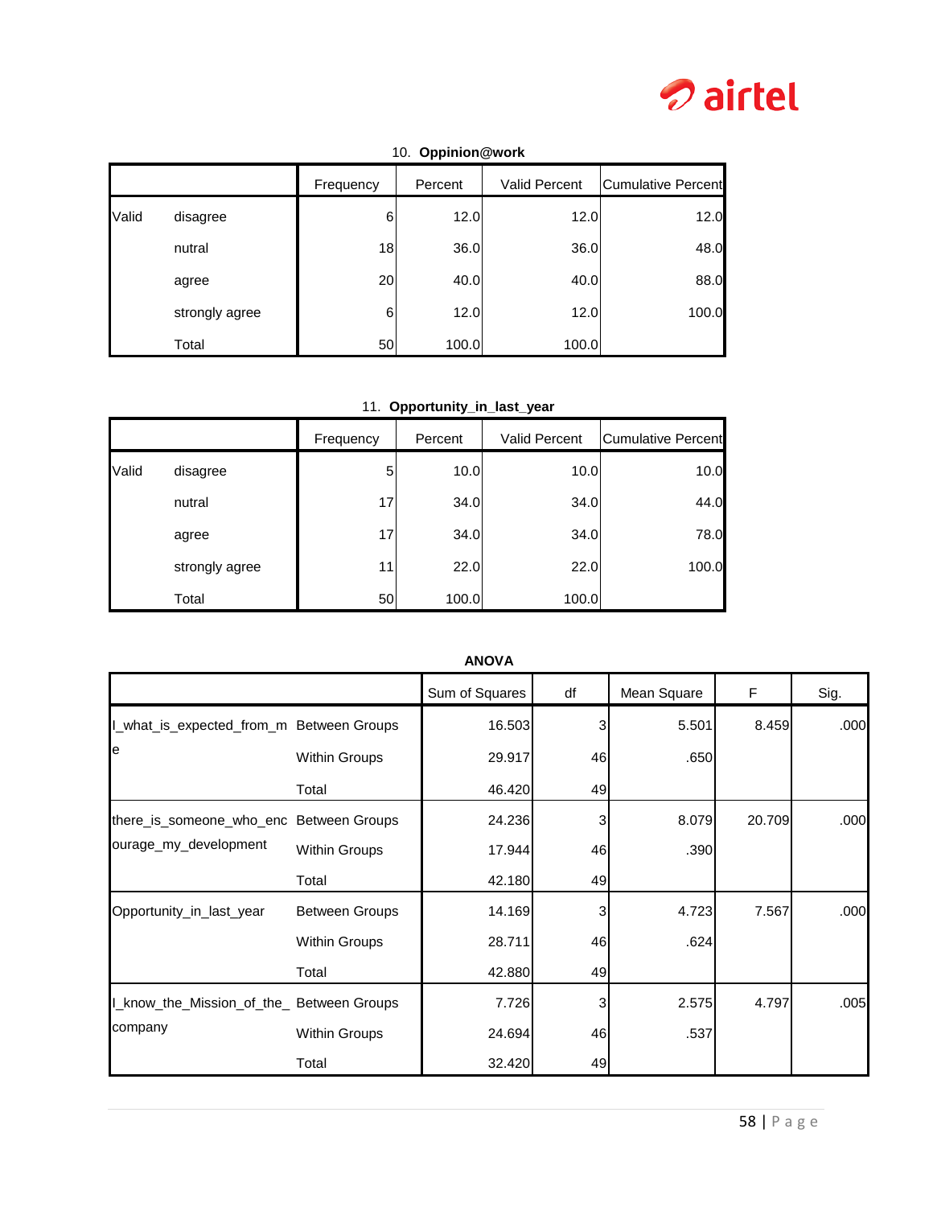10. **Oppinion@work**

| | | Frequency | Percent | Valid Percent | Cumulative Percent |
|---|---|---|---|---|---|
| Valid | disagree | 6 | 12.0 | 12.0 | 12.0 |
| | nutral | 18 | 36.0 | 36.0 | 48.0 |
| | agree | 20 | 40.0 | 40.0 | 88.0 |
| | strongly agree | 6 | 12.0 | 12.0 | 100.0 |
| | Total | 50 | 100.0 | 100.0 | |

11. **Opportunity_in_last_year**

| | | Frequency | Percent | Valid Percent | Cumulative Percent |
|---|---|---|---|---|---|
| Valid | disagree | 5 | 10.0 | 10.0 | 10.0 |
| | nutral | 17 | 34.0 | 34.0 | 44.0 |
| | agree | 17 | 34.0 | 34.0 | 78.0 |
| | strongly agree | 11 | 22.0 | 22.0 | 100.0 |
| | Total | 50 | 100.0 | 100.0 | |

**ANOVA**

| | | Sum of Squares | df | Mean Square | F | Sig. |
|---|---|---|---|---|---|---|
| I_what_is_expected_from_me | Between Groups | 16.503 | 3 | 5.501 | 8.459 | .000 |
| | Within Groups | 29.917 | 46 | .650 | | |
| | Total | 46.420 | 49 | | | |
| there_is_someone_who_encourage_my_development | Between Groups | 24.236 | 3 | 8.079 | 20.709 | .000 |
| | Within Groups | 17.944 | 46 | .390 | | |
| | Total | 42.180 | 49 | | | |
| Opportunity_in_last_year | Between Groups | 14.169 | 3 | 4.723 | 7.567 | .000 |
| | Within Groups | 28.711 | 46 | .624 | | |
| | Total | 42.880 | 49 | | | |
| I_know_the_Mission_of_the_company | Between Groups | 7.726 | 3 | 2.575 | 4.797 | .005 |
| | Within Groups | 24.694 | 46 | .537 | | |
| | Total | 32.420 | 49 | | | |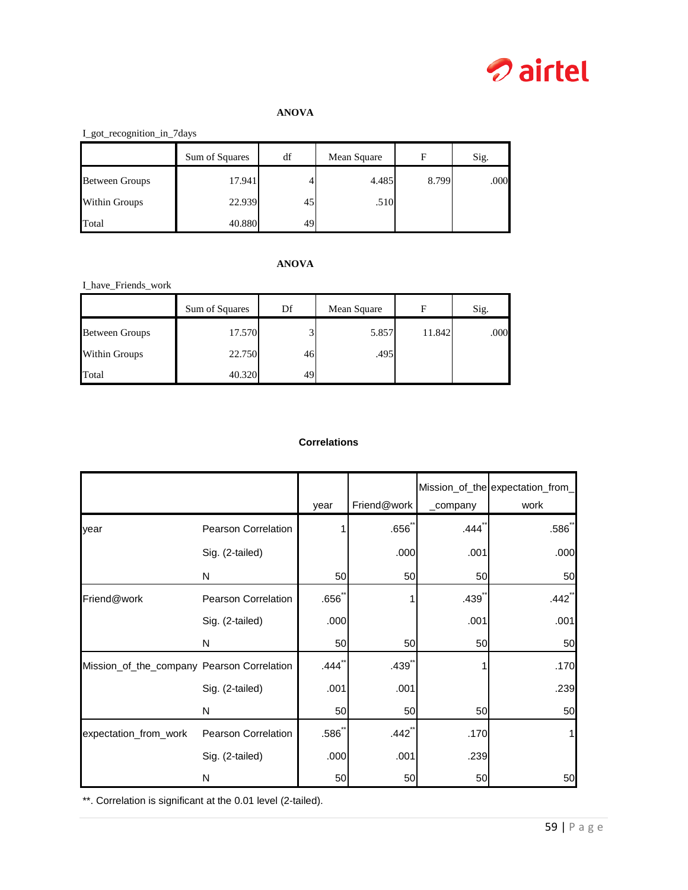**ANOVA**

I_got_recognition_in_7days

| | Sum of Squares | df | Mean Square | F | Sig. |
|---|---|---|---|---|---|
| Between Groups | 17.941 | 4 | 4.485 | 8.799 | .000 |
| Within Groups | 22.939 | 45 | .510 | | |
| Total | 40.880 | 49 | | | |

**ANOVA**

I_have_Friends_work

| | Sum of Squares | Df | Mean Square | F | Sig. |
|---|---|---|---|---|---|
| Between Groups | 17.570 | 3 | 5.857 | 11.842 | .000 |
| Within Groups | 22.750 | 46 | .495 | | |
| Total | 40.320 | 49 | | | |

**Correlations**

| | | year | Friend@work | Mission_of_the_company | expectation_from_work |
|---|---|---|---|---|---|
| year | Pearson Correlation | 1 | .656** | .444** | .586** |
| | Sig. (2-tailed) | | .000 | .001 | .000 |
| | N | 50 | 50 | 50 | 50 |
| Friend@work | Pearson Correlation | .656** | 1 | .439** | .442** |
| | Sig. (2-tailed) | .000 | | .001 | .001 |
| | N | 50 | 50 | 50 | 50 |
| Mission_of_the_company | Pearson Correlation | .444** | .439** | 1 | .170 |
| | Sig. (2-tailed) | .001 | .001 | | .239 |
| | N | 50 | 50 | 50 | 50 |
| expectation_from_work | Pearson Correlation | .586** | .442** | .170 | 1 |
| | Sig. (2-tailed) | .000 | .001 | .239 | |
| | N | 50 | 50 | 50 | 50 |

**. Correlation is significant at the 0.01 level (2-tailed).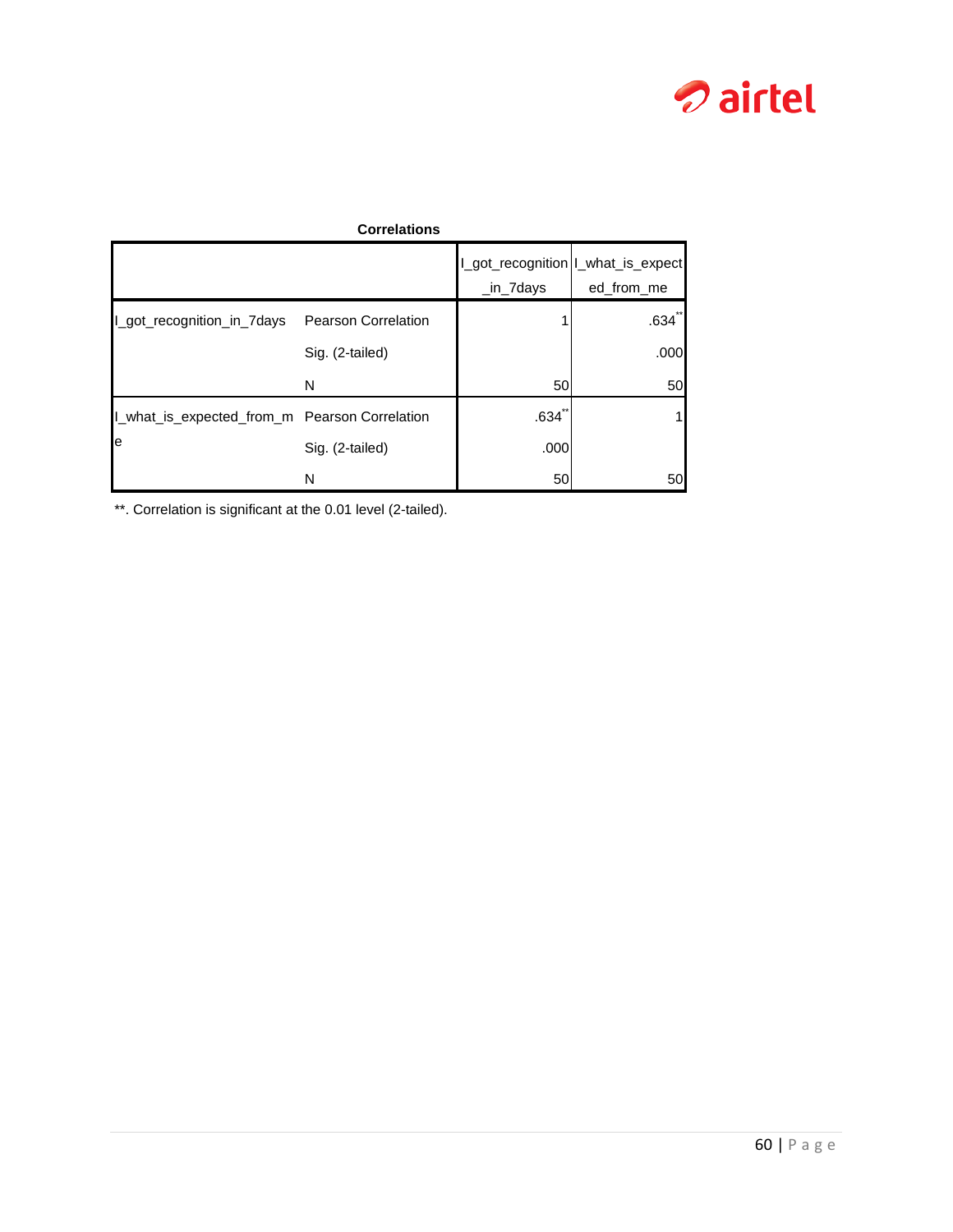**Correlations**

| | | I_got_recognition_in_7days | I_what_is_expected_from_me |
|---|---|---|---|
| I_got_recognition_in_7days | Pearson Correlation | 1 | .634** |
| | Sig. (2-tailed) | | .000 |
| | N | 50 | 50 |
| I_what_is_expected_from_me | Pearson Correlation | .634** | 1 |
| | Sig. (2-tailed) | .000 | |
| | N | 50 | 50 |

**. Correlation is significant at the 0.01 level (2-tailed).